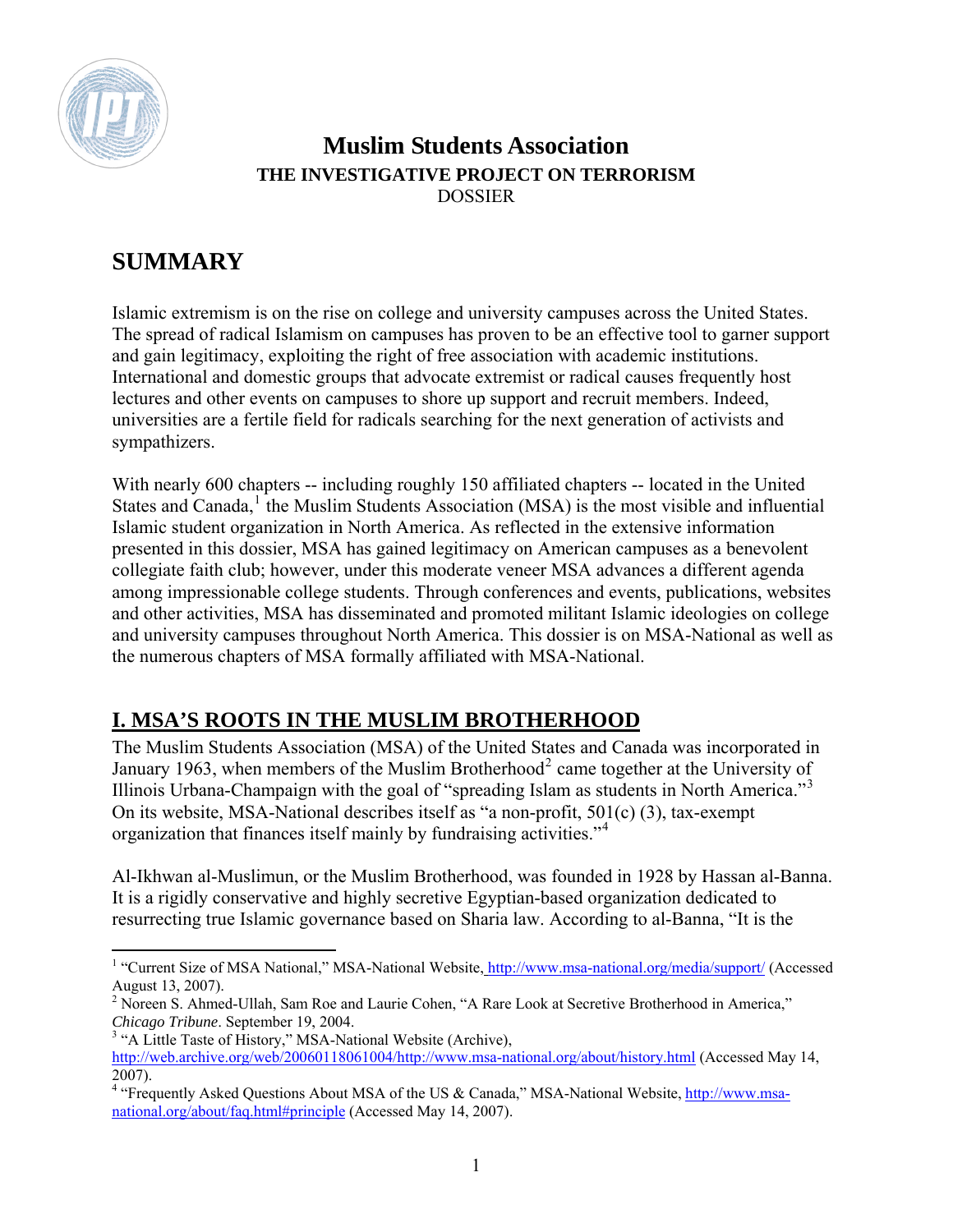# Muslim Students Association

**THE INVESTIGATIVE PROJECT ON TERRORISM**

DOSSIER

## SUMMARY

Islamic extremism is on the rise on college and university campuses across the United States. The spread of radical Islamism on campuses has proven to be an effective tool to garner support and gain legitimacy, exploiting the right of free association with academic institutions. International and domestic groups that advocate extremist or radical causes frequently host lectures and other events on campuses to shore up support and recruit members. Indeed, universities are a fertile field for radicals searching for the next generation of activists and sympathizers.

With nearly 600 chapters -- including roughly 150 affiliated chapters -- located in the United States and Canada,[1] the Muslim Students Association (MSA) is the most visible and influential Islamic student organization in North America. As reflected in the extensive information presented in this dossier, MSA has gained legitimacy on American campuses as a benevolent collegiate faith club; however, under this moderate veneer MSA advances a different agenda among impressionable college students. Through conferences and events, publications, websites and other activities, MSA has disseminated and promoted militant Islamic ideologies on college and university campuses throughout North America. This dossier is on MSA-National as well as the numerous chapters of MSA formally affiliated with MSA-National.

## I. MSA'S ROOTS IN THE MUSLIM BROTHERHOOD

The Muslim Students Association (MSA) of the United States and Canada was incorporated in January 1963, when members of the Muslim Brotherhood[2] came together at the University of Illinois Urbana-Champaign with the goal of "spreading Islam as students in North America."[3] On its website, MSA-National describes itself as "a non-profit, 501(c) (3), tax-exempt organization that finances itself mainly by fundraising activities."[4]

Al-Ikhwan al-Muslimun, or the Muslim Brotherhood, was founded in 1928 by Hassan al-Banna. It is a rigidly conservative and highly secretive Egyptian-based organization dedicated to resurrecting true Islamic governance based on Sharia law. According to al-Banna, "It is the

---

[1] "Current Size of MSA National," MSA-National Website, http://www.msa-national.org/media/support/ (Accessed August 13, 2007).

[2] Noreen S. Ahmed-Ullah, Sam Roe and Laurie Cohen, "A Rare Look at Secretive Brotherhood in America," *Chicago Tribune*. September 19, 2004.

[3] "A Little Taste of History," MSA-National Website (Archive), http://web.archive.org/web/20060118061004/http://www.msa-national.org/about/history.html (Accessed May 14, 2007).

[4] "Frequently Asked Questions About MSA of the US & Canada," MSA-National Website, http://www.msa-national.org/about/faq.html#principle (Accessed May 14, 2007).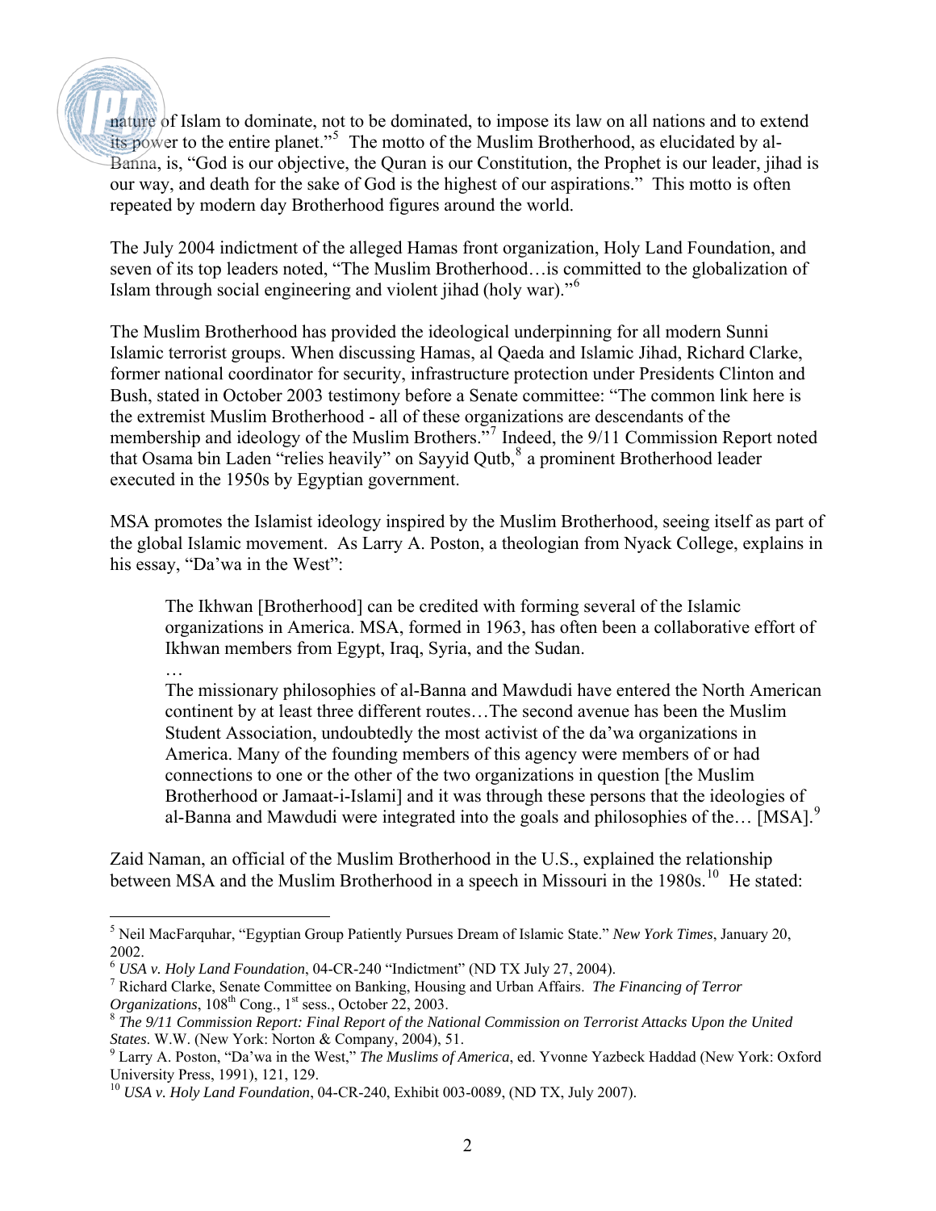nature of Islam to dominate, not to be dominated, to impose its law on all nations and to extend its power to the entire planet."[5] The motto of the Muslim Brotherhood, as elucidated by al-Banna, is, "God is our objective, the Quran is our Constitution, the Prophet is our leader, jihad is our way, and death for the sake of God is the highest of our aspirations." This motto is often repeated by modern day Brotherhood figures around the world.

The July 2004 indictment of the alleged Hamas front organization, Holy Land Foundation, and seven of its top leaders noted, "The Muslim Brotherhood…is committed to the globalization of Islam through social engineering and violent jihad (holy war)."[6]

The Muslim Brotherhood has provided the ideological underpinning for all modern Sunni Islamic terrorist groups. When discussing Hamas, al Qaeda and Islamic Jihad, Richard Clarke, former national coordinator for security, infrastructure protection under Presidents Clinton and Bush, stated in October 2003 testimony before a Senate committee: "The common link here is the extremist Muslim Brotherhood - all of these organizations are descendants of the membership and ideology of the Muslim Brothers."[7] Indeed, the 9/11 Commission Report noted that Osama bin Laden "relies heavily" on Sayyid Qutb,[8] a prominent Brotherhood leader executed in the 1950s by Egyptian government.

MSA promotes the Islamist ideology inspired by the Muslim Brotherhood, seeing itself as part of the global Islamic movement. As Larry A. Poston, a theologian from Nyack College, explains in his essay, "Da'wa in the West":

> The Ikhwan [Brotherhood] can be credited with forming several of the Islamic organizations in America. MSA, formed in 1963, has often been a collaborative effort of Ikhwan members from Egypt, Iraq, Syria, and the Sudan.
>
> …
>
> The missionary philosophies of al-Banna and Mawdudi have entered the North American continent by at least three different routes…The second avenue has been the Muslim Student Association, undoubtedly the most activist of the da'wa organizations in America. Many of the founding members of this agency were members of or had connections to one or the other of the two organizations in question [the Muslim Brotherhood or Jamaat-i-Islami] and it was through these persons that the ideologies of al-Banna and Mawdudi were integrated into the goals and philosophies of the… [MSA].[9]

Zaid Naman, an official of the Muslim Brotherhood in the U.S., explained the relationship between MSA and the Muslim Brotherhood in a speech in Missouri in the 1980s.[10] He stated:

---

[5] Neil MacFarquhar, "Egyptian Group Patiently Pursues Dream of Islamic State." *New York Times*, January 20, 2002.

[6] *USA v. Holy Land Foundation*, 04-CR-240 "Indictment" (ND TX July 27, 2004).

[7] Richard Clarke, Senate Committee on Banking, Housing and Urban Affairs. *The Financing of Terror Organizations*, 108th Cong., 1st sess., October 22, 2003.

[8] *The 9/11 Commission Report: Final Report of the National Commission on Terrorist Attacks Upon the United States*. W.W. (New York: Norton & Company, 2004), 51.

[9] Larry A. Poston, "Da'wa in the West," *The Muslims of America*, ed. Yvonne Yazbeck Haddad (New York: Oxford University Press, 1991), 121, 129.

[10] *USA v. Holy Land Foundation*, 04-CR-240, Exhibit 003-0089, (ND TX, July 2007).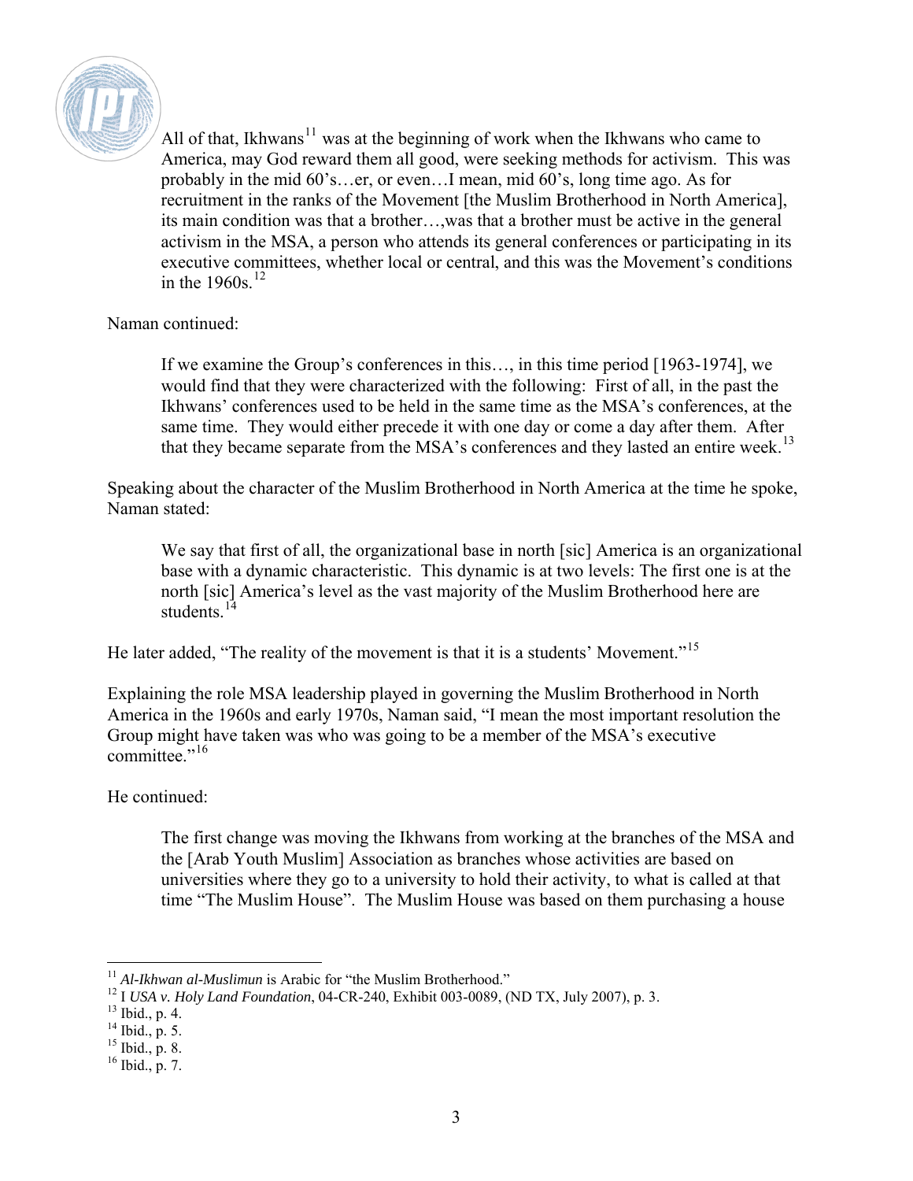> All of that, Ikhwans[11] was at the beginning of work when the Ikhwans who came to America, may God reward them all good, were seeking methods for activism. This was probably in the mid 60's…er, or even…I mean, mid 60's, long time ago. As for recruitment in the ranks of the Movement [the Muslim Brotherhood in North America], its main condition was that a brother…,was that a brother must be active in the general activism in the MSA, a person who attends its general conferences or participating in its executive committees, whether local or central, and this was the Movement's conditions in the 1960s.[12]

Naman continued:

> If we examine the Group's conferences in this…, in this time period [1963-1974], we would find that they were characterized with the following: First of all, in the past the Ikhwans' conferences used to be held in the same time as the MSA's conferences, at the same time. They would either precede it with one day or come a day after them. After that they became separate from the MSA's conferences and they lasted an entire week.[13]

Speaking about the character of the Muslim Brotherhood in North America at the time he spoke, Naman stated:

> We say that first of all, the organizational base in north [sic] America is an organizational base with a dynamic characteristic. This dynamic is at two levels: The first one is at the north [sic] America's level as the vast majority of the Muslim Brotherhood here are students.[14]

He later added, "The reality of the movement is that it is a students' Movement."[15]

Explaining the role MSA leadership played in governing the Muslim Brotherhood in North America in the 1960s and early 1970s, Naman said, "I mean the most important resolution the Group might have taken was who was going to be a member of the MSA's executive committee."[16]

He continued:

> The first change was moving the Ikhwans from working at the branches of the MSA and the [Arab Youth Muslim] Association as branches whose activities are based on universities where they go to a university to hold their activity, to what is called at that time "The Muslim House". The Muslim House was based on them purchasing a house

---

[11] *Al-Ikhwan al-Muslimun* is Arabic for "the Muslim Brotherhood."

[12] I *USA v. Holy Land Foundation*, 04-CR-240, Exhibit 003-0089, (ND TX, July 2007), p. 3.

[13] Ibid., p. 4.

[14] Ibid., p. 5.

[15] Ibid., p. 8.

[16] Ibid., p. 7.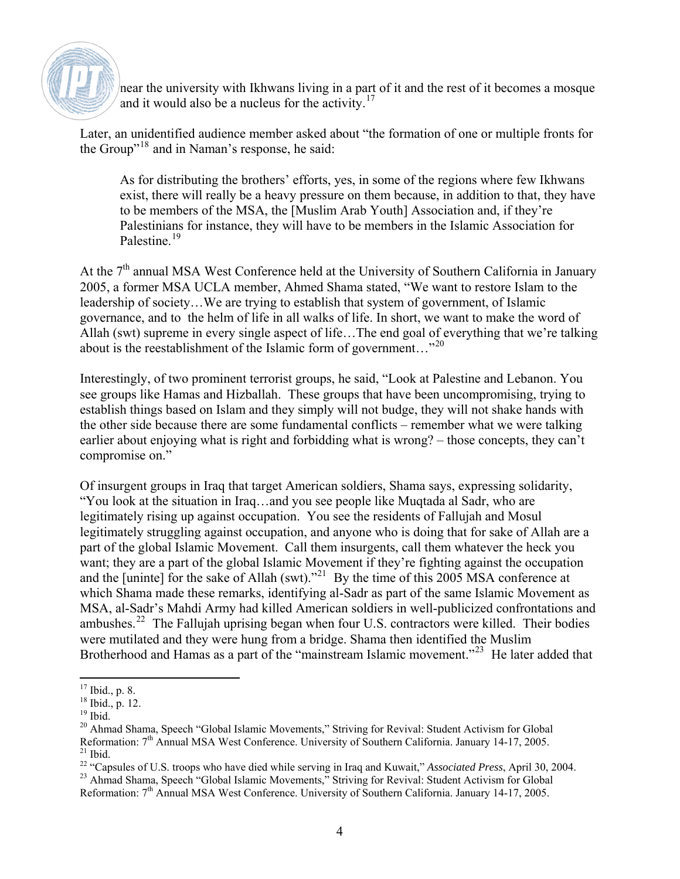near the university with Ikhwans living in a part of it and the rest of it becomes a mosque and it would also be a nucleus for the activity.[17]

Later, an unidentified audience member asked about "the formation of one or multiple fronts for the Group"[18] and in Naman's response, he said:

> As for distributing the brothers' efforts, yes, in some of the regions where few Ikhwans exist, there will really be a heavy pressure on them because, in addition to that, they have to be members of the MSA, the [Muslim Arab Youth] Association and, if they're Palestinians for instance, they will have to be members in the Islamic Association for Palestine.[19]

At the 7th annual MSA West Conference held at the University of Southern California in January 2005, a former MSA UCLA member, Ahmed Shama stated, "We want to restore Islam to the leadership of society…We are trying to establish that system of government, of Islamic governance, and to the helm of life in all walks of life. In short, we want to make the word of Allah (swt) supreme in every single aspect of life…The end goal of everything that we're talking about is the reestablishment of the Islamic form of government…"[20]

Interestingly, of two prominent terrorist groups, he said, "Look at Palestine and Lebanon. You see groups like Hamas and Hizballah. These groups that have been uncompromising, trying to establish things based on Islam and they simply will not budge, they will not shake hands with the other side because there are some fundamental conflicts – remember what we were talking earlier about enjoying what is right and forbidding what is wrong? – those concepts, they can't compromise on."

Of insurgent groups in Iraq that target American soldiers, Shama says, expressing solidarity, "You look at the situation in Iraq…and you see people like Muqtada al Sadr, who are legitimately rising up against occupation. You see the residents of Fallujah and Mosul legitimately struggling against occupation, and anyone who is doing that for sake of Allah are a part of the global Islamic Movement. Call them insurgents, call them whatever the heck you want; they are a part of the global Islamic Movement if they're fighting against the occupation and the [uninte] for the sake of Allah (swt)."[21] By the time of this 2005 MSA conference at which Shama made these remarks, identifying al-Sadr as part of the same Islamic Movement as MSA, al-Sadr's Mahdi Army had killed American soldiers in well-publicized confrontations and ambushes.[22] The Fallujah uprising began when four U.S. contractors were killed. Their bodies were mutilated and they were hung from a bridge. Shama then identified the Muslim Brotherhood and Hamas as a part of the "mainstream Islamic movement."[23] He later added that

---

[17] Ibid., p. 8.

[18] Ibid., p. 12.

[19] Ibid.

[20] Ahmad Shama, Speech "Global Islamic Movements," Striving for Revival: Student Activism for Global Reformation: 7th Annual MSA West Conference. University of Southern California. January 14-17, 2005.

[21] Ibid.

[22] "Capsules of U.S. troops who have died while serving in Iraq and Kuwait," *Associated Press*, April 30, 2004.

[23] Ahmad Shama, Speech "Global Islamic Movements," Striving for Revival: Student Activism for Global Reformation: 7th Annual MSA West Conference. University of Southern California. January 14-17, 2005.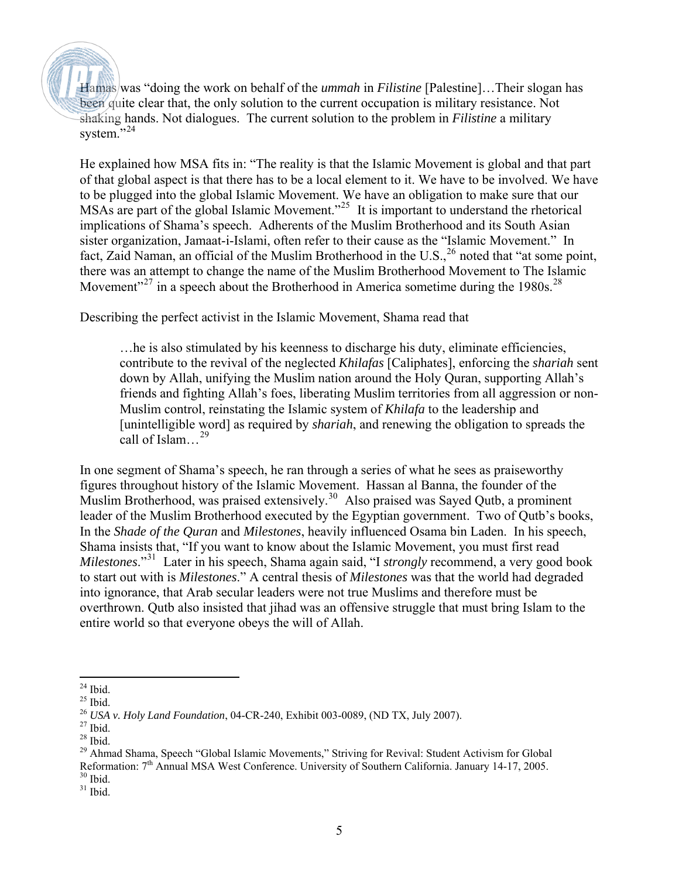Hamas was "doing the work on behalf of the *ummah* in *Filistine* [Palestine]…Their slogan has been quite clear that, the only solution to the current occupation is military resistance. Not shaking hands. Not dialogues. The current solution to the problem in *Filistine* a military system."[24]

He explained how MSA fits in: "The reality is that the Islamic Movement is global and that part of that global aspect is that there has to be a local element to it. We have to be involved. We have to be plugged into the global Islamic Movement. We have an obligation to make sure that our MSAs are part of the global Islamic Movement."[25] It is important to understand the rhetorical implications of Shama's speech. Adherents of the Muslim Brotherhood and its South Asian sister organization, Jamaat-i-Islami, often refer to their cause as the "Islamic Movement." In fact, Zaid Naman, an official of the Muslim Brotherhood in the U.S.,[26] noted that "at some point, there was an attempt to change the name of the Muslim Brotherhood Movement to The Islamic Movement"[27] in a speech about the Brotherhood in America sometime during the 1980s.[28]

Describing the perfect activist in the Islamic Movement, Shama read that

> …he is also stimulated by his keenness to discharge his duty, eliminate efficiencies, contribute to the revival of the neglected *Khilafas* [Caliphates], enforcing the *shariah* sent down by Allah, unifying the Muslim nation around the Holy Quran, supporting Allah's friends and fighting Allah's foes, liberating Muslim territories from all aggression or non-Muslim control, reinstating the Islamic system of *Khilafa* to the leadership and [unintelligible word] as required by *shariah*, and renewing the obligation to spreads the call of Islam…[29]

In one segment of Shama's speech, he ran through a series of what he sees as praiseworthy figures throughout history of the Islamic Movement. Hassan al Banna, the founder of the Muslim Brotherhood, was praised extensively.[30] Also praised was Sayed Qutb, a prominent leader of the Muslim Brotherhood executed by the Egyptian government. Two of Qutb's books, In the *Shade of the Quran* and *Milestones*, heavily influenced Osama bin Laden. In his speech, Shama insists that, "If you want to know about the Islamic Movement, you must first read *Milestones*."[31] Later in his speech, Shama again said, "I *strongly* recommend, a very good book to start out with is *Milestones*." A central thesis of *Milestones* was that the world had degraded into ignorance, that Arab secular leaders were not true Muslims and therefore must be overthrown. Qutb also insisted that jihad was an offensive struggle that must bring Islam to the entire world so that everyone obeys the will of Allah.

---

[24] Ibid.
[25] Ibid.
[26] *USA v. Holy Land Foundation*, 04-CR-240, Exhibit 003-0089, (ND TX, July 2007).
[27] Ibid.
[28] Ibid.
[29] Ahmad Shama, Speech "Global Islamic Movements," Striving for Revival: Student Activism for Global Reformation: 7th Annual MSA West Conference. University of Southern California. January 14-17, 2005.
[30] Ibid.
[31] Ibid.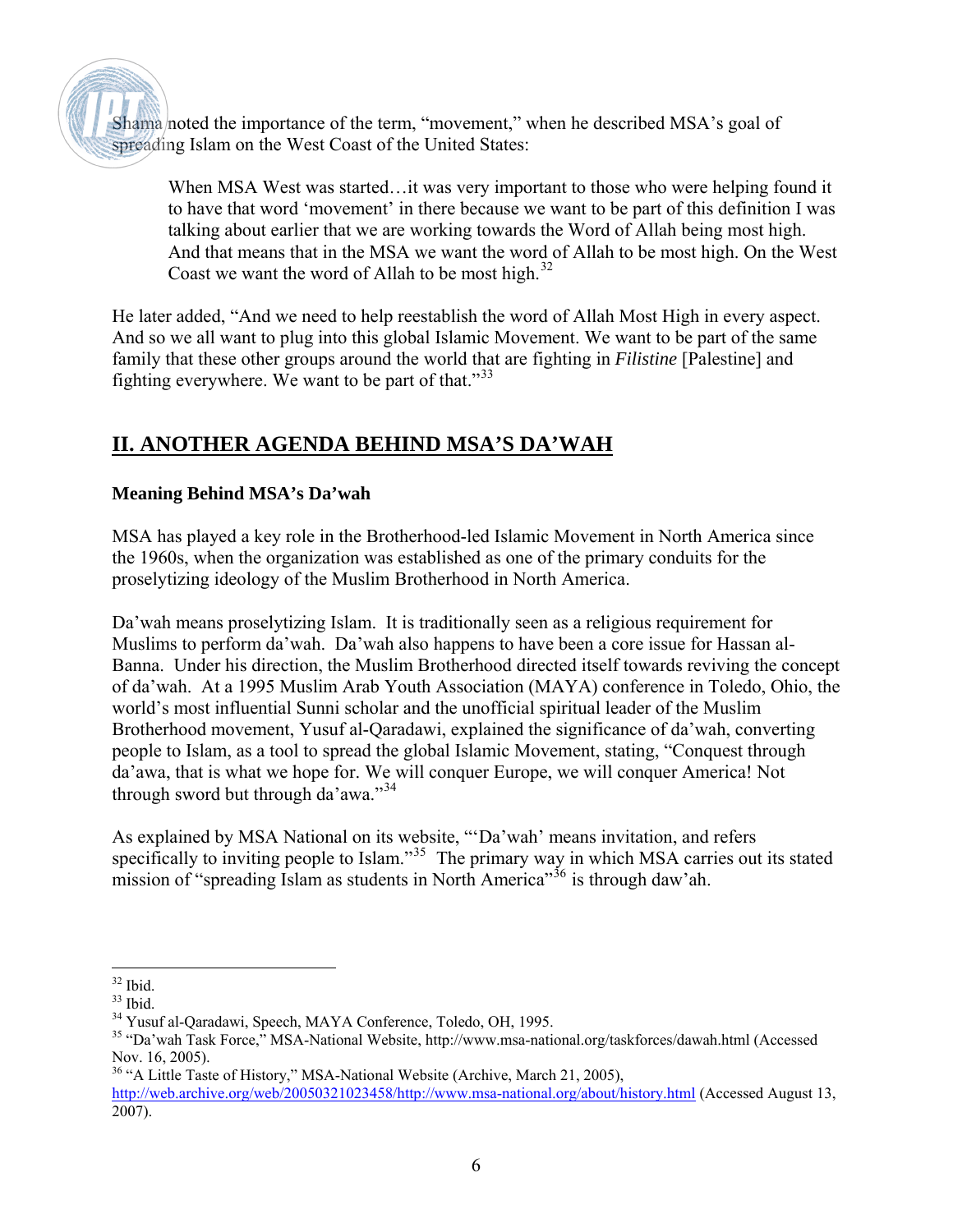Shama noted the importance of the term, "movement," when he described MSA's goal of spreading Islam on the West Coast of the United States:

> When MSA West was started…it was very important to those who were helping found it to have that word 'movement' in there because we want to be part of this definition I was talking about earlier that we are working towards the Word of Allah being most high. And that means that in the MSA we want the word of Allah to be most high. On the West Coast we want the word of Allah to be most high.[32]

He later added, "And we need to help reestablish the word of Allah Most High in every aspect. And so we all want to plug into this global Islamic Movement. We want to be part of the same family that these other groups around the world that are fighting in *Filistine* [Palestine] and fighting everywhere. We want to be part of that."[33]

## II. ANOTHER AGENDA BEHIND MSA'S DA'WAH

### Meaning Behind MSA's Da'wah

MSA has played a key role in the Brotherhood-led Islamic Movement in North America since the 1960s, when the organization was established as one of the primary conduits for the proselytizing ideology of the Muslim Brotherhood in North America.

Da'wah means proselytizing Islam. It is traditionally seen as a religious requirement for Muslims to perform da'wah. Da'wah also happens to have been a core issue for Hassan al-Banna. Under his direction, the Muslim Brotherhood directed itself towards reviving the concept of da'wah. At a 1995 Muslim Arab Youth Association (MAYA) conference in Toledo, Ohio, the world's most influential Sunni scholar and the unofficial spiritual leader of the Muslim Brotherhood movement, Yusuf al-Qaradawi, explained the significance of da'wah, converting people to Islam, as a tool to spread the global Islamic Movement, stating, "Conquest through da'awa, that is what we hope for. We will conquer Europe, we will conquer America! Not through sword but through da'awa."[34]

As explained by MSA National on its website, "'Da'wah' means invitation, and refers specifically to inviting people to Islam."[35] The primary way in which MSA carries out its stated mission of "spreading Islam as students in North America"[36] is through daw'ah.

---

[32] Ibid.

[33] Ibid.

[34] Yusuf al-Qaradawi, Speech, MAYA Conference, Toledo, OH, 1995.

[35] "Da'wah Task Force," MSA-National Website, http://www.msa-national.org/taskforces/dawah.html (Accessed Nov. 16, 2005).

[36] "A Little Taste of History," MSA-National Website (Archive, March 21, 2005), http://web.archive.org/web/20050321023458/http://www.msa-national.org/about/history.html (Accessed August 13, 2007).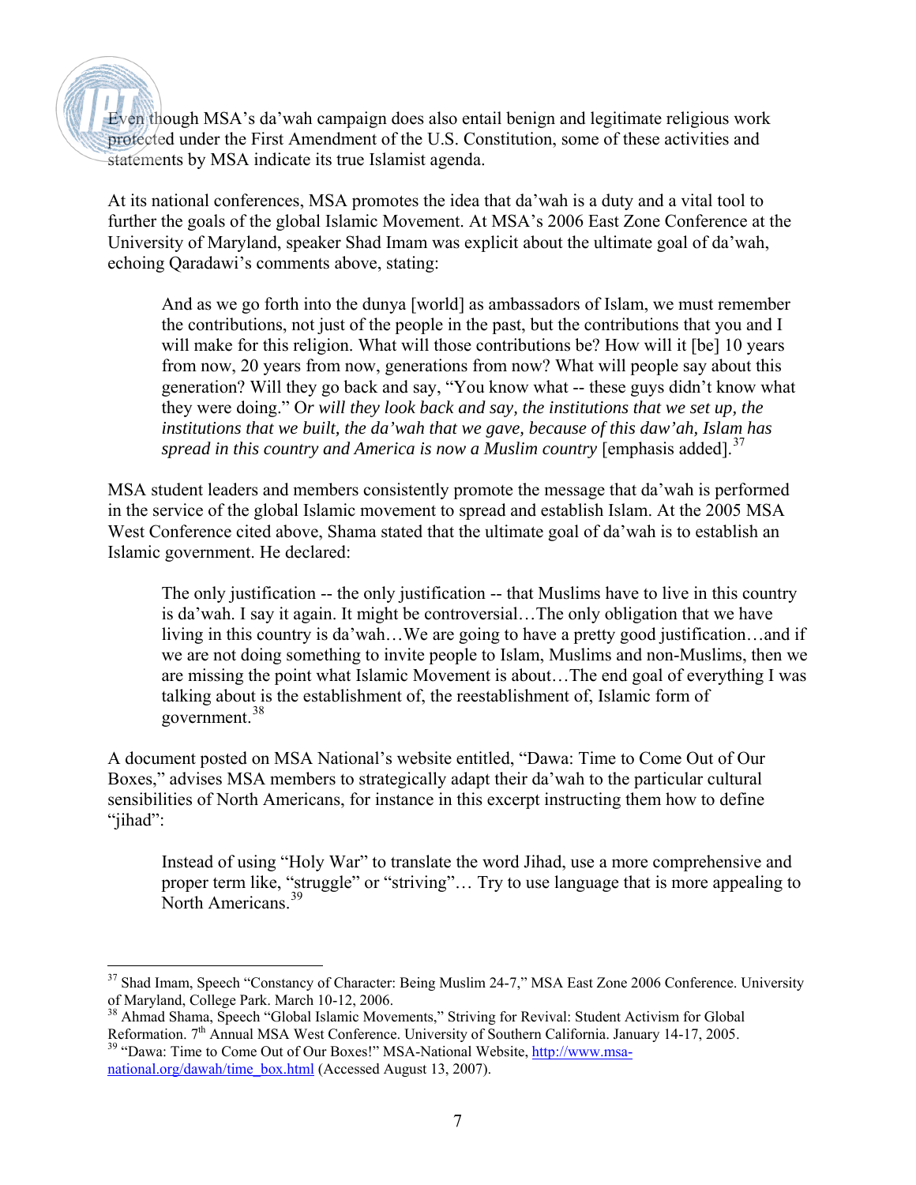Even though MSA's da'wah campaign does also entail benign and legitimate religious work protected under the First Amendment of the U.S. Constitution, some of these activities and statements by MSA indicate its true Islamist agenda.

At its national conferences, MSA promotes the idea that da'wah is a duty and a vital tool to further the goals of the global Islamic Movement. At MSA's 2006 East Zone Conference at the University of Maryland, speaker Shad Imam was explicit about the ultimate goal of da'wah, echoing Qaradawi's comments above, stating:

> And as we go forth into the dunya [world] as ambassadors of Islam, we must remember the contributions, not just of the people in the past, but the contributions that you and I will make for this religion. What will those contributions be? How will it [be] 10 years from now, 20 years from now, generations from now? What will people say about this generation? Will they go back and say, "You know what -- these guys didn't know what they were doing." O*r will they look back and say, the institutions that we set up, the institutions that we built, the da'wah that we gave, because of this daw'ah, Islam has spread in this country and America is now a Muslim country* [emphasis added].[37]

MSA student leaders and members consistently promote the message that da'wah is performed in the service of the global Islamic movement to spread and establish Islam. At the 2005 MSA West Conference cited above, Shama stated that the ultimate goal of da'wah is to establish an Islamic government. He declared:

> The only justification -- the only justification -- that Muslims have to live in this country is da'wah. I say it again. It might be controversial…The only obligation that we have living in this country is da'wah…We are going to have a pretty good justification…and if we are not doing something to invite people to Islam, Muslims and non-Muslims, then we are missing the point what Islamic Movement is about…The end goal of everything I was talking about is the establishment of, the reestablishment of, Islamic form of government.[38]

A document posted on MSA National's website entitled, "Dawa: Time to Come Out of Our Boxes," advises MSA members to strategically adapt their da'wah to the particular cultural sensibilities of North Americans, for instance in this excerpt instructing them how to define "jihad":

> Instead of using "Holy War" to translate the word Jihad, use a more comprehensive and proper term like, "struggle" or "striving"… Try to use language that is more appealing to North Americans.[39]

---

[37] Shad Imam, Speech "Constancy of Character: Being Muslim 24-7," MSA East Zone 2006 Conference. University of Maryland, College Park. March 10-12, 2006.

[38] Ahmad Shama, Speech "Global Islamic Movements," Striving for Revival: Student Activism for Global Reformation. 7th Annual MSA West Conference. University of Southern California. January 14-17, 2005.

[39] "Dawa: Time to Come Out of Our Boxes!" MSA-National Website, http://www.msa-national.org/dawah/time_box.html (Accessed August 13, 2007).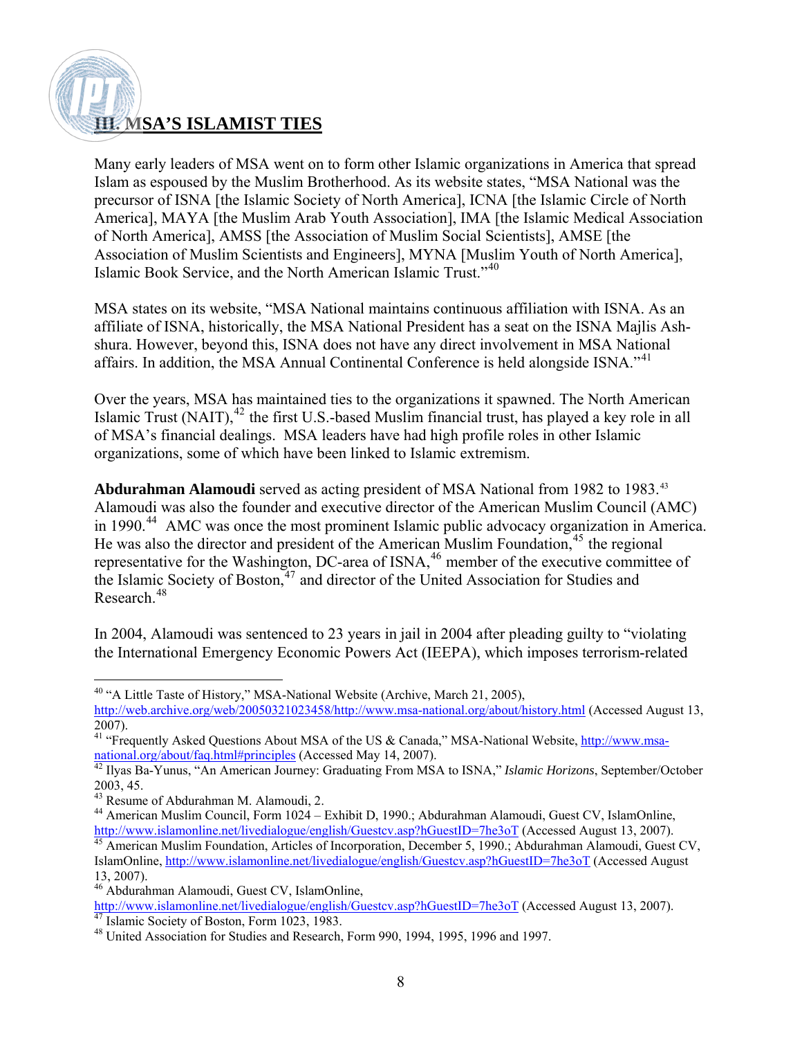## III. MSA'S ISLAMIST TIES

Many early leaders of MSA went on to form other Islamic organizations in America that spread Islam as espoused by the Muslim Brotherhood. As its website states, "MSA National was the precursor of ISNA [the Islamic Society of North America], ICNA [the Islamic Circle of North America], MAYA [the Muslim Arab Youth Association], IMA [the Islamic Medical Association of North America], AMSS [the Association of Muslim Social Scientists], AMSE [the Association of Muslim Scientists and Engineers], MYNA [Muslim Youth of North America], Islamic Book Service, and the North American Islamic Trust."[40]

MSA states on its website, "MSA National maintains continuous affiliation with ISNA. As an affiliate of ISNA, historically, the MSA National President has a seat on the ISNA Majlis Ash-shura. However, beyond this, ISNA does not have any direct involvement in MSA National affairs. In addition, the MSA Annual Continental Conference is held alongside ISNA."[41]

Over the years, MSA has maintained ties to the organizations it spawned. The North American Islamic Trust (NAIT),[42] the first U.S.-based Muslim financial trust, has played a key role in all of MSA's financial dealings. MSA leaders have had high profile roles in other Islamic organizations, some of which have been linked to Islamic extremism.

**Abdurahman Alamoudi** served as acting president of MSA National from 1982 to 1983.[43] Alamoudi was also the founder and executive director of the American Muslim Council (AMC) in 1990.[44] AMC was once the most prominent Islamic public advocacy organization in America. He was also the director and president of the American Muslim Foundation,[45] the regional representative for the Washington, DC-area of ISNA,[46] member of the executive committee of the Islamic Society of Boston,[47] and director of the United Association for Studies and Research.[48]

In 2004, Alamoudi was sentenced to 23 years in jail in 2004 after pleading guilty to "violating the International Emergency Economic Powers Act (IEEPA), which imposes terrorism-related

---

[40] "A Little Taste of History," MSA-National Website (Archive, March 21, 2005), http://web.archive.org/web/20050321023458/http://www.msa-national.org/about/history.html (Accessed August 13, 2007).

[41] "Frequently Asked Questions About MSA of the US & Canada," MSA-National Website, http://www.msa-national.org/about/faq.html#principles (Accessed May 14, 2007).

[42] Ilyas Ba-Yunus, "An American Journey: Graduating From MSA to ISNA," *Islamic Horizons*, September/October 2003, 45.

[43] Resume of Abdurahman M. Alamoudi, 2.

[44] American Muslim Council, Form 1024 – Exhibit D, 1990.; Abdurahman Alamoudi, Guest CV, IslamOnline, http://www.islamonline.net/livedialogue/english/Guestcv.asp?hGuestID=7he3oT (Accessed August 13, 2007).

[45] American Muslim Foundation, Articles of Incorporation, December 5, 1990.; Abdurahman Alamoudi, Guest CV, IslamOnline, http://www.islamonline.net/livedialogue/english/Guestcv.asp?hGuestID=7he3oT (Accessed August 13, 2007).

[46] Abdurahman Alamoudi, Guest CV, IslamOnline, http://www.islamonline.net/livedialogue/english/Guestcv.asp?hGuestID=7he3oT (Accessed August 13, 2007).

[47] Islamic Society of Boston, Form 1023, 1983.

[48] United Association for Studies and Research, Form 990, 1994, 1995, 1996 and 1997.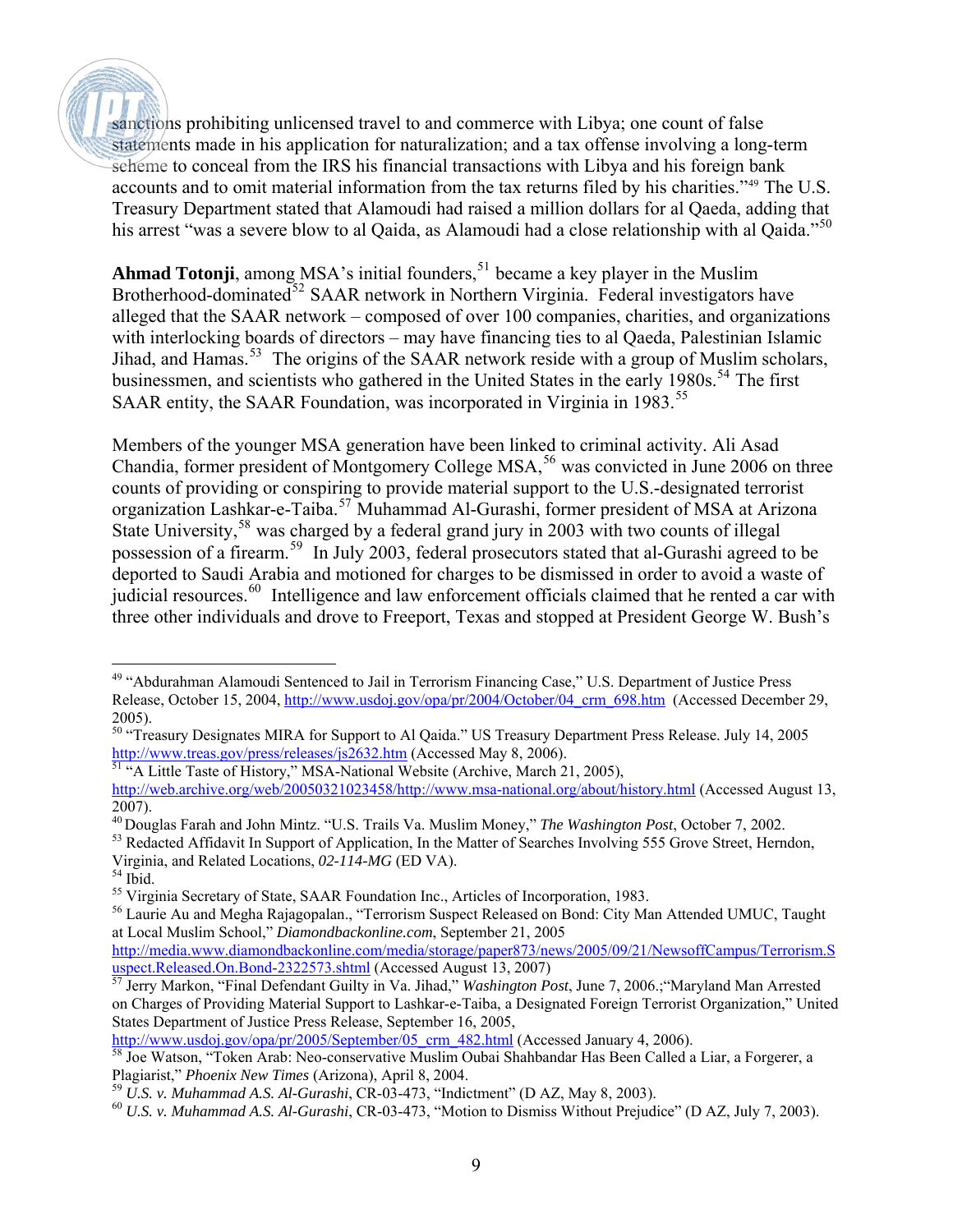sanctions prohibiting unlicensed travel to and commerce with Libya; one count of false statements made in his application for naturalization; and a tax offense involving a long-term scheme to conceal from the IRS his financial transactions with Libya and his foreign bank accounts and to omit material information from the tax returns filed by his charities."[49] The U.S. Treasury Department stated that Alamoudi had raised a million dollars for al Qaeda, adding that his arrest "was a severe blow to al Qaida, as Alamoudi had a close relationship with al Qaida."[50]

**Ahmad Totonji**, among MSA's initial founders,[51] became a key player in the Muslim Brotherhood-dominated[52] SAAR network in Northern Virginia. Federal investigators have alleged that the SAAR network – composed of over 100 companies, charities, and organizations with interlocking boards of directors – may have financing ties to al Qaeda, Palestinian Islamic Jihad, and Hamas.[53] The origins of the SAAR network reside with a group of Muslim scholars, businessmen, and scientists who gathered in the United States in the early 1980s.[54] The first SAAR entity, the SAAR Foundation, was incorporated in Virginia in 1983.[55]

Members of the younger MSA generation have been linked to criminal activity. Ali Asad Chandia, former president of Montgomery College MSA,[56] was convicted in June 2006 on three counts of providing or conspiring to provide material support to the U.S.-designated terrorist organization Lashkar-e-Taiba.[57] Muhammad Al-Gurashi, former president of MSA at Arizona State University,[58] was charged by a federal grand jury in 2003 with two counts of illegal possession of a firearm.[59] In July 2003, federal prosecutors stated that al-Gurashi agreed to be deported to Saudi Arabia and motioned for charges to be dismissed in order to avoid a waste of judicial resources.[60] Intelligence and law enforcement officials claimed that he rented a car with three other individuals and drove to Freeport, Texas and stopped at President George W. Bush's

---

[49] "Abdurahman Alamoudi Sentenced to Jail in Terrorism Financing Case," U.S. Department of Justice Press Release, October 15, 2004, http://www.usdoj.gov/opa/pr/2004/October/04_crm_698.htm (Accessed December 29, 2005).

[50] "Treasury Designates MIRA for Support to Al Qaida." US Treasury Department Press Release. July 14, 2005 http://www.treas.gov/press/releases/js2632.htm (Accessed May 8, 2006).

[51] "A Little Taste of History," MSA-National Website (Archive, March 21, 2005), http://web.archive.org/web/20050321023458/http://www.msa-national.org/about/history.html (Accessed August 13, 2007).

[40] Douglas Farah and John Mintz. "U.S. Trails Va. Muslim Money," *The Washington Post*, October 7, 2002.

[53] Redacted Affidavit In Support of Application, In the Matter of Searches Involving 555 Grove Street, Herndon, Virginia, and Related Locations, *02-114-MG* (ED VA).

[54] Ibid.

[55] Virginia Secretary of State, SAAR Foundation Inc., Articles of Incorporation, 1983.

[56] Laurie Au and Megha Rajagopalan., "Terrorism Suspect Released on Bond: City Man Attended UMUC, Taught at Local Muslim School," *Diamondbackonline.com*, September 21, 2005 http://media.www.diamondbackonline.com/media/storage/paper873/news/2005/09/21/NewsoffCampus/Terrorism.Suspect.Released.On.Bond-2322573.shtml (Accessed August 13, 2007)

[57] Jerry Markon, "Final Defendant Guilty in Va. Jihad," *Washington Post*, June 7, 2006.;"Maryland Man Arrested on Charges of Providing Material Support to Lashkar-e-Taiba, a Designated Foreign Terrorist Organization," United States Department of Justice Press Release, September 16, 2005, http://www.usdoj.gov/opa/pr/2005/September/05_crm_482.html (Accessed January 4, 2006).

[58] Joe Watson, "Token Arab: Neo-conservative Muslim Oubai Shahbandar Has Been Called a Liar, a Forgerer, a Plagiarist," *Phoenix New Times* (Arizona), April 8, 2004.

[59] *U.S. v. Muhammad A.S. Al-Gurashi*, CR-03-473, "Indictment" (D AZ, May 8, 2003).

[60] *U.S. v. Muhammad A.S. Al-Gurashi*, CR-03-473, "Motion to Dismiss Without Prejudice" (D AZ, July 7, 2003).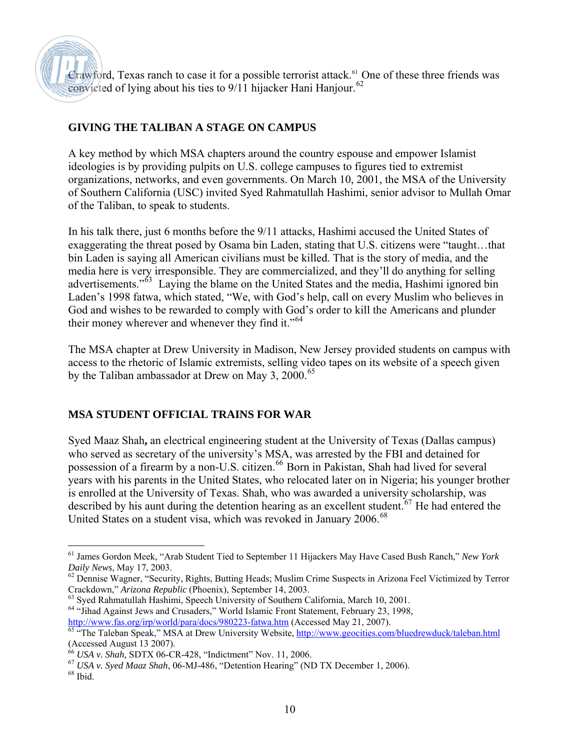Crawford, Texas ranch to case it for a possible terrorist attack.[61] One of these three friends was convicted of lying about his ties to 9/11 hijacker Hani Hanjour.[62]

## GIVING THE TALIBAN A STAGE ON CAMPUS

A key method by which MSA chapters around the country espouse and empower Islamist ideologies is by providing pulpits on U.S. college campuses to figures tied to extremist organizations, networks, and even governments. On March 10, 2001, the MSA of the University of Southern California (USC) invited Syed Rahmatullah Hashimi, senior advisor to Mullah Omar of the Taliban, to speak to students.

In his talk there, just 6 months before the 9/11 attacks, Hashimi accused the United States of exaggerating the threat posed by Osama bin Laden, stating that U.S. citizens were "taught…that bin Laden is saying all American civilians must be killed. That is the story of media, and the media here is very irresponsible. They are commercialized, and they'll do anything for selling advertisements."[63] Laying the blame on the United States and the media, Hashimi ignored bin Laden's 1998 fatwa, which stated, "We, with God's help, call on every Muslim who believes in God and wishes to be rewarded to comply with God's order to kill the Americans and plunder their money wherever and whenever they find it."[64]

The MSA chapter at Drew University in Madison, New Jersey provided students on campus with access to the rhetoric of Islamic extremists, selling video tapes on its website of a speech given by the Taliban ambassador at Drew on May 3, 2000.[65]

## MSA STUDENT OFFICIAL TRAINS FOR WAR

**Syed Maaz Shah,** an electrical engineering student at the University of Texas (Dallas campus) who served as secretary of the university's MSA, was arrested by the FBI and detained for possession of a firearm by a non-U.S. citizen.[66] Born in Pakistan, Shah had lived for several years with his parents in the United States, who relocated later on in Nigeria; his younger brother is enrolled at the University of Texas. Shah, who was awarded a university scholarship, was described by his aunt during the detention hearing as an excellent student.[67] He had entered the United States on a student visa, which was revoked in January 2006.[68]

---

[61] James Gordon Meek, "Arab Student Tied to September 11 Hijackers May Have Cased Bush Ranch," *New York Daily News*, May 17, 2003.

[62] Dennise Wagner, "Security, Rights, Butting Heads; Muslim Crime Suspects in Arizona Feel Victimized by Terror Crackdown," *Arizona Republic* (Phoenix), September 14, 2003.

[63] Syed Rahmatullah Hashimi, Speech University of Southern California, March 10, 2001.

[64] "Jihad Against Jews and Crusaders," World Islamic Front Statement, February 23, 1998, http://www.fas.org/irp/world/para/docs/980223-fatwa.htm (Accessed May 21, 2007).

[65] "The Taleban Speak," MSA at Drew University Website, http://www.geocities.com/bluedrewduck/taleban.html (Accessed August 13 2007).

[66] *USA v. Shah,* SDTX 06-CR-428, "Indictment" Nov. 11, 2006.

[67] *USA v. Syed Maaz Shah*, 06-MJ-486, "Detention Hearing" (ND TX December 1, 2006).

[68] Ibid.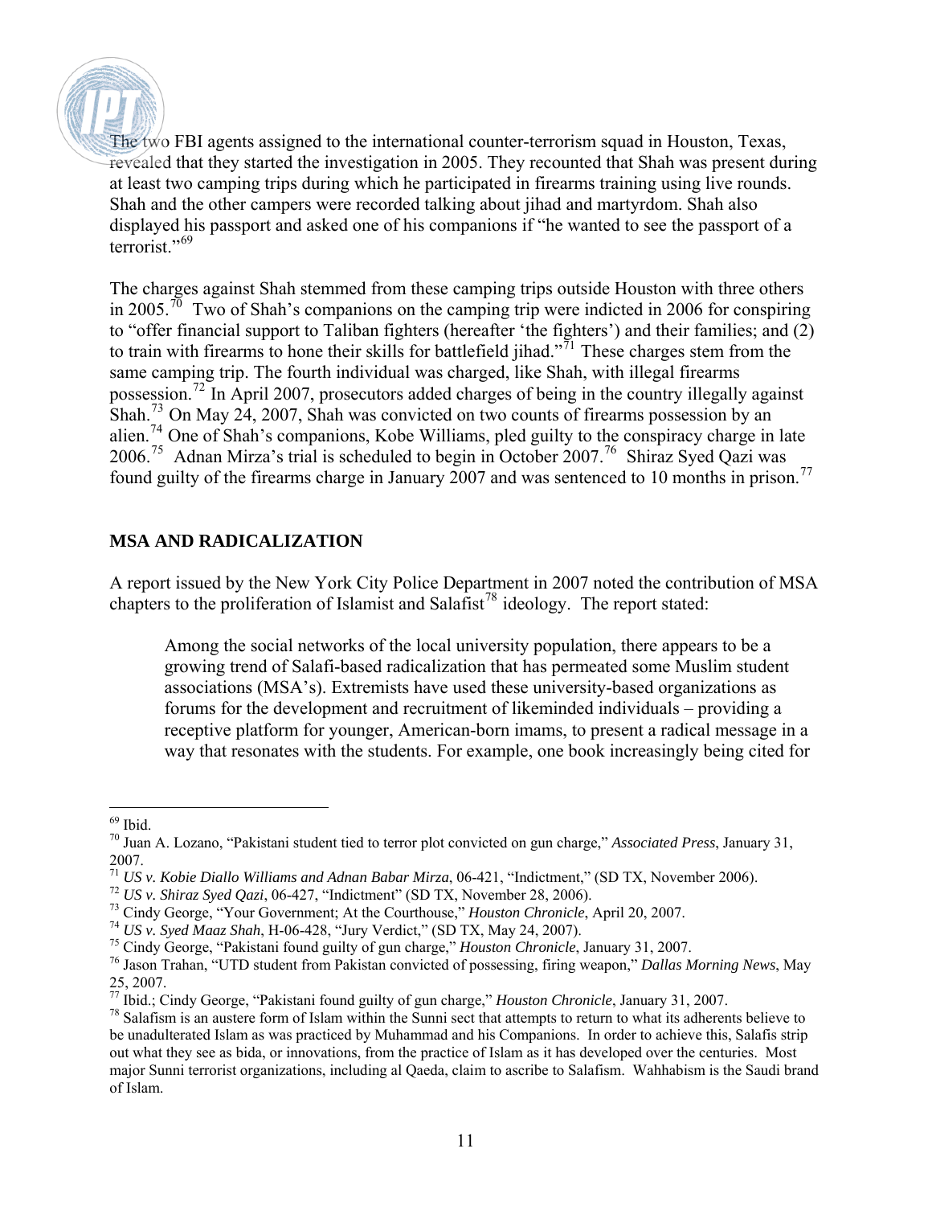The two FBI agents assigned to the international counter-terrorism squad in Houston, Texas, revealed that they started the investigation in 2005. They recounted that Shah was present during at least two camping trips during which he participated in firearms training using live rounds. Shah and the other campers were recorded talking about jihad and martyrdom. Shah also displayed his passport and asked one of his companions if "he wanted to see the passport of a terrorist."[69]

The charges against Shah stemmed from these camping trips outside Houston with three others in 2005.[70] Two of Shah's companions on the camping trip were indicted in 2006 for conspiring to "offer financial support to Taliban fighters (hereafter 'the fighters') and their families; and (2) to train with firearms to hone their skills for battlefield jihad."[71] These charges stem from the same camping trip. The fourth individual was charged, like Shah, with illegal firearms possession.[72] In April 2007, prosecutors added charges of being in the country illegally against Shah.[73] On May 24, 2007, Shah was convicted on two counts of firearms possession by an alien.[74] One of Shah's companions, Kobe Williams, pled guilty to the conspiracy charge in late 2006.[75] Adnan Mirza's trial is scheduled to begin in October 2007.[76] Shiraz Syed Qazi was found guilty of the firearms charge in January 2007 and was sentenced to 10 months in prison.[77]

## MSA AND RADICALIZATION

A report issued by the New York City Police Department in 2007 noted the contribution of MSA chapters to the proliferation of Islamist and Salafist[78] ideology. The report stated:

> Among the social networks of the local university population, there appears to be a growing trend of Salafi-based radicalization that has permeated some Muslim student associations (MSA's). Extremists have used these university-based organizations as forums for the development and recruitment of likeminded individuals – providing a receptive platform for younger, American-born imams, to present a radical message in a way that resonates with the students. For example, one book increasingly being cited for

---

[69] Ibid.

[70] Juan A. Lozano, "Pakistani student tied to terror plot convicted on gun charge," *Associated Press*, January 31, 2007.

[71] *US v. Kobie Diallo Williams and Adnan Babar Mirza*, 06-421, "Indictment," (SD TX, November 2006).

[72] *US v. Shiraz Syed Qazi*, 06-427, "Indictment" (SD TX, November 28, 2006).

[73] Cindy George, "Your Government; At the Courthouse," *Houston Chronicle*, April 20, 2007.

[74] *US v. Syed Maaz Shah*, H-06-428, "Jury Verdict," (SD TX, May 24, 2007).

[75] Cindy George, "Pakistani found guilty of gun charge," *Houston Chronicle*, January 31, 2007.

[76] Jason Trahan, "UTD student from Pakistan convicted of possessing, firing weapon," *Dallas Morning News*, May 25, 2007.

[77] Ibid.; Cindy George, "Pakistani found guilty of gun charge," *Houston Chronicle*, January 31, 2007.

[78] Salafism is an austere form of Islam within the Sunni sect that attempts to return to what its adherents believe to be unadulterated Islam as was practiced by Muhammad and his Companions. In order to achieve this, Salafis strip out what they see as bida, or innovations, from the practice of Islam as it has developed over the centuries. Most major Sunni terrorist organizations, including al Qaeda, claim to ascribe to Salafism. Wahhabism is the Saudi brand of Islam.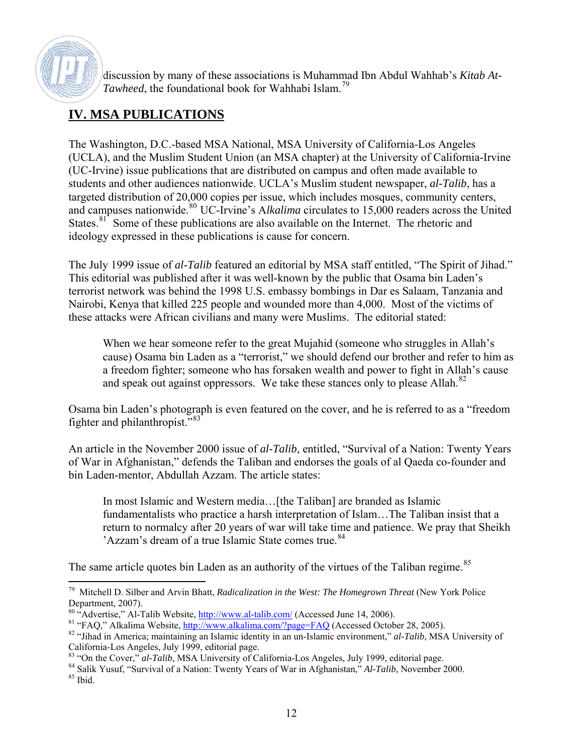discussion by many of these associations is Muhammad Ibn Abdul Wahhab's *Kitab At-Tawheed*, the foundational book for Wahhabi Islam.[79]

## IV. MSA PUBLICATIONS

The Washington, D.C.-based MSA National, MSA University of California-Los Angeles (UCLA), and the Muslim Student Union (an MSA chapter) at the University of California-Irvine (UC-Irvine) issue publications that are distributed on campus and often made available to students and other audiences nationwide. UCLA's Muslim student newspaper, *al-Talib*, has a targeted distribution of 20,000 copies per issue, which includes mosques, community centers, and campuses nationwide.[80] UC-Irvine's A*lkalima* circulates to 15,000 readers across the United States.[81] Some of these publications are also available on the Internet. The rhetoric and ideology expressed in these publications is cause for concern.

The July 1999 issue of *al-Talib* featured an editorial by MSA staff entitled, "The Spirit of Jihad." This editorial was published after it was well-known by the public that Osama bin Laden's terrorist network was behind the 1998 U.S. embassy bombings in Dar es Salaam, Tanzania and Nairobi, Kenya that killed 225 people and wounded more than 4,000. Most of the victims of these attacks were African civilians and many were Muslims. The editorial stated:

> When we hear someone refer to the great Mujahid (someone who struggles in Allah's cause) Osama bin Laden as a "terrorist," we should defend our brother and refer to him as a freedom fighter; someone who has forsaken wealth and power to fight in Allah's cause and speak out against oppressors. We take these stances only to please Allah.[82]

Osama bin Laden's photograph is even featured on the cover, and he is referred to as a "freedom fighter and philanthropist."[83]

An article in the November 2000 issue of *al-Talib*, entitled, "Survival of a Nation: Twenty Years of War in Afghanistan," defends the Taliban and endorses the goals of al Qaeda co-founder and bin Laden-mentor, Abdullah Azzam. The article states:

> In most Islamic and Western media…[the Taliban] are branded as Islamic fundamentalists who practice a harsh interpretation of Islam…The Taliban insist that a return to normalcy after 20 years of war will take time and patience. We pray that Sheikh 'Azzam's dream of a true Islamic State comes true.[84]

The same article quotes bin Laden as an authority of the virtues of the Taliban regime.[85]

---

[79] Mitchell D. Silber and Arvin Bhatt, *Radicalization in the West: The Homegrown Threat* (New York Police Department, 2007).

[80] "Advertise," Al-Talib Website, http://www.al-talib.com/ (Accessed June 14, 2006).

[81] "FAQ," Alkalima Website, http://www.alkalima.com/?page=FAQ (Accessed October 28, 2005).

[82] "Jihad in America; maintaining an Islamic identity in an un-Islamic environment," *al-Talib*, MSA University of California-Los Angeles, July 1999, editorial page.

[83] "On the Cover," *al-Talib*, MSA University of California-Los Angeles, July 1999, editorial page.

[84] Salik Yusuf, "Survival of a Nation: Twenty Years of War in Afghanistan," *Al-Talib*, November 2000.

[85] Ibid.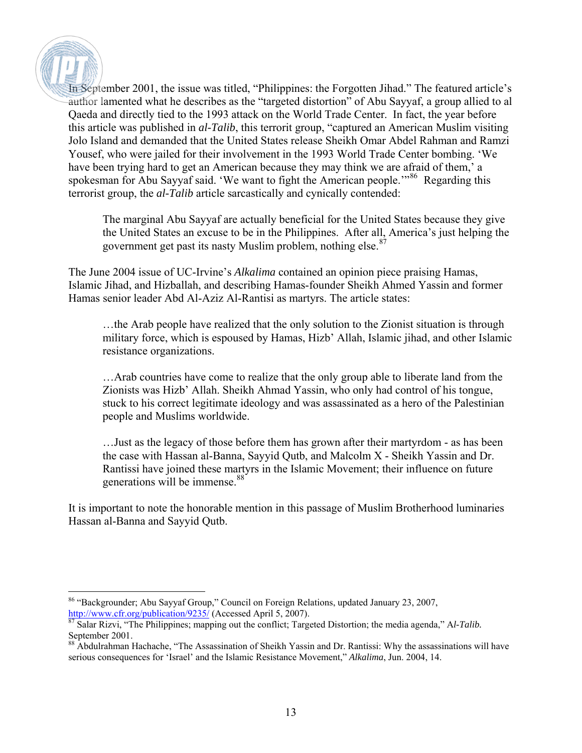In September 2001, the issue was titled, "Philippines: the Forgotten Jihad." The featured article's author lamented what he describes as the "targeted distortion" of Abu Sayyaf, a group allied to al Qaeda and directly tied to the 1993 attack on the World Trade Center. In fact, the year before this article was published in ***al-Talib***, this terrorit group, "captured an American Muslim visiting Jolo Island and demanded that the United States release Sheikh Omar Abdel Rahman and Ramzi Yousef, who were jailed for their involvement in the 1993 World Trade Center bombing. 'We have been trying hard to get an American because they may think we are afraid of them,' a spokesman for Abu Sayyaf said. 'We want to fight the American people.'"[86] Regarding this terrorist group, the ***al-Talib*** article sarcastically and cynically contended:

> The marginal Abu Sayyaf are actually beneficial for the United States because they give the United States an excuse to be in the Philippines. After all, America's just helping the government get past its nasty Muslim problem, nothing else.[87]

The June 2004 issue of UC-Irvine's *Alkalima* contained an opinion piece praising Hamas, Islamic Jihad, and Hizballah, and describing Hamas-founder Sheikh Ahmed Yassin and former Hamas senior leader Abd Al-Aziz Al-Rantisi as martyrs. The article states:

> …the Arab people have realized that the only solution to the Zionist situation is through military force, which is espoused by Hamas, Hizb' Allah, Islamic jihad, and other Islamic resistance organizations.
>
> …Arab countries have come to realize that the only group able to liberate land from the Zionists was Hizb' Allah. Sheikh Ahmad Yassin, who only had control of his tongue, stuck to his correct legitimate ideology and was assassinated as a hero of the Palestinian people and Muslims worldwide.
>
> …Just as the legacy of those before them has grown after their martyrdom - as has been the case with Hassan al-Banna, Sayyid Qutb, and Malcolm X - Sheikh Yassin and Dr. Rantissi have joined these martyrs in the Islamic Movement; their influence on future generations will be immense.[88]

It is important to note the honorable mention in this passage of Muslim Brotherhood luminaries Hassan al-Banna and Sayyid Qutb.

---

[86] "Backgrounder; Abu Sayyaf Group," Council on Foreign Relations, updated January 23, 2007, http://www.cfr.org/publication/9235/ (Accessed April 5, 2007).

[87] Salar Rizvi, "The Philippines; mapping out the conflict; Targeted Distortion; the media agenda," A*l-Talib.* September 2001.

[88] Abdulrahman Hachache, "The Assassination of Sheikh Yassin and Dr. Rantissi: Why the assassinations will have serious consequences for 'Israel' and the Islamic Resistance Movement," *Alkalima*, Jun. 2004, 14.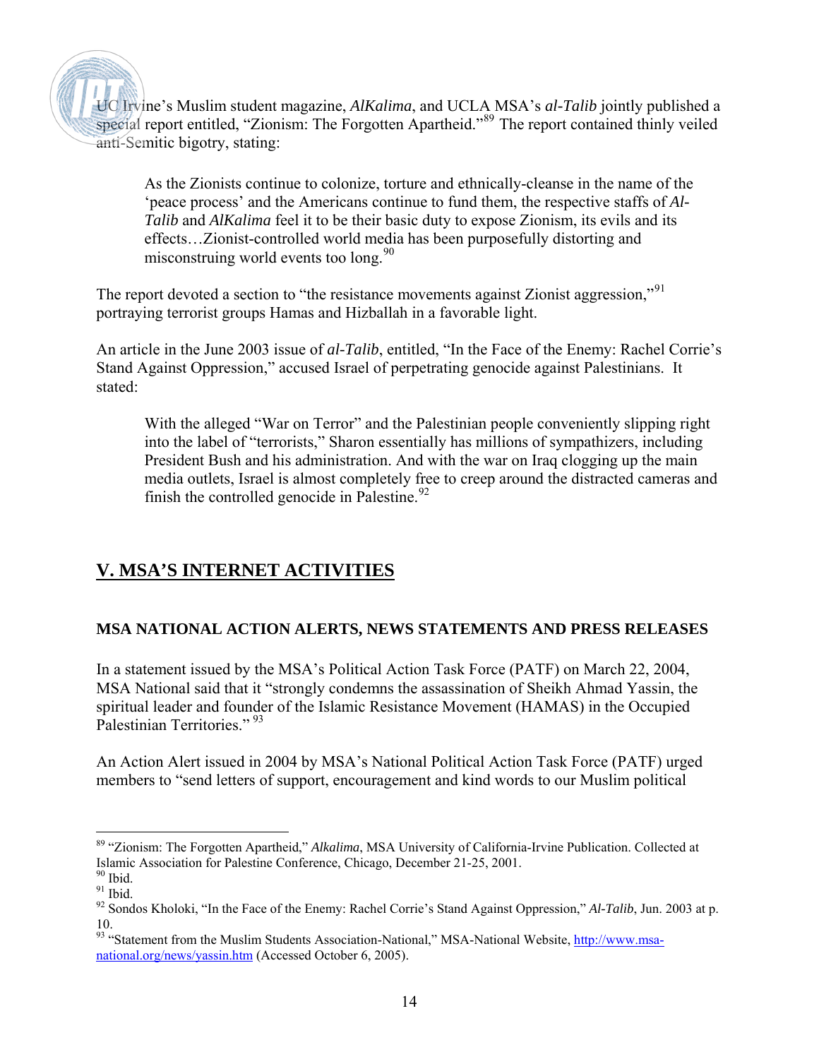UC Irvine's Muslim student magazine, *AlKalima*, and UCLA MSA's *al-Talib* jointly published a special report entitled, "Zionism: The Forgotten Apartheid."[89] The report contained thinly veiled anti-Semitic bigotry, stating:

> As the Zionists continue to colonize, torture and ethnically-cleanse in the name of the 'peace process' and the Americans continue to fund them, the respective staffs of *Al-Talib* and *AlKalima* feel it to be their basic duty to expose Zionism, its evils and its effects…Zionist-controlled world media has been purposefully distorting and misconstruing world events too long.[90]

The report devoted a section to "the resistance movements against Zionist aggression,"[91] portraying terrorist groups Hamas and Hizballah in a favorable light.

An article in the June 2003 issue of *al-Talib*, entitled, "In the Face of the Enemy: Rachel Corrie's Stand Against Oppression," accused Israel of perpetrating genocide against Palestinians. It stated:

> With the alleged "War on Terror" and the Palestinian people conveniently slipping right into the label of "terrorists," Sharon essentially has millions of sympathizers, including President Bush and his administration. And with the war on Iraq clogging up the main media outlets, Israel is almost completely free to creep around the distracted cameras and finish the controlled genocide in Palestine.[92]

## V. MSA'S INTERNET ACTIVITIES

### MSA NATIONAL ACTION ALERTS, NEWS STATEMENTS AND PRESS RELEASES

In a statement issued by the MSA's Political Action Task Force (PATF) on March 22, 2004, MSA National said that it "strongly condemns the assassination of Sheikh Ahmad Yassin, the spiritual leader and founder of the Islamic Resistance Movement (HAMAS) in the Occupied Palestinian Territories."[93]

An Action Alert issued in 2004 by MSA's National Political Action Task Force (PATF) urged members to "send letters of support, encouragement and kind words to our Muslim political

---

[89] "Zionism: The Forgotten Apartheid," *Alkalima*, MSA University of California-Irvine Publication. Collected at Islamic Association for Palestine Conference, Chicago, December 21-25, 2001.

[90] Ibid.

[91] Ibid.

[92] Sondos Kholoki, "In the Face of the Enemy: Rachel Corrie's Stand Against Oppression," *Al-Talib*, Jun. 2003 at p. 10.

[93] "Statement from the Muslim Students Association-National," MSA-National Website, http://www.msa-national.org/news/yassin.htm (Accessed October 6, 2005).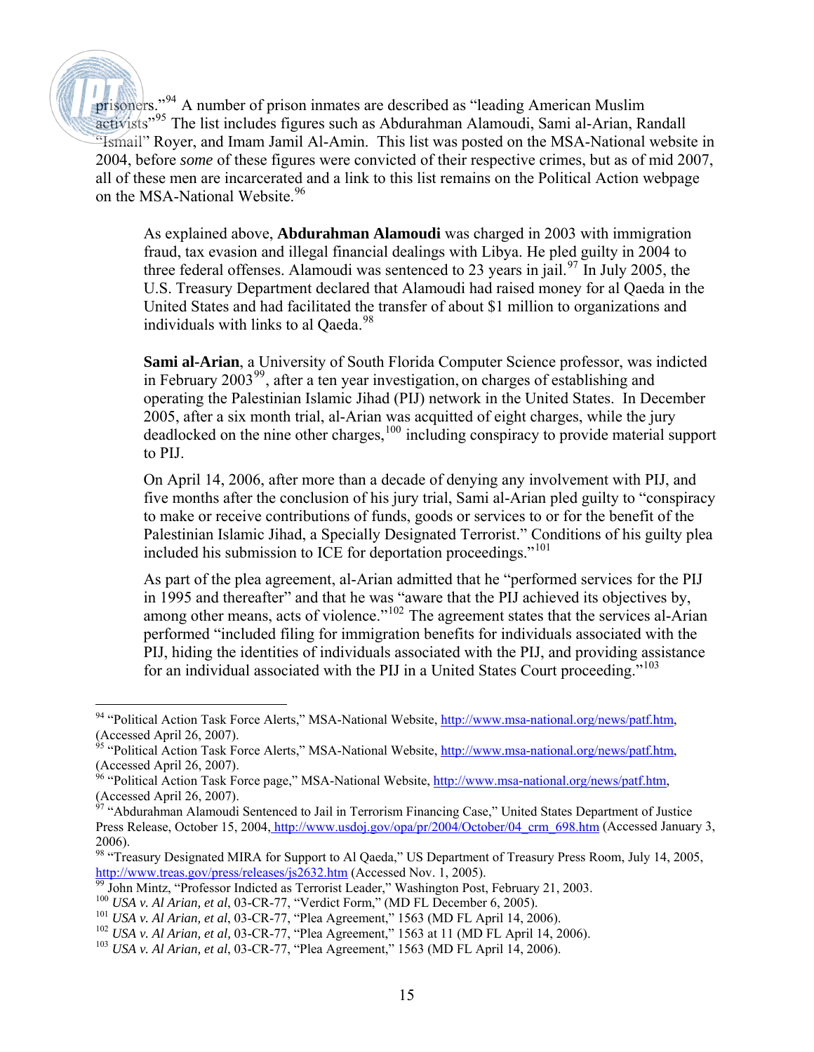prisoners."[94] A number of prison inmates are described as "leading American Muslim activists"[95] The list includes figures such as Abdurahman Alamoudi, Sami al-Arian, Randall "Ismail" Royer, and Imam Jamil Al-Amin. This list was posted on the MSA-National website in 2004, before *some* of these figures were convicted of their respective crimes, but as of mid 2007, all of these men are incarcerated and a link to this list remains on the Political Action webpage on the MSA-National Website.[96]

> As explained above, **Abdurahman Alamoudi** was charged in 2003 with immigration fraud, tax evasion and illegal financial dealings with Libya. He pled guilty in 2004 to three federal offenses. Alamoudi was sentenced to 23 years in jail.[97] In July 2005, the U.S. Treasury Department declared that Alamoudi had raised money for al Qaeda in the United States and had facilitated the transfer of about $1 million to organizations and individuals with links to al Qaeda.[98]
>
> **Sami al-Arian**, a University of South Florida Computer Science professor, was indicted in February 2003[99], after a ten year investigation, on charges of establishing and operating the Palestinian Islamic Jihad (PIJ) network in the United States. In December 2005, after a six month trial, al-Arian was acquitted of eight charges, while the jury deadlocked on the nine other charges,[100] including conspiracy to provide material support to PIJ.
>
> On April 14, 2006, after more than a decade of denying any involvement with PIJ, and five months after the conclusion of his jury trial, Sami al-Arian pled guilty to "conspiracy to make or receive contributions of funds, goods or services to or for the benefit of the Palestinian Islamic Jihad, a Specially Designated Terrorist." Conditions of his guilty plea included his submission to ICE for deportation proceedings."[101]
>
> As part of the plea agreement, al-Arian admitted that he "performed services for the PIJ in 1995 and thereafter" and that he was "aware that the PIJ achieved its objectives by, among other means, acts of violence."[102] The agreement states that the services al-Arian performed "included filing for immigration benefits for individuals associated with the PIJ, hiding the identities of individuals associated with the PIJ, and providing assistance for an individual associated with the PIJ in a United States Court proceeding."[103]

---

[94] "Political Action Task Force Alerts," MSA-National Website, http://www.msa-national.org/news/patf.htm, (Accessed April 26, 2007).

[95] "Political Action Task Force Alerts," MSA-National Website, http://www.msa-national.org/news/patf.htm, (Accessed April 26, 2007).

[96] "Political Action Task Force page," MSA-National Website, http://www.msa-national.org/news/patf.htm, (Accessed April 26, 2007).

[97] "Abdurahman Alamoudi Sentenced to Jail in Terrorism Financing Case," United States Department of Justice Press Release, October 15, 2004, http://www.usdoj.gov/opa/pr/2004/October/04_crm_698.htm (Accessed January 3, 2006).

[98] "Treasury Designated MIRA for Support to Al Qaeda," US Department of Treasury Press Room, July 14, 2005, http://www.treas.gov/press/releases/js2632.htm (Accessed Nov. 1, 2005).

[99] John Mintz, "Professor Indicted as Terrorist Leader," Washington Post, February 21, 2003.

[100] *USA v. Al Arian, et al*, 03-CR-77, "Verdict Form," (MD FL December 6, 2005).

[101] *USA v. Al Arian, et al*, 03-CR-77, "Plea Agreement," 1563 (MD FL April 14, 2006).

[102] *USA v. Al Arian, et al,* 03-CR-77, "Plea Agreement," 1563 at 11 (MD FL April 14, 2006).

[103] *USA v. Al Arian, et al*, 03-CR-77, "Plea Agreement," 1563 (MD FL April 14, 2006).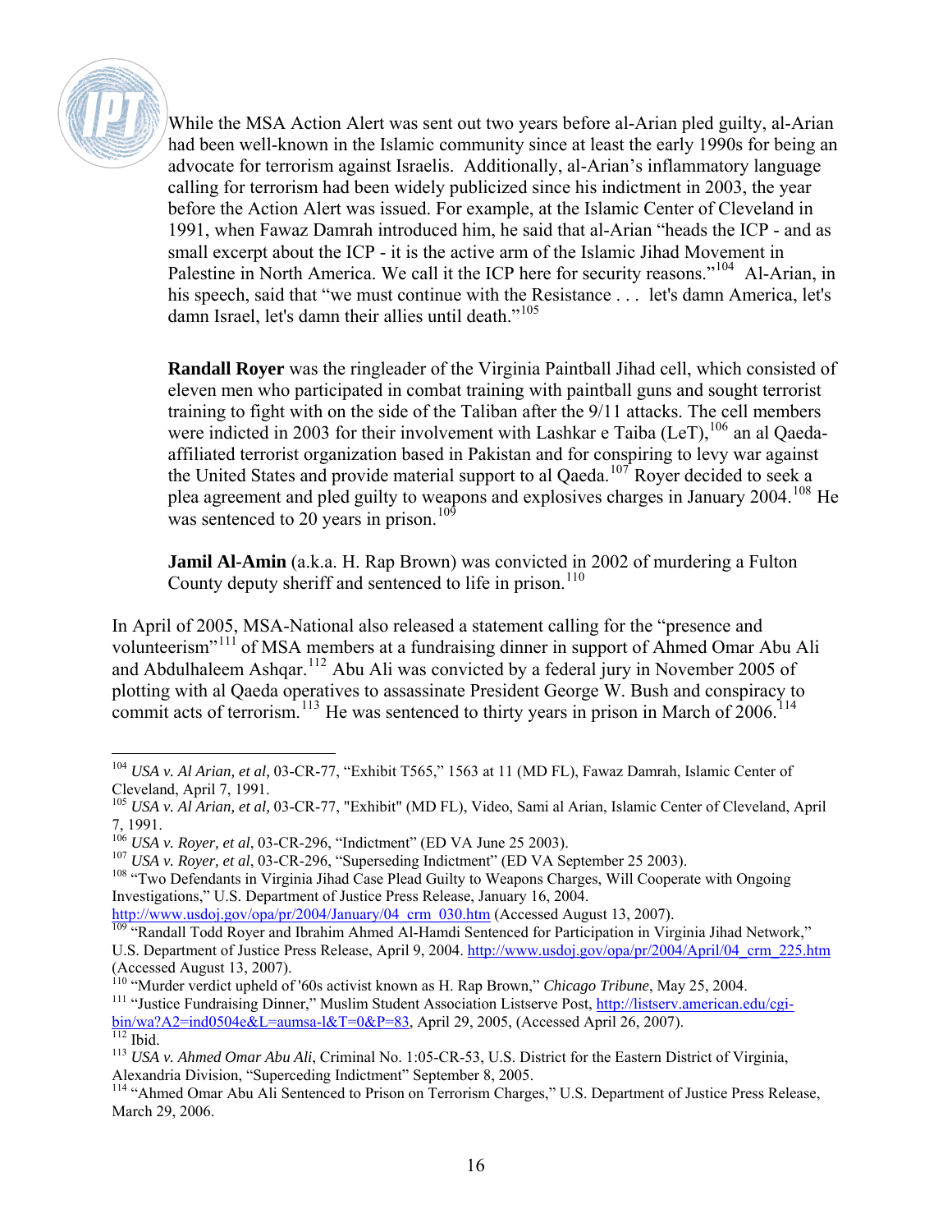While the MSA Action Alert was sent out two years before al-Arian pled guilty, al-Arian had been well-known in the Islamic community since at least the early 1990s for being an advocate for terrorism against Israelis. Additionally, al-Arian's inflammatory language calling for terrorism had been widely publicized since his indictment in 2003, the year before the Action Alert was issued. For example, at the Islamic Center of Cleveland in 1991, when Fawaz Damrah introduced him, he said that al-Arian "heads the ICP - and as small excerpt about the ICP - it is the active arm of the Islamic Jihad Movement in Palestine in North America. We call it the ICP here for security reasons."[104] Al-Arian, in his speech, said that "we must continue with the Resistance . . . let's damn America, let's damn Israel, let's damn their allies until death."[105]

**Randall Royer** was the ringleader of the Virginia Paintball Jihad cell, which consisted of eleven men who participated in combat training with paintball guns and sought terrorist training to fight with on the side of the Taliban after the 9/11 attacks. The cell members were indicted in 2003 for their involvement with Lashkar e Taiba (LeT),[106] an al Qaeda-affiliated terrorist organization based in Pakistan and for conspiring to levy war against the United States and provide material support to al Qaeda.[107] Royer decided to seek a plea agreement and pled guilty to weapons and explosives charges in January 2004.[108] He was sentenced to 20 years in prison.[109]

**Jamil Al-Amin** (a.k.a. H. Rap Brown) was convicted in 2002 of murdering a Fulton County deputy sheriff and sentenced to life in prison.[110]

In April of 2005, MSA-National also released a statement calling for the "presence and volunteerism"[111] of MSA members at a fundraising dinner in support of Ahmed Omar Abu Ali and Abdulhaleem Ashqar.[112] Abu Ali was convicted by a federal jury in November 2005 of plotting with al Qaeda operatives to assassinate President George W. Bush and conspiracy to commit acts of terrorism.[113] He was sentenced to thirty years in prison in March of 2006.[114]

---

[104] *USA v. Al Arian, et al,* 03-CR-77, "Exhibit T565," 1563 at 11 (MD FL), Fawaz Damrah, Islamic Center of Cleveland, April 7, 1991.

[105] *USA v. Al Arian, et al,* 03-CR-77, "Exhibit" (MD FL), Video, Sami al Arian, Islamic Center of Cleveland, April 7, 1991.

[106] *USA v. Royer, et al*, 03-CR-296, "Indictment" (ED VA June 25 2003).

[107] *USA v. Royer, et al*, 03-CR-296, "Superseding Indictment" (ED VA September 25 2003).

[108] "Two Defendants in Virginia Jihad Case Plead Guilty to Weapons Charges, Will Cooperate with Ongoing Investigations," U.S. Department of Justice Press Release, January 16, 2004. http://www.usdoj.gov/opa/pr/2004/January/04_crm_030.htm (Accessed August 13, 2007).

[109] "Randall Todd Royer and Ibrahim Ahmed Al-Hamdi Sentenced for Participation in Virginia Jihad Network," U.S. Department of Justice Press Release, April 9, 2004. http://www.usdoj.gov/opa/pr/2004/April/04_crm_225.htm (Accessed August 13, 2007).

[110] "Murder verdict upheld of '60s activist known as H. Rap Brown," *Chicago Tribune*, May 25, 2004.

[111] "Justice Fundraising Dinner," Muslim Student Association Listserve Post, http://listserv.american.edu/cgi-bin/wa?A2=ind0504e&L=aumsa-l&T=0&P=83, April 29, 2005, (Accessed April 26, 2007).

[112] Ibid.

[113] *USA v. Ahmed Omar Abu Ali*, Criminal No. 1:05-CR-53, U.S. District for the Eastern District of Virginia, Alexandria Division, "Superceding Indictment" September 8, 2005.

[114] "Ahmed Omar Abu Ali Sentenced to Prison on Terrorism Charges," U.S. Department of Justice Press Release, March 29, 2006.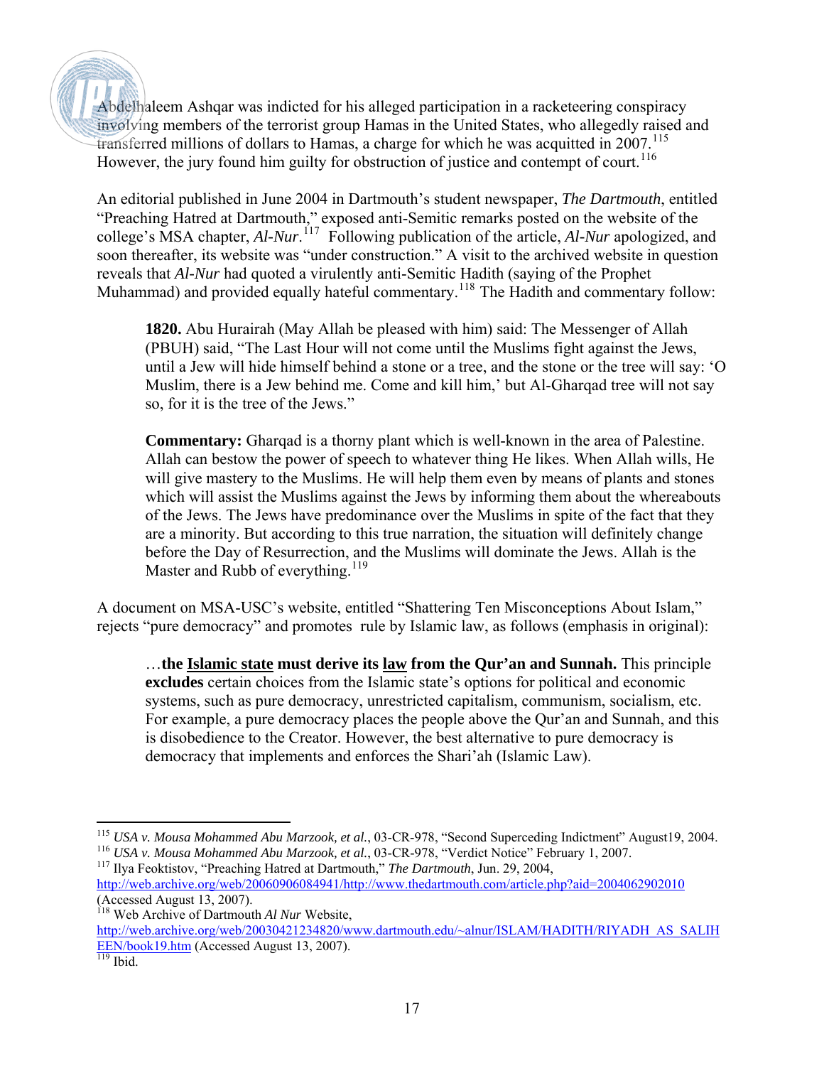Abdelhaleem Ashqar was indicted for his alleged participation in a racketeering conspiracy involving members of the terrorist group Hamas in the United States, who allegedly raised and transferred millions of dollars to Hamas, a charge for which he was acquitted in 2007.[115] However, the jury found him guilty for obstruction of justice and contempt of court.[116]

An editorial published in June 2004 in Dartmouth's student newspaper, *The Dartmouth*, entitled "Preaching Hatred at Dartmouth," exposed anti-Semitic remarks posted on the website of the college's MSA chapter, *Al-Nur*.[117] Following publication of the article, *Al-Nur* apologized, and soon thereafter, its website was "under construction." A visit to the archived website in question reveals that *Al-Nur* had quoted a virulently anti-Semitic Hadith (saying of the Prophet Muhammad) and provided equally hateful commentary.[118] The Hadith and commentary follow:

> **1820.** Abu Hurairah (May Allah be pleased with him) said: The Messenger of Allah (PBUH) said, "The Last Hour will not come until the Muslims fight against the Jews, until a Jew will hide himself behind a stone or a tree, and the stone or the tree will say: 'O Muslim, there is a Jew behind me. Come and kill him,' but Al-Gharqad tree will not say so, for it is the tree of the Jews."
>
> **Commentary:** Gharqad is a thorny plant which is well-known in the area of Palestine. Allah can bestow the power of speech to whatever thing He likes. When Allah wills, He will give mastery to the Muslims. He will help them even by means of plants and stones which will assist the Muslims against the Jews by informing them about the whereabouts of the Jews. The Jews have predominance over the Muslims in spite of the fact that they are a minority. But according to this true narration, the situation will definitely change before the Day of Resurrection, and the Muslims will dominate the Jews. Allah is the Master and Rubb of everything.[119]

A document on MSA-USC's website, entitled "Shattering Ten Misconceptions About Islam," rejects "pure democracy" and promotes rule by Islamic law, as follows (emphasis in original):

> …**the <u>Islamic state</u> must derive its <u>law</u> from the Qur'an and Sunnah.** This principle **excludes** certain choices from the Islamic state's options for political and economic systems, such as pure democracy, unrestricted capitalism, communism, socialism, etc. For example, a pure democracy places the people above the Qur'an and Sunnah, and this is disobedience to the Creator. However, the best alternative to pure democracy is democracy that implements and enforces the Shari'ah (Islamic Law).

---

[115] *USA v. Mousa Mohammed Abu Marzook, et al.*, 03-CR-978, "Second Superceding Indictment" August19, 2004.

[116] *USA v. Mousa Mohammed Abu Marzook, et al.*, 03-CR-978, "Verdict Notice" February 1, 2007.

[117] Ilya Feoktistov, "Preaching Hatred at Dartmouth," *The Dartmouth*, Jun. 29, 2004, http://web.archive.org/web/20060906084941/http://www.thedartmouth.com/article.php?aid=2004062902010 (Accessed August 13, 2007).

[118] Web Archive of Dartmouth *Al Nur* Website, http://web.archive.org/web/20030421234820/www.dartmouth.edu/~alnur/ISLAM/HADITH/RIYADH_AS_SALIHEEN/book19.htm (Accessed August 13, 2007).

[119] Ibid.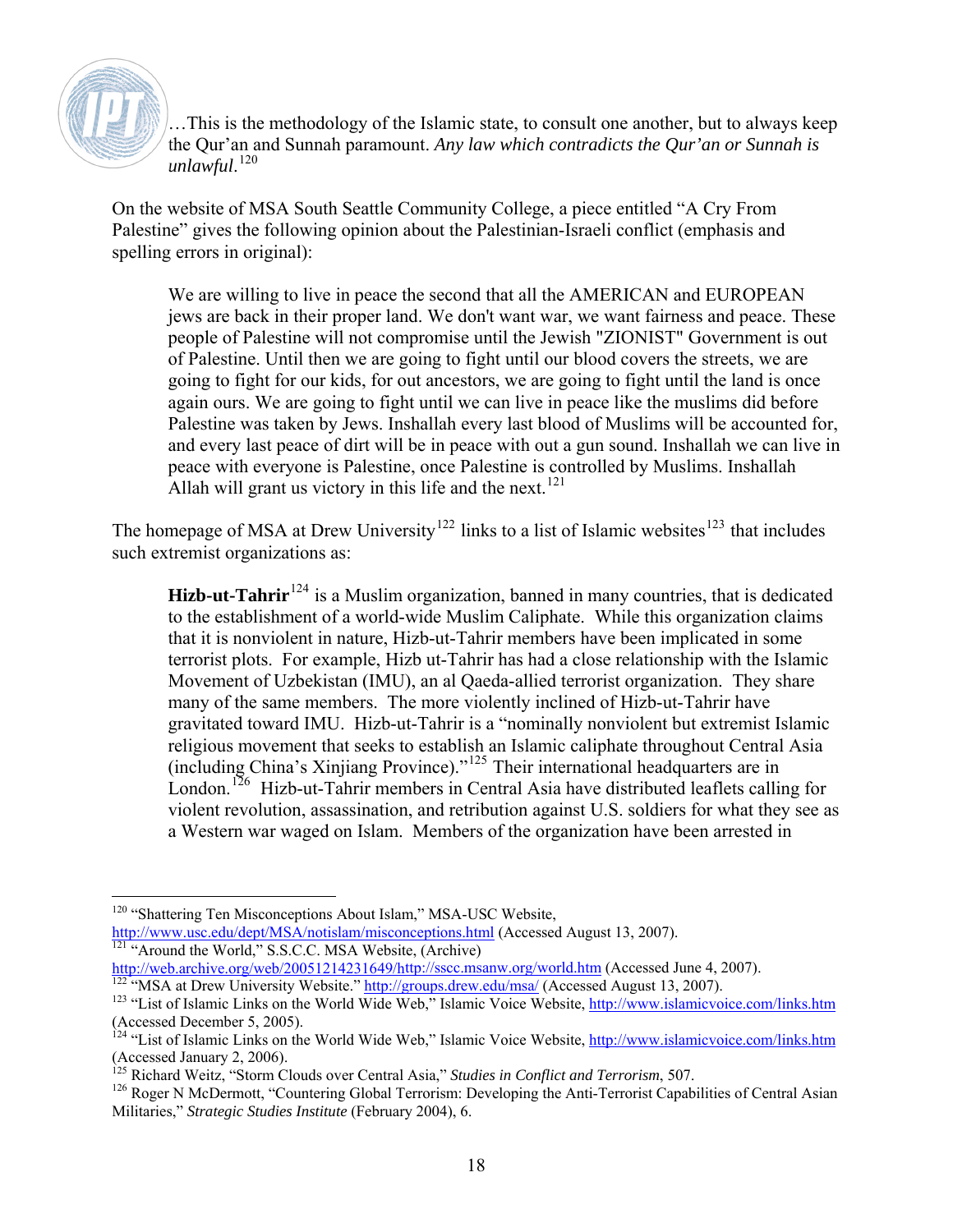…This is the methodology of the Islamic state, to consult one another, but to always keep the Qur'an and Sunnah paramount. *Any law which contradicts the Qur'an or Sunnah is unlawful*.[120]

On the website of MSA South Seattle Community College, a piece entitled "A Cry From Palestine" gives the following opinion about the Palestinian-Israeli conflict (emphasis and spelling errors in original):

> We are willing to live in peace the second that all the AMERICAN and EUROPEAN jews are back in their proper land. We don't want war, we want fairness and peace. These people of Palestine will not compromise until the Jewish "ZIONIST" Government is out of Palestine. Until then we are going to fight until our blood covers the streets, we are going to fight for our kids, for out ancestors, we are going to fight until the land is once again ours. We are going to fight until we can live in peace like the muslims did before Palestine was taken by Jews. Inshallah every last blood of Muslims will be accounted for, and every last peace of dirt will be in peace with out a gun sound. Inshallah we can live in peace with everyone is Palestine, once Palestine is controlled by Muslims. Inshallah Allah will grant us victory in this life and the next.[121]

The homepage of MSA at Drew University[122] links to a list of Islamic websites[123] that includes such extremist organizations as:

> **Hizb-ut-Tahrir**[124] is a Muslim organization, banned in many countries, that is dedicated to the establishment of a world-wide Muslim Caliphate. While this organization claims that it is nonviolent in nature, Hizb-ut-Tahrir members have been implicated in some terrorist plots. For example, Hizb ut-Tahrir has had a close relationship with the Islamic Movement of Uzbekistan (IMU), an al Qaeda-allied terrorist organization. They share many of the same members. The more violently inclined of Hizb-ut-Tahrir have gravitated toward IMU. Hizb-ut-Tahrir is a "nominally nonviolent but extremist Islamic religious movement that seeks to establish an Islamic caliphate throughout Central Asia (including China's Xinjiang Province)."[125] Their international headquarters are in London.[126] Hizb-ut-Tahrir members in Central Asia have distributed leaflets calling for violent revolution, assassination, and retribution against U.S. soldiers for what they see as a Western war waged on Islam. Members of the organization have been arrested in

---

[120] "Shattering Ten Misconceptions About Islam," MSA-USC Website, http://www.usc.edu/dept/MSA/notislam/misconceptions.html (Accessed August 13, 2007).

[121] "Around the World," S.S.C.C. MSA Website, (Archive) http://web.archive.org/web/20051214231649/http://sscc.msanw.org/world.htm (Accessed June 4, 2007).

[122] "MSA at Drew University Website." http://groups.drew.edu/msa/ (Accessed August 13, 2007).

[123] "List of Islamic Links on the World Wide Web," Islamic Voice Website, http://www.islamicvoice.com/links.htm (Accessed December 5, 2005).

[124] "List of Islamic Links on the World Wide Web," Islamic Voice Website, http://www.islamicvoice.com/links.htm (Accessed January 2, 2006).

[125] Richard Weitz, "Storm Clouds over Central Asia," *Studies in Conflict and Terrorism*, 507.

[126] Roger N McDermott, "Countering Global Terrorism: Developing the Anti-Terrorist Capabilities of Central Asian Militaries," *Strategic Studies Institute* (February 2004), 6.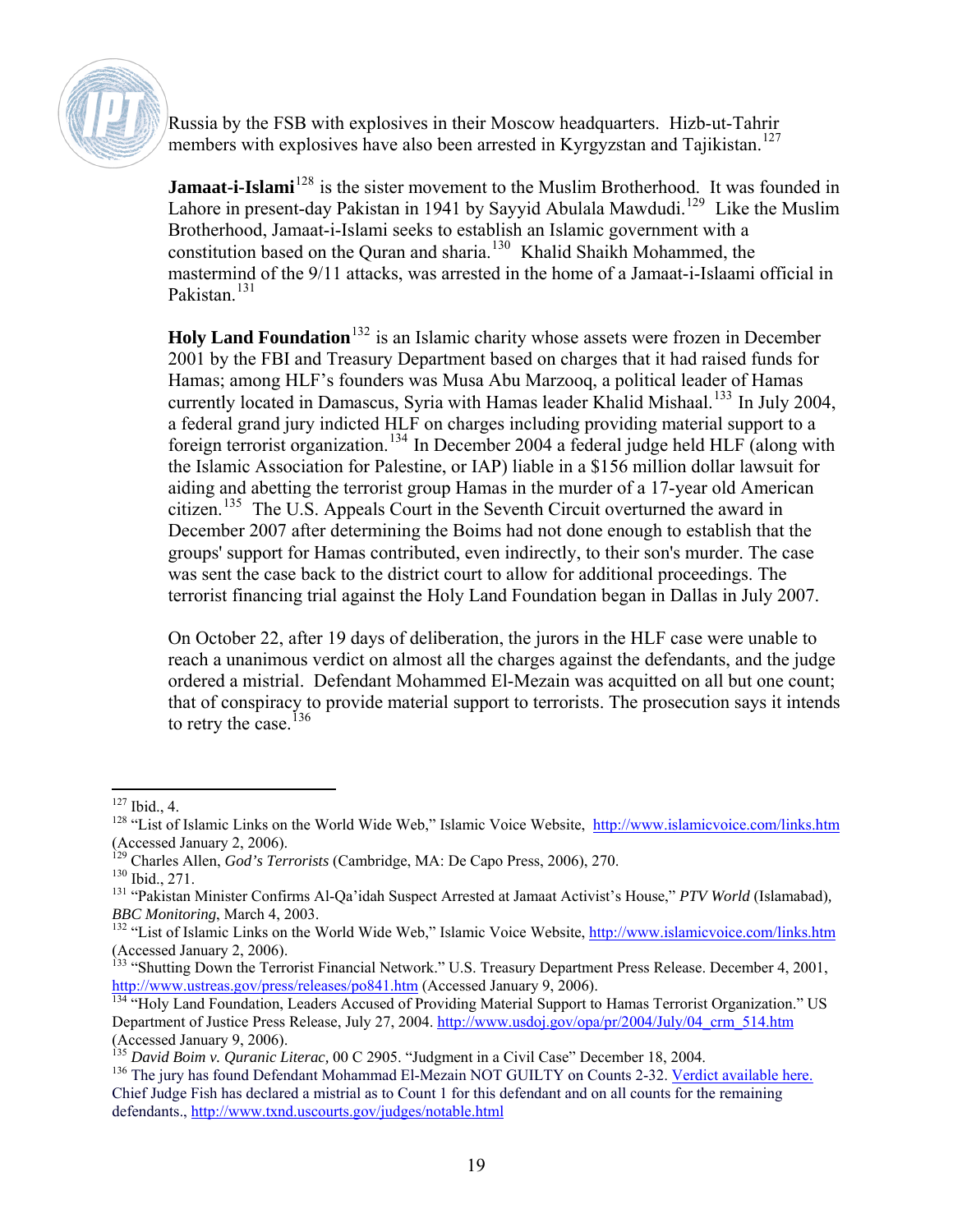Russia by the FSB with explosives in their Moscow headquarters. Hizb-ut-Tahrir members with explosives have also been arrested in Kyrgyzstan and Tajikistan.[127]

**Jamaat-i-Islami**[128] is the sister movement to the Muslim Brotherhood. It was founded in Lahore in present-day Pakistan in 1941 by Sayyid Abulala Mawdudi.[129] Like the Muslim Brotherhood, Jamaat-i-Islami seeks to establish an Islamic government with a constitution based on the Quran and sharia.[130] Khalid Shaikh Mohammed, the mastermind of the 9/11 attacks, was arrested in the home of a Jamaat-i-Islaami official in Pakistan.[131]

**Holy Land Foundation**[132] is an Islamic charity whose assets were frozen in December 2001 by the FBI and Treasury Department based on charges that it had raised funds for Hamas; among HLF's founders was Musa Abu Marzooq, a political leader of Hamas currently located in Damascus, Syria with Hamas leader Khalid Mishaal.[133] In July 2004, a federal grand jury indicted HLF on charges including providing material support to a foreign terrorist organization.[134] In December 2004 a federal judge held HLF (along with the Islamic Association for Palestine, or IAP) liable in a $156 million dollar lawsuit for aiding and abetting the terrorist group Hamas in the murder of a 17-year old American citizen.[135] The U.S. Appeals Court in the Seventh Circuit overturned the award in December 2007 after determining the Boims had not done enough to establish that the groups' support for Hamas contributed, even indirectly, to their son's murder. The case was sent the case back to the district court to allow for additional proceedings. The terrorist financing trial against the Holy Land Foundation began in Dallas in July 2007.

On October 22, after 19 days of deliberation, the jurors in the HLF case were unable to reach a unanimous verdict on almost all the charges against the defendants, and the judge ordered a mistrial. Defendant Mohammed El-Mezain was acquitted on all but one count; that of conspiracy to provide material support to terrorists. The prosecution says it intends to retry the case.[136]

---

[127] Ibid., 4.

[128] "List of Islamic Links on the World Wide Web," Islamic Voice Website, http://www.islamicvoice.com/links.htm (Accessed January 2, 2006).

[129] Charles Allen, *God's Terrorists* (Cambridge, MA: De Capo Press, 2006), 270.

[130] Ibid., 271.

[131] "Pakistan Minister Confirms Al-Qa'idah Suspect Arrested at Jamaat Activist's House," *PTV World* (Islamabad), *BBC Monitoring*, March 4, 2003.

[132] "List of Islamic Links on the World Wide Web," Islamic Voice Website, http://www.islamicvoice.com/links.htm (Accessed January 2, 2006).

[133] "Shutting Down the Terrorist Financial Network." U.S. Treasury Department Press Release. December 4, 2001, http://www.ustreas.gov/press/releases/po841.htm (Accessed January 9, 2006).

[134] "Holy Land Foundation, Leaders Accused of Providing Material Support to Hamas Terrorist Organization." US Department of Justice Press Release, July 27, 2004. http://www.usdoj.gov/opa/pr/2004/July/04_crm_514.htm (Accessed January 9, 2006).

[135] *David Boim v. Quranic Literac,* 00 C 2905. "Judgment in a Civil Case" December 18, 2004.

[136] The jury has found Defendant Mohammad El-Mezain NOT GUILTY on Counts 2-32. Verdict available here. Chief Judge Fish has declared a mistrial as to Count 1 for this defendant and on all counts for the remaining defendants., http://www.txnd.uscourts.gov/judges/notable.html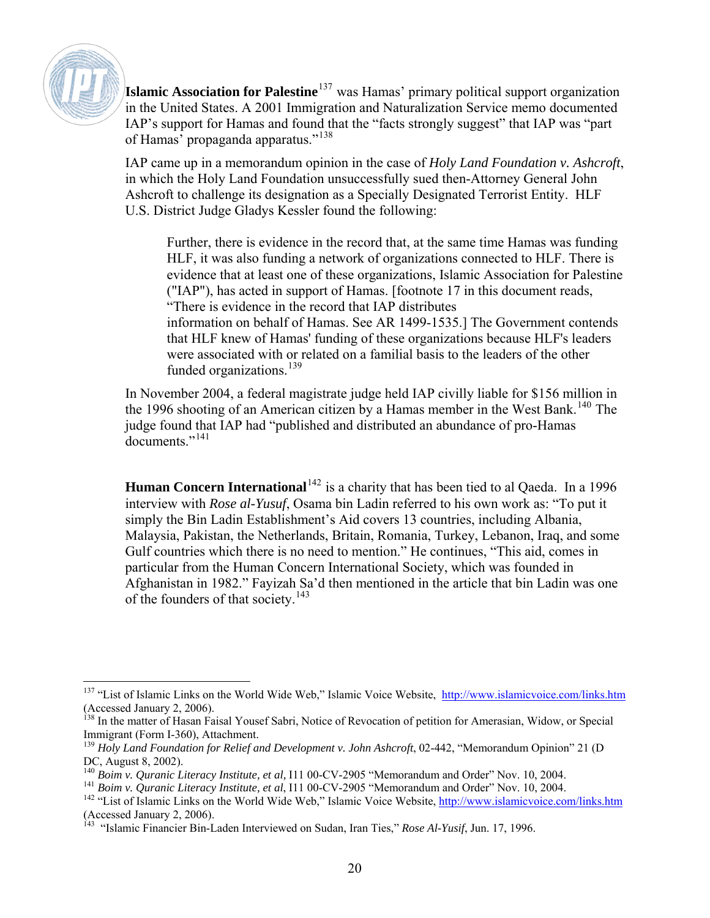**Islamic Association for Palestine**[137] was Hamas' primary political support organization in the United States. A 2001 Immigration and Naturalization Service memo documented IAP's support for Hamas and found that the "facts strongly suggest" that IAP was "part of Hamas' propaganda apparatus."[138]

IAP came up in a memorandum opinion in the case of *Holy Land Foundation v. Ashcroft*, in which the Holy Land Foundation unsuccessfully sued then-Attorney General John Ashcroft to challenge its designation as a Specially Designated Terrorist Entity. HLF U.S. District Judge Gladys Kessler found the following:

> Further, there is evidence in the record that, at the same time Hamas was funding HLF, it was also funding a network of organizations connected to HLF. There is evidence that at least one of these organizations, Islamic Association for Palestine ("IAP"), has acted in support of Hamas. [footnote 17 in this document reads, "There is evidence in the record that IAP distributes information on behalf of Hamas. See AR 1499-1535.] The Government contends that HLF knew of Hamas' funding of these organizations because HLF's leaders were associated with or related on a familial basis to the leaders of the other funded organizations.[139]

In November 2004, a federal magistrate judge held IAP civilly liable for $156 million in the 1996 shooting of an American citizen by a Hamas member in the West Bank.[140] The judge found that IAP had "published and distributed an abundance of pro-Hamas documents."[141]

**Human Concern International**[142] is a charity that has been tied to al Qaeda. In a 1996 interview with *Rose al-Yusuf*, Osama bin Ladin referred to his own work as: "To put it simply the Bin Ladin Establishment's Aid covers 13 countries, including Albania, Malaysia, Pakistan, the Netherlands, Britain, Romania, Turkey, Lebanon, Iraq, and some Gulf countries which there is no need to mention." He continues, "This aid, comes in particular from the Human Concern International Society, which was founded in Afghanistan in 1982." Fayizah Sa'd then mentioned in the article that bin Ladin was one of the founders of that society.[143]

---

[137] "List of Islamic Links on the World Wide Web," Islamic Voice Website, http://www.islamicvoice.com/links.htm (Accessed January 2, 2006).

[138] In the matter of Hasan Faisal Yousef Sabri, Notice of Revocation of petition for Amerasian, Widow, or Special Immigrant (Form I-360), Attachment.

[139] *Holy Land Foundation for Relief and Development v. John Ashcroft*, 02-442, "Memorandum Opinion" 21 (D DC, August 8, 2002).

[140] *Boim v. Quranic Literacy Institute, et al,* I11 00-CV-2905 "Memorandum and Order" Nov. 10, 2004.

[141] *Boim v. Quranic Literacy Institute, et al*, I11 00-CV-2905 "Memorandum and Order" Nov. 10, 2004.

[142] "List of Islamic Links on the World Wide Web," Islamic Voice Website, http://www.islamicvoice.com/links.htm (Accessed January 2, 2006).

[143] "Islamic Financier Bin-Laden Interviewed on Sudan, Iran Ties," *Rose Al-Yusif*, Jun. 17, 1996.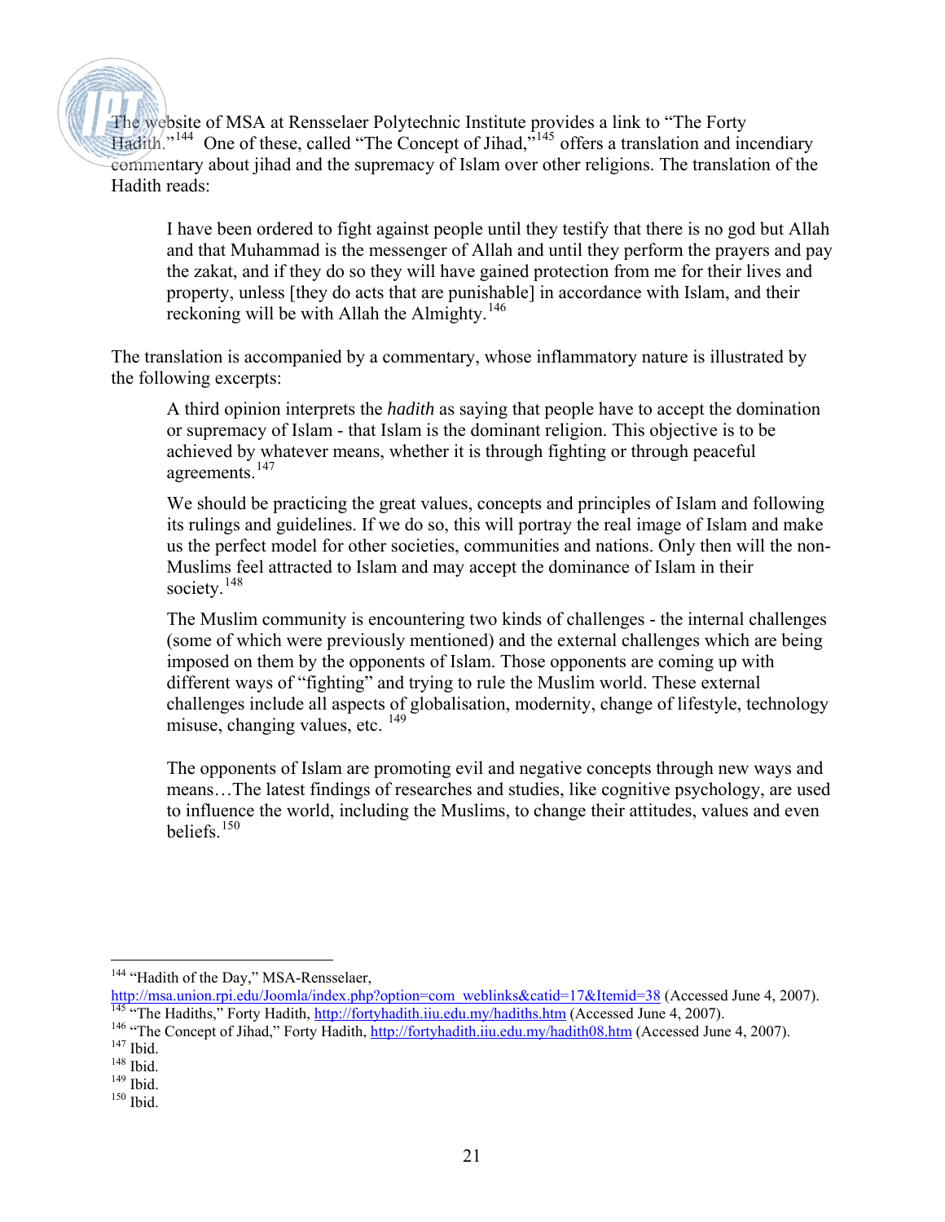The website of MSA at Rensselaer Polytechnic Institute provides a link to "The Forty Hadith."[144] One of these, called "The Concept of Jihad,"[145] offers a translation and incendiary commentary about jihad and the supremacy of Islam over other religions. The translation of the Hadith reads:

> I have been ordered to fight against people until they testify that there is no god but Allah and that Muhammad is the messenger of Allah and until they perform the prayers and pay the zakat, and if they do so they will have gained protection from me for their lives and property, unless [they do acts that are punishable] in accordance with Islam, and their reckoning will be with Allah the Almighty.[146]

The translation is accompanied by a commentary, whose inflammatory nature is illustrated by the following excerpts:

> A third opinion interprets the *hadith* as saying that people have to accept the domination or supremacy of Islam - that Islam is the dominant religion. This objective is to be achieved by whatever means, whether it is through fighting or through peaceful agreements.[147]
>
> We should be practicing the great values, concepts and principles of Islam and following its rulings and guidelines. If we do so, this will portray the real image of Islam and make us the perfect model for other societies, communities and nations. Only then will the non-Muslims feel attracted to Islam and may accept the dominance of Islam in their society.[148]
>
> The Muslim community is encountering two kinds of challenges - the internal challenges (some of which were previously mentioned) and the external challenges which are being imposed on them by the opponents of Islam. Those opponents are coming up with different ways of "fighting" and trying to rule the Muslim world. These external challenges include all aspects of globalisation, modernity, change of lifestyle, technology misuse, changing values, etc. [149]
>
> The opponents of Islam are promoting evil and negative concepts through new ways and means…The latest findings of researches and studies, like cognitive psychology, are used to influence the world, including the Muslims, to change their attitudes, values and even beliefs.[150]

---

[144] "Hadith of the Day," MSA-Rensselaer, http://msa.union.rpi.edu/Joomla/index.php?option=com_weblinks&catid=17&Itemid=38 (Accessed June 4, 2007).

[145] "The Hadiths," Forty Hadith, http://fortyhadith.iiu.edu.my/hadiths.htm (Accessed June 4, 2007).

[146] "The Concept of Jihad," Forty Hadith, http://fortyhadith.iiu.edu.my/hadith08.htm (Accessed June 4, 2007).

[147] Ibid.

[148] Ibid.

[149] Ibid.

[150] Ibid.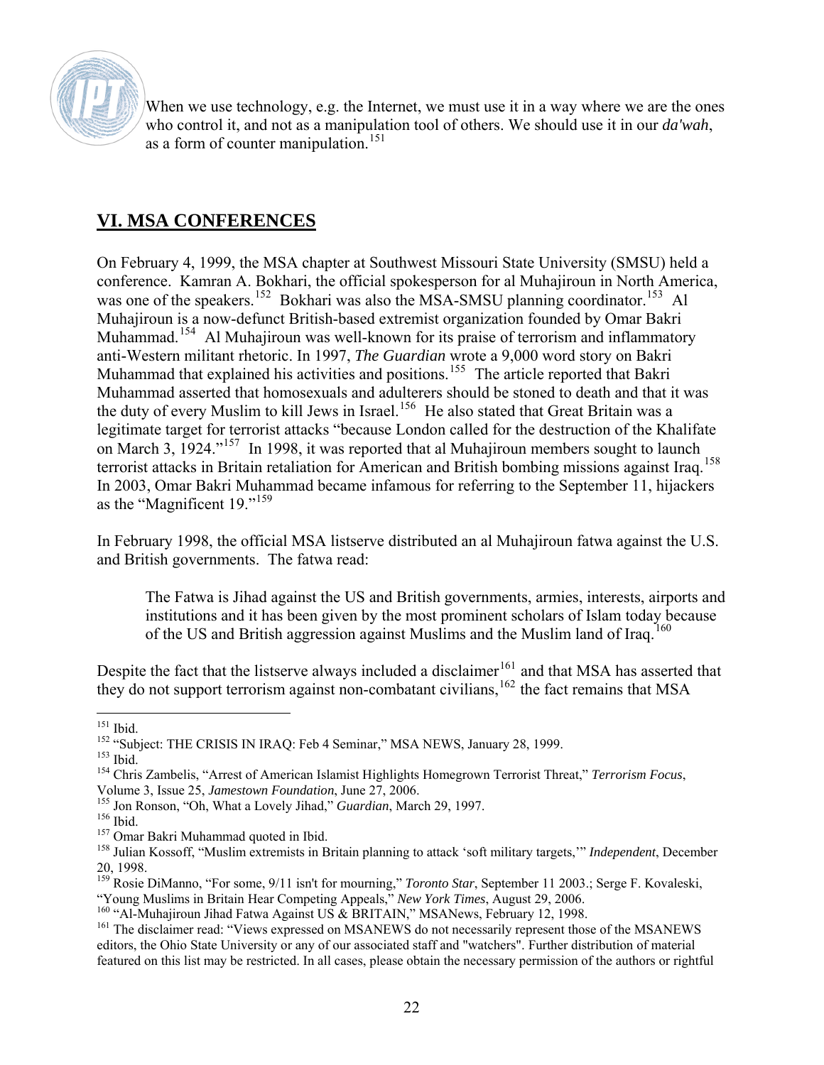When we use technology, e.g. the Internet, we must use it in a way where we are the ones who control it, and not as a manipulation tool of others. We should use it in our *da'wah*, as a form of counter manipulation.[151]

## VI. MSA CONFERENCES

On February 4, 1999, the MSA chapter at Southwest Missouri State University (SMSU) held a conference. Kamran A. Bokhari, the official spokesperson for al Muhajiroun in North America, was one of the speakers.[152] Bokhari was also the MSA-SMSU planning coordinator.[153] Al Muhajiroun is a now-defunct British-based extremist organization founded by Omar Bakri Muhammad.[154] Al Muhajiroun was well-known for its praise of terrorism and inflammatory anti-Western militant rhetoric. In 1997, *The Guardian* wrote a 9,000 word story on Bakri Muhammad that explained his activities and positions.[155] The article reported that Bakri Muhammad asserted that homosexuals and adulterers should be stoned to death and that it was the duty of every Muslim to kill Jews in Israel.[156] He also stated that Great Britain was a legitimate target for terrorist attacks "because London called for the destruction of the Khalifate on March 3, 1924."[157] In 1998, it was reported that al Muhajiroun members sought to launch terrorist attacks in Britain retaliation for American and British bombing missions against Iraq.[158] In 2003, Omar Bakri Muhammad became infamous for referring to the September 11, hijackers as the "Magnificent 19."[159]

In February 1998, the official MSA listserve distributed an al Muhajiroun fatwa against the U.S. and British governments. The fatwa read:

> The Fatwa is Jihad against the US and British governments, armies, interests, airports and institutions and it has been given by the most prominent scholars of Islam today because of the US and British aggression against Muslims and the Muslim land of Iraq.[160]

Despite the fact that the listserve always included a disclaimer[161] and that MSA has asserted that they do not support terrorism against non-combatant civilians,[162] the fact remains that MSA

---

[151] Ibid.

[152] "Subject: THE CRISIS IN IRAQ: Feb 4 Seminar," MSA NEWS, January 28, 1999.

[153] Ibid.

[154] Chris Zambelis, "Arrest of American Islamist Highlights Homegrown Terrorist Threat," *Terrorism Focus*, Volume 3, Issue 25, *Jamestown Foundation*, June 27, 2006.

[155] Jon Ronson, "Oh, What a Lovely Jihad," *Guardian*, March 29, 1997.

[156] Ibid.

[157] Omar Bakri Muhammad quoted in Ibid.

[158] Julian Kossoff, "Muslim extremists in Britain planning to attack 'soft military targets,'" *Independent*, December 20, 1998.

[159] Rosie DiManno, "For some, 9/11 isn't for mourning," *Toronto Star*, September 11 2003.; Serge F. Kovaleski, "Young Muslims in Britain Hear Competing Appeals," *New York Times*, August 29, 2006.

[160] "Al-Muhajiroun Jihad Fatwa Against US & BRITAIN," MSANews, February 12, 1998.

[161] The disclaimer read: "Views expressed on MSANEWS do not necessarily represent those of the MSANEWS editors, the Ohio State University or any of our associated staff and "watchers". Further distribution of material featured on this list may be restricted. In all cases, please obtain the necessary permission of the authors or rightful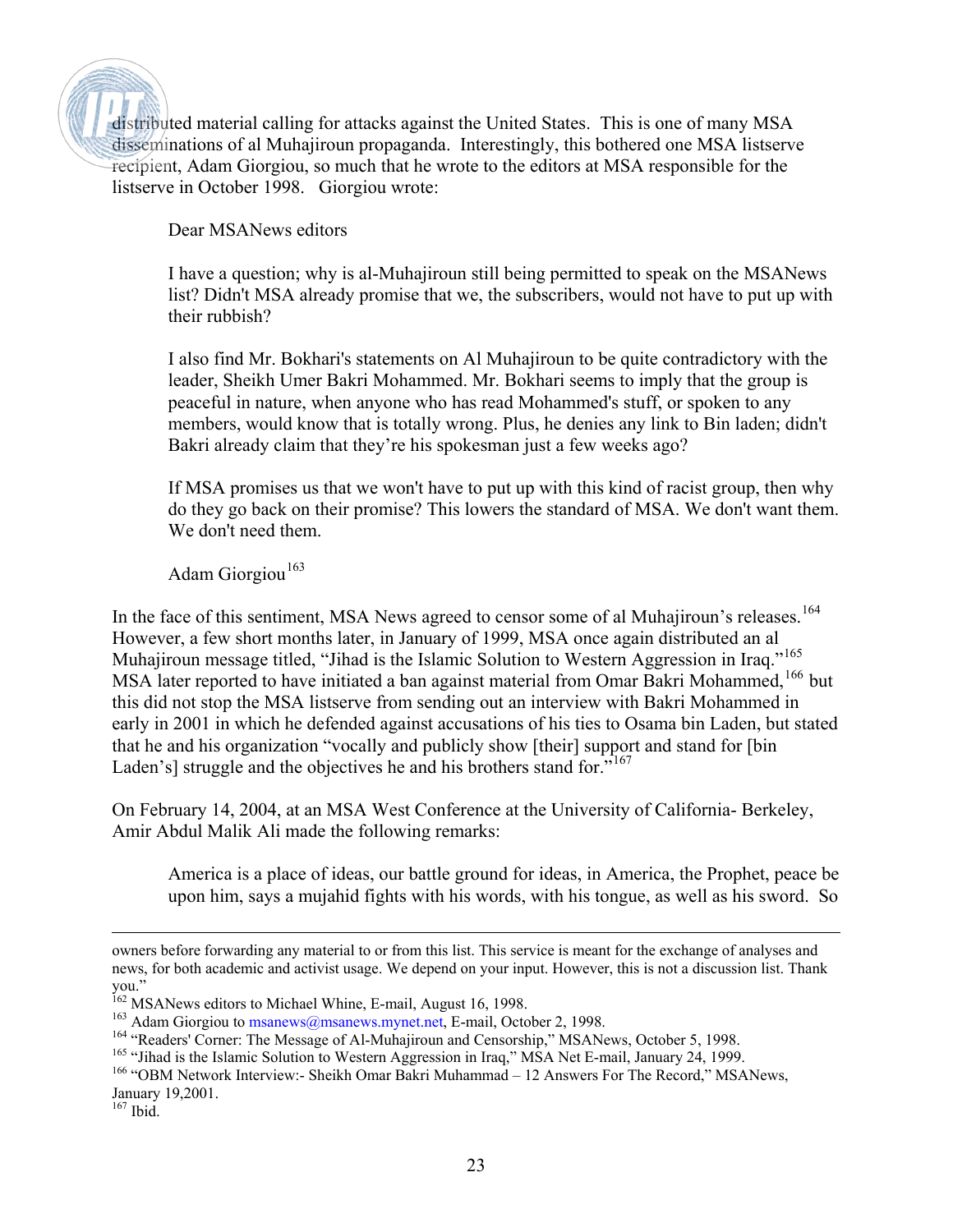distributed material calling for attacks against the United States. This is one of many MSA disseminations of al Muhajiroun propaganda. Interestingly, this bothered one MSA listserve recipient, Adam Giorgiou, so much that he wrote to the editors at MSA responsible for the listserve in October 1998. Giorgiou wrote:

> Dear MSANews editors
>
> I have a question; why is al-Muhajiroun still being permitted to speak on the MSANews list? Didn't MSA already promise that we, the subscribers, would not have to put up with their rubbish?
>
> I also find Mr. Bokhari's statements on Al Muhajiroun to be quite contradictory with the leader, Sheikh Umer Bakri Mohammed. Mr. Bokhari seems to imply that the group is peaceful in nature, when anyone who has read Mohammed's stuff, or spoken to any members, would know that is totally wrong. Plus, he denies any link to Bin laden; didn't Bakri already claim that they're his spokesman just a few weeks ago?
>
> If MSA promises us that we won't have to put up with this kind of racist group, then why do they go back on their promise? This lowers the standard of MSA. We don't want them. We don't need them.
>
> Adam Giorgiou[163]

In the face of this sentiment, MSA News agreed to censor some of al Muhajiroun's releases.[164] However, a few short months later, in January of 1999, MSA once again distributed an al Muhajiroun message titled, "Jihad is the Islamic Solution to Western Aggression in Iraq."[165] MSA later reported to have initiated a ban against material from Omar Bakri Mohammed,[166] but this did not stop the MSA listserve from sending out an interview with Bakri Mohammed in early in 2001 in which he defended against accusations of his ties to Osama bin Laden, but stated that he and his organization "vocally and publicly show [their] support and stand for [bin Laden's] struggle and the objectives he and his brothers stand for."[167]

On February 14, 2004, at an MSA West Conference at the University of California- Berkeley, Amir Abdul Malik Ali made the following remarks:

> America is a place of ideas, our battle ground for ideas, in America, the Prophet, peace be upon him, says a mujahid fights with his words, with his tongue, as well as his sword. So

---

owners before forwarding any material to or from this list. This service is meant for the exchange of analyses and news, for both academic and activist usage. We depend on your input. However, this is not a discussion list. Thank you."

[162] MSANews editors to Michael Whine, E-mail, August 16, 1998.

[163] Adam Giorgiou to msanews@msanews.mynet.net, E-mail, October 2, 1998.

[164] "Readers' Corner: The Message of Al-Muhajiroun and Censorship," MSANews, October 5, 1998.

[165] "Jihad is the Islamic Solution to Western Aggression in Iraq," MSA Net E-mail, January 24, 1999.

[166] "OBM Network Interview:- Sheikh Omar Bakri Muhammad – 12 Answers For The Record," MSANews, January 19,2001.

[167] Ibid.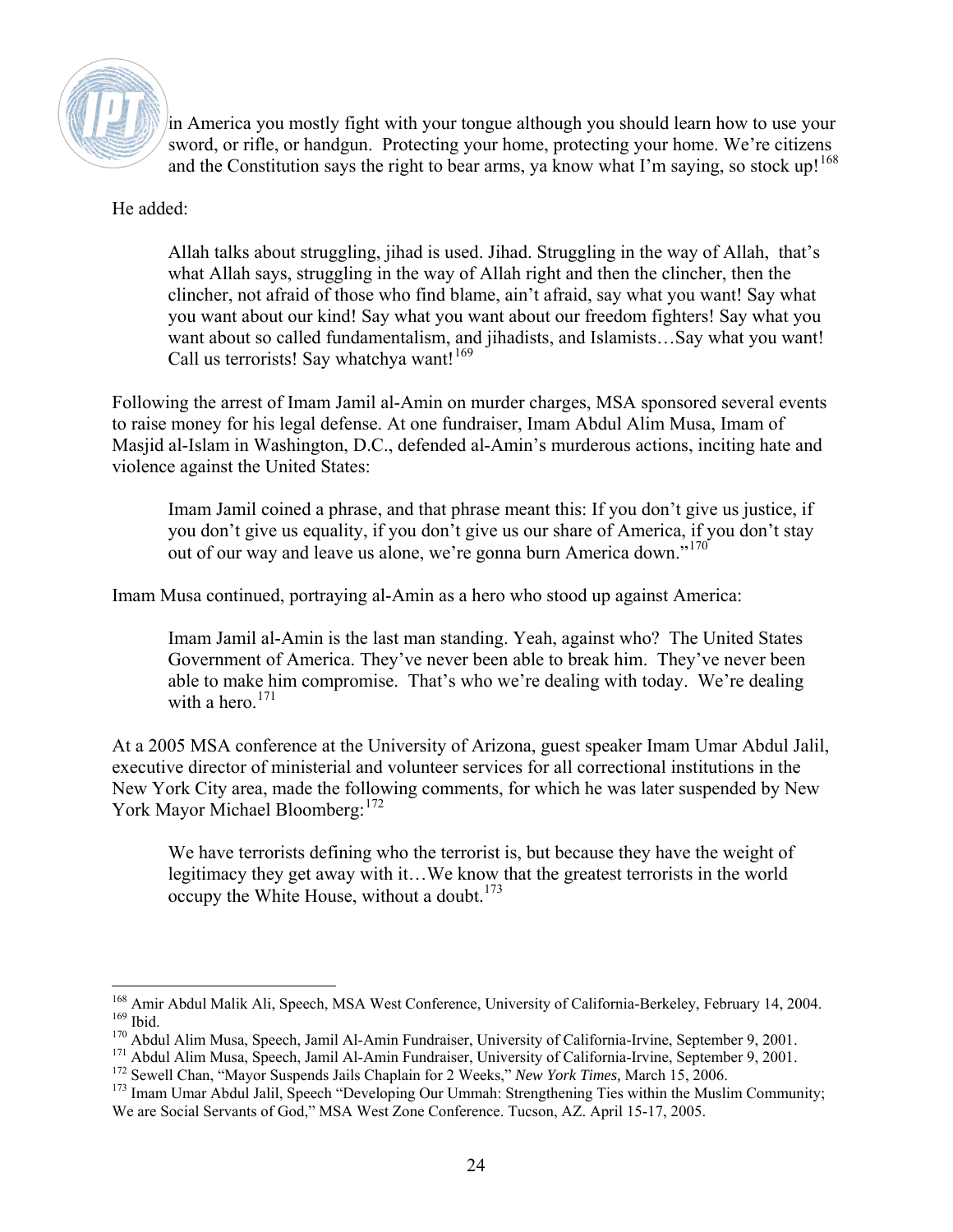> in America you mostly fight with your tongue although you should learn how to use your sword, or rifle, or handgun. Protecting your home, protecting your home. We're citizens and the Constitution says the right to bear arms, ya know what I'm saying, so stock up![168]

He added:

> Allah talks about struggling, jihad is used. Jihad. Struggling in the way of Allah, that's what Allah says, struggling in the way of Allah right and then the clincher, then the clincher, not afraid of those who find blame, ain't afraid, say what you want! Say what you want about our kind! Say what you want about our freedom fighters! Say what you want about so called fundamentalism, and jihadists, and Islamists…Say what you want! Call us terrorists! Say whatchya want![169]

Following the arrest of Imam Jamil al-Amin on murder charges, MSA sponsored several events to raise money for his legal defense. At one fundraiser, Imam Abdul Alim Musa, Imam of Masjid al-Islam in Washington, D.C., defended al-Amin's murderous actions, inciting hate and violence against the United States:

> Imam Jamil coined a phrase, and that phrase meant this: If you don't give us justice, if you don't give us equality, if you don't give us our share of America, if you don't stay out of our way and leave us alone, we're gonna burn America down."[170]

Imam Musa continued, portraying al-Amin as a hero who stood up against America:

> Imam Jamil al-Amin is the last man standing. Yeah, against who? The United States Government of America. They've never been able to break him. They've never been able to make him compromise. That's who we're dealing with today. We're dealing with a hero.[171]

At a 2005 MSA conference at the University of Arizona, guest speaker Imam Umar Abdul Jalil, executive director of ministerial and volunteer services for all correctional institutions in the New York City area, made the following comments, for which he was later suspended by New York Mayor Michael Bloomberg:[172]

> We have terrorists defining who the terrorist is, but because they have the weight of legitimacy they get away with it…We know that the greatest terrorists in the world occupy the White House, without a doubt.[173]

---

[168] Amir Abdul Malik Ali, Speech, MSA West Conference, University of California-Berkeley, February 14, 2004.
[169] Ibid.
[170] Abdul Alim Musa, Speech, Jamil Al-Amin Fundraiser, University of California-Irvine, September 9, 2001.
[171] Abdul Alim Musa, Speech, Jamil Al-Amin Fundraiser, University of California-Irvine, September 9, 2001.
[172] Sewell Chan, "Mayor Suspends Jails Chaplain for 2 Weeks," *New York Times,* March 15, 2006.
[173] Imam Umar Abdul Jalil, Speech "Developing Our Ummah: Strengthening Ties within the Muslim Community; We are Social Servants of God," MSA West Zone Conference. Tucson, AZ. April 15-17, 2005.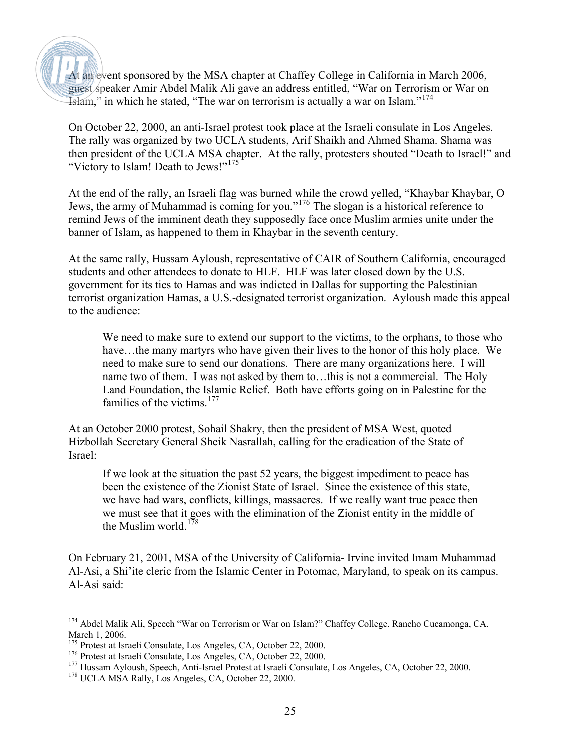At an event sponsored by the MSA chapter at Chaffey College in California in March 2006, guest speaker Amir Abdel Malik Ali gave an address entitled, "War on Terrorism or War on Islam," in which he stated, "The war on terrorism is actually a war on Islam."[174]

On October 22, 2000, an anti-Israel protest took place at the Israeli consulate in Los Angeles. The rally was organized by two UCLA students, Arif Shaikh and Ahmed Shama. Shama was then president of the UCLA MSA chapter. At the rally, protesters shouted "Death to Israel!" and "Victory to Islam! Death to Jews!"[175]

At the end of the rally, an Israeli flag was burned while the crowd yelled, "Khaybar Khaybar, O Jews, the army of Muhammad is coming for you."[176] The slogan is a historical reference to remind Jews of the imminent death they supposedly face once Muslim armies unite under the banner of Islam, as happened to them in Khaybar in the seventh century.

At the same rally, Hussam Ayloush, representative of CAIR of Southern California, encouraged students and other attendees to donate to HLF. HLF was later closed down by the U.S. government for its ties to Hamas and was indicted in Dallas for supporting the Palestinian terrorist organization Hamas, a U.S.-designated terrorist organization. Ayloush made this appeal to the audience:

> We need to make sure to extend our support to the victims, to the orphans, to those who have…the many martyrs who have given their lives to the honor of this holy place. We need to make sure to send our donations. There are many organizations here. I will name two of them. I was not asked by them to…this is not a commercial. The Holy Land Foundation, the Islamic Relief. Both have efforts going on in Palestine for the families of the victims.[177]

At an October 2000 protest, Sohail Shakry, then the president of MSA West, quoted Hizbollah Secretary General Sheik Nasrallah, calling for the eradication of the State of Israel:

> If we look at the situation the past 52 years, the biggest impediment to peace has been the existence of the Zionist State of Israel. Since the existence of this state, we have had wars, conflicts, killings, massacres. If we really want true peace then we must see that it goes with the elimination of the Zionist entity in the middle of the Muslim world.[178]

On February 21, 2001, MSA of the University of California- Irvine invited Imam Muhammad Al-Asi, a Shi'ite cleric from the Islamic Center in Potomac, Maryland, to speak on its campus. Al-Asi said:

---

[174] Abdel Malik Ali, Speech "War on Terrorism or War on Islam?" Chaffey College. Rancho Cucamonga, CA. March 1, 2006.

[175] Protest at Israeli Consulate, Los Angeles, CA, October 22, 2000.

[176] Protest at Israeli Consulate, Los Angeles, CA, October 22, 2000.

[177] Hussam Ayloush, Speech, Anti-Israel Protest at Israeli Consulate, Los Angeles, CA, October 22, 2000.

[178] UCLA MSA Rally, Los Angeles, CA, October 22, 2000.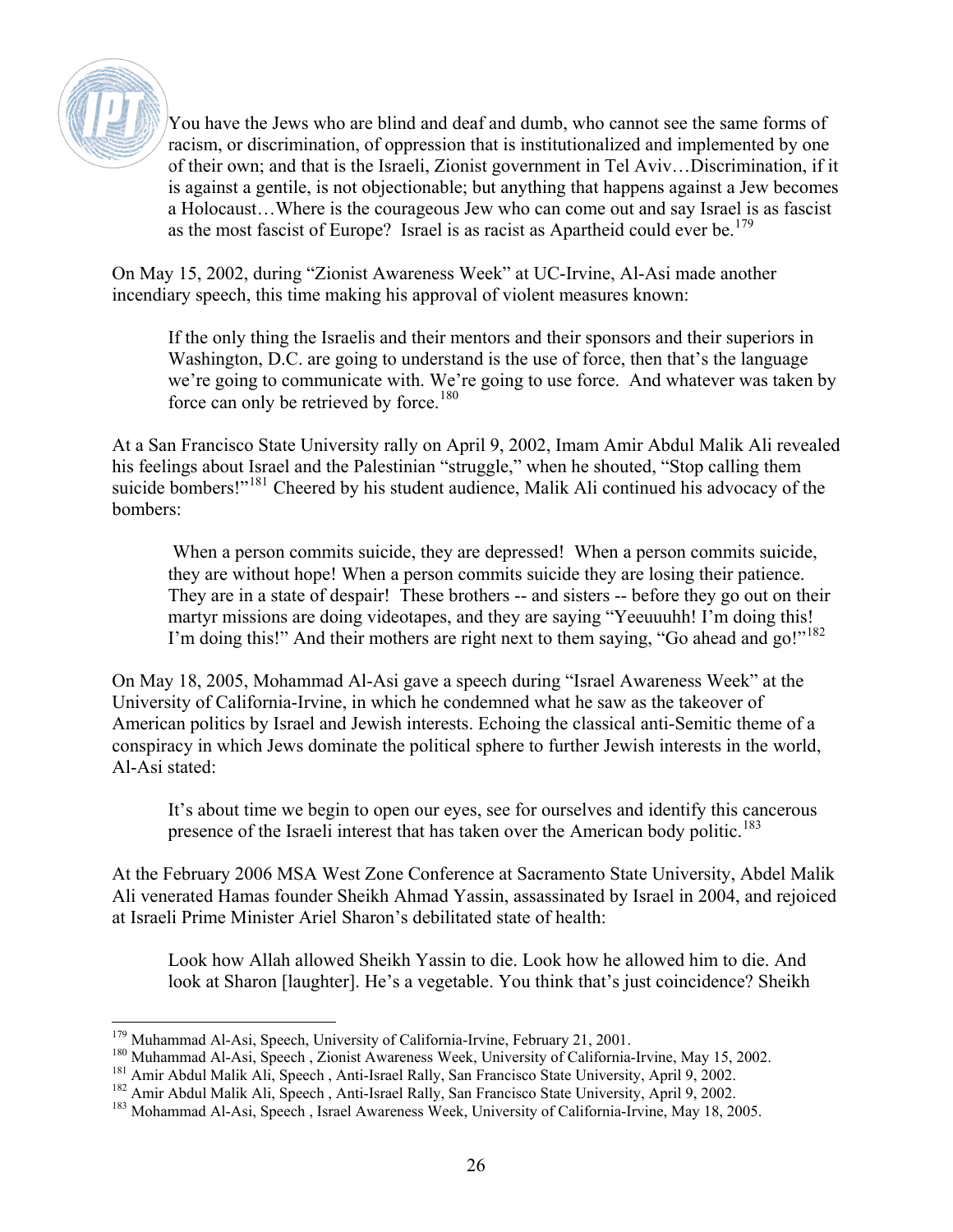> You have the Jews who are blind and deaf and dumb, who cannot see the same forms of racism, or discrimination, of oppression that is institutionalized and implemented by one of their own; and that is the Israeli, Zionist government in Tel Aviv…Discrimination, if it is against a gentile, is not objectionable; but anything that happens against a Jew becomes a Holocaust…Where is the courageous Jew who can come out and say Israel is as fascist as the most fascist of Europe? Israel is as racist as Apartheid could ever be.[179]

On May 15, 2002, during "Zionist Awareness Week" at UC-Irvine, Al-Asi made another incendiary speech, this time making his approval of violent measures known:

> If the only thing the Israelis and their mentors and their sponsors and their superiors in Washington, D.C. are going to understand is the use of force, then that's the language we're going to communicate with. We're going to use force. And whatever was taken by force can only be retrieved by force.[180]

At a San Francisco State University rally on April 9, 2002, Imam Amir Abdul Malik Ali revealed his feelings about Israel and the Palestinian "struggle," when he shouted, "Stop calling them suicide bombers!"[181] Cheered by his student audience, Malik Ali continued his advocacy of the bombers:

> When a person commits suicide, they are depressed! When a person commits suicide, they are without hope! When a person commits suicide they are losing their patience. They are in a state of despair! These brothers -- and sisters -- before they go out on their martyr missions are doing videotapes, and they are saying "Yeeuuuhh! I'm doing this! I'm doing this!" And their mothers are right next to them saying, "Go ahead and go!"[182]

On May 18, 2005, Mohammad Al-Asi gave a speech during "Israel Awareness Week" at the University of California-Irvine, in which he condemned what he saw as the takeover of American politics by Israel and Jewish interests. Echoing the classical anti-Semitic theme of a conspiracy in which Jews dominate the political sphere to further Jewish interests in the world, Al-Asi stated:

> It's about time we begin to open our eyes, see for ourselves and identify this cancerous presence of the Israeli interest that has taken over the American body politic.[183]

At the February 2006 MSA West Zone Conference at Sacramento State University, Abdel Malik Ali venerated Hamas founder Sheikh Ahmad Yassin, assassinated by Israel in 2004, and rejoiced at Israeli Prime Minister Ariel Sharon's debilitated state of health:

> Look how Allah allowed Sheikh Yassin to die. Look how he allowed him to die. And look at Sharon [laughter]. He's a vegetable. You think that's just coincidence? Sheikh

---

[179] Muhammad Al-Asi, Speech, University of California-Irvine, February 21, 2001.

[180] Muhammad Al-Asi, Speech , Zionist Awareness Week, University of California-Irvine, May 15, 2002.

[181] Amir Abdul Malik Ali, Speech , Anti-Israel Rally, San Francisco State University, April 9, 2002.

[182] Amir Abdul Malik Ali, Speech , Anti-Israel Rally, San Francisco State University, April 9, 2002.

[183] Mohammad Al-Asi, Speech , Israel Awareness Week, University of California-Irvine, May 18, 2005.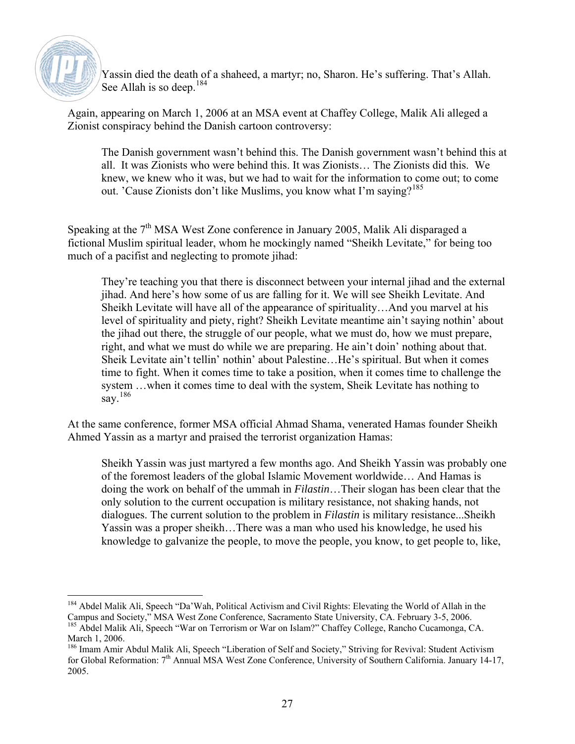Yassin died the death of a shaheed, a martyr; no, Sharon. He's suffering. That's Allah. See Allah is so deep.[184]

Again, appearing on March 1, 2006 at an MSA event at Chaffey College, Malik Ali alleged a Zionist conspiracy behind the Danish cartoon controversy:

> The Danish government wasn't behind this. The Danish government wasn't behind this at all. It was Zionists who were behind this. It was Zionists… The Zionists did this. We knew, we knew who it was, but we had to wait for the information to come out; to come out. 'Cause Zionists don't like Muslims, you know what I'm saying?[185]

Speaking at the 7th MSA West Zone conference in January 2005, Malik Ali disparaged a fictional Muslim spiritual leader, whom he mockingly named "Sheikh Levitate," for being too much of a pacifist and neglecting to promote jihad:

> They're teaching you that there is disconnect between your internal jihad and the external jihad. And here's how some of us are falling for it. We will see Sheikh Levitate. And Sheikh Levitate will have all of the appearance of spirituality…And you marvel at his level of spirituality and piety, right? Sheikh Levitate meantime ain't saying nothin' about the jihad out there, the struggle of our people, what we must do, how we must prepare, right, and what we must do while we are preparing. He ain't doin' nothing about that. Sheik Levitate ain't tellin' nothin' about Palestine…He's spiritual. But when it comes time to fight. When it comes time to take a position, when it comes time to challenge the system …when it comes time to deal with the system, Sheik Levitate has nothing to say.[186]

At the same conference, former MSA official Ahmad Shama, venerated Hamas founder Sheikh Ahmed Yassin as a martyr and praised the terrorist organization Hamas:

> Sheikh Yassin was just martyred a few months ago. And Sheikh Yassin was probably one of the foremost leaders of the global Islamic Movement worldwide… And Hamas is doing the work on behalf of the ummah in *Filastin*…Their slogan has been clear that the only solution to the current occupation is military resistance, not shaking hands, not dialogues. The current solution to the problem in *Filastin* is military resistance...Sheikh Yassin was a proper sheikh…There was a man who used his knowledge, he used his knowledge to galvanize the people, to move the people, you know, to get people to, like,

---

[184] Abdel Malik Ali, Speech "Da'Wah, Political Activism and Civil Rights: Elevating the World of Allah in the Campus and Society," MSA West Zone Conference, Sacramento State University, CA. February 3-5, 2006.

[185] Abdel Malik Ali, Speech "War on Terrorism or War on Islam?" Chaffey College, Rancho Cucamonga, CA. March 1, 2006.

[186] Imam Amir Abdul Malik Ali, Speech "Liberation of Self and Society," Striving for Revival: Student Activism for Global Reformation: 7th Annual MSA West Zone Conference, University of Southern California. January 14-17, 2005.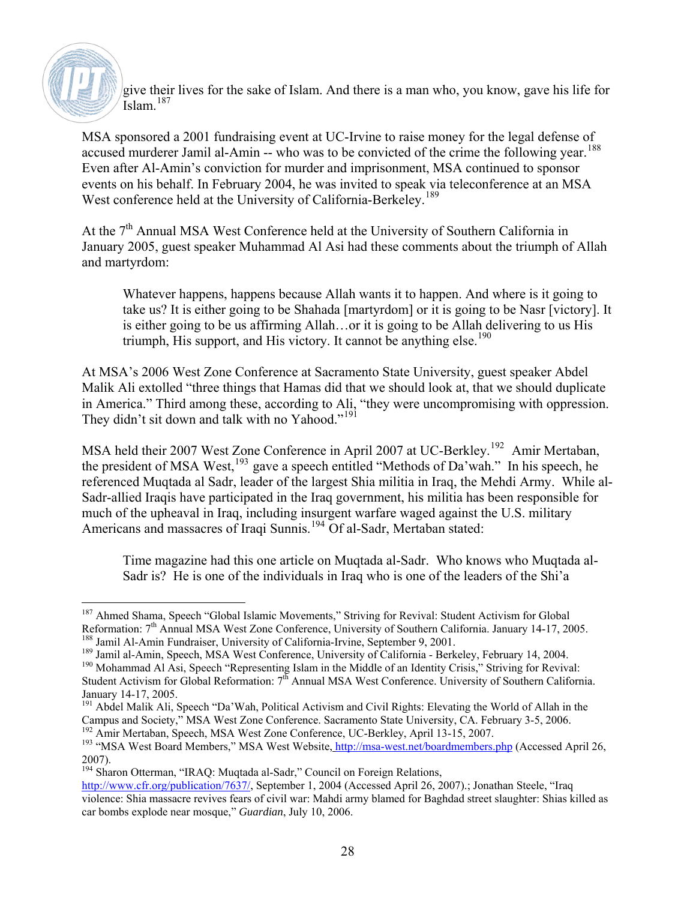> give their lives for the sake of Islam. And there is a man who, you know, gave his life for Islam.[187]

MSA sponsored a 2001 fundraising event at UC-Irvine to raise money for the legal defense of accused murderer Jamil al-Amin -- who was to be convicted of the crime the following year.[188] Even after Al-Amin's conviction for murder and imprisonment, MSA continued to sponsor events on his behalf. In February 2004, he was invited to speak via teleconference at an MSA West conference held at the University of California-Berkeley.[189]

At the 7th Annual MSA West Conference held at the University of Southern California in January 2005, guest speaker Muhammad Al Asi had these comments about the triumph of Allah and martyrdom:

> Whatever happens, happens because Allah wants it to happen. And where is it going to take us? It is either going to be Shahada [martyrdom] or it is going to be Nasr [victory]. It is either going to be us affirming Allah…or it is going to be Allah delivering to us His triumph, His support, and His victory. It cannot be anything else.[190]

At MSA's 2006 West Zone Conference at Sacramento State University, guest speaker Abdel Malik Ali extolled "three things that Hamas did that we should look at, that we should duplicate in America." Third among these, according to Ali, "they were uncompromising with oppression. They didn't sit down and talk with no Yahood."[191]

MSA held their 2007 West Zone Conference in April 2007 at UC-Berkley.[192] Amir Mertaban, the president of MSA West,[193] gave a speech entitled "Methods of Da'wah." In his speech, he referenced Muqtada al Sadr, leader of the largest Shia militia in Iraq, the Mehdi Army. While al-Sadr-allied Iraqis have participated in the Iraq government, his militia has been responsible for much of the upheaval in Iraq, including insurgent warfare waged against the U.S. military Americans and massacres of Iraqi Sunnis.[194] Of al-Sadr, Mertaban stated:

> Time magazine had this one article on Muqtada al-Sadr. Who knows who Muqtada al-Sadr is? He is one of the individuals in Iraq who is one of the leaders of the Shi'a

---

[187] Ahmed Shama, Speech "Global Islamic Movements," Striving for Revival: Student Activism for Global Reformation: 7th Annual MSA West Zone Conference, University of Southern California. January 14-17, 2005.

[188] Jamil Al-Amin Fundraiser, University of California-Irvine, September 9, 2001.

[189] Jamil al-Amin, Speech, MSA West Conference, University of California - Berkeley, February 14, 2004.

[190] Mohammad Al Asi, Speech "Representing Islam in the Middle of an Identity Crisis," Striving for Revival: Student Activism for Global Reformation: 7th Annual MSA West Conference. University of Southern California. January 14-17, 2005.

[191] Abdel Malik Ali, Speech "Da'Wah, Political Activism and Civil Rights: Elevating the World of Allah in the Campus and Society," MSA West Zone Conference. Sacramento State University, CA. February 3-5, 2006.

[192] Amir Mertaban, Speech, MSA West Zone Conference, UC-Berkley, April 13-15, 2007.

[193] "MSA West Board Members," MSA West Website, http://msa-west.net/boardmembers.php (Accessed April 26, 2007).

[194] Sharon Otterman, "IRAQ: Muqtada al-Sadr," Council on Foreign Relations, http://www.cfr.org/publication/7637/, September 1, 2004 (Accessed April 26, 2007).; Jonathan Steele, "Iraq violence: Shia massacre revives fears of civil war: Mahdi army blamed for Baghdad street slaughter: Shias killed as car bombs explode near mosque," *Guardian*, July 10, 2006.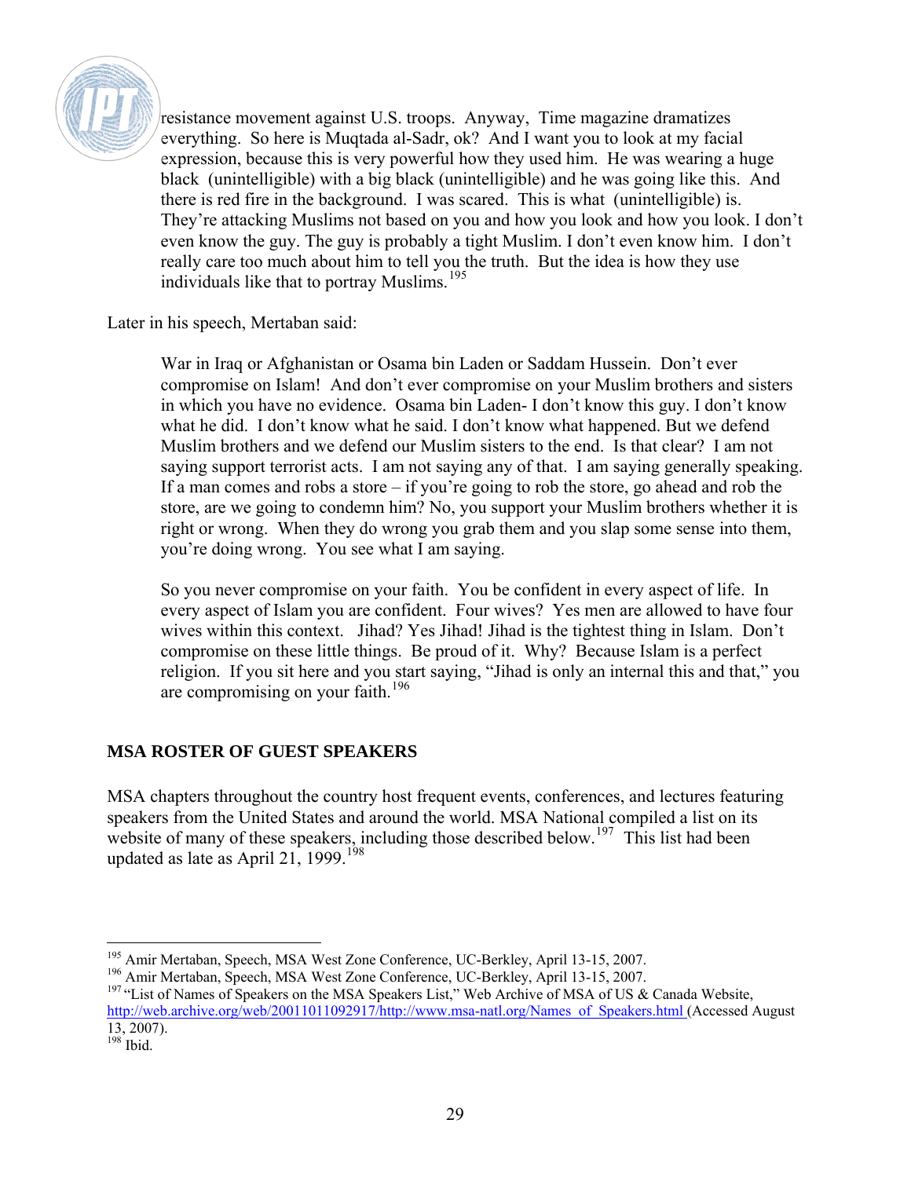> resistance movement against U.S. troops. Anyway, Time magazine dramatizes everything. So here is Muqtada al-Sadr, ok? And I want you to look at my facial expression, because this is very powerful how they used him. He was wearing a huge black (unintelligible) with a big black (unintelligible) and he was going like this. And there is red fire in the background. I was scared. This is what (unintelligible) is. They're attacking Muslims not based on you and how you look and how you look. I don't even know the guy. The guy is probably a tight Muslim. I don't even know him. I don't really care too much about him to tell you the truth. But the idea is how they use individuals like that to portray Muslims.[195]

Later in his speech, Mertaban said:

> War in Iraq or Afghanistan or Osama bin Laden or Saddam Hussein. Don't ever compromise on Islam! And don't ever compromise on your Muslim brothers and sisters in which you have no evidence. Osama bin Laden- I don't know this guy. I don't know what he did. I don't know what he said. I don't know what happened. But we defend Muslim brothers and we defend our Muslim sisters to the end. Is that clear? I am not saying support terrorist acts. I am not saying any of that. I am saying generally speaking. If a man comes and robs a store – if you're going to rob the store, go ahead and rob the store, are we going to condemn him? No, you support your Muslim brothers whether it is right or wrong. When they do wrong you grab them and you slap some sense into them, you're doing wrong. You see what I am saying.
>
> So you never compromise on your faith. You be confident in every aspect of life. In every aspect of Islam you are confident. Four wives? Yes men are allowed to have four wives within this context. Jihad? Yes Jihad! Jihad is the tightest thing in Islam. Don't compromise on these little things. Be proud of it. Why? Because Islam is a perfect religion. If you sit here and you start saying, "Jihad is only an internal this and that," you are compromising on your faith.[196]

## MSA ROSTER OF GUEST SPEAKERS

MSA chapters throughout the country host frequent events, conferences, and lectures featuring speakers from the United States and around the world. MSA National compiled a list on its website of many of these speakers, including those described below.[197] This list had been updated as late as April 21, 1999.[198]

---

[195] Amir Mertaban, Speech, MSA West Zone Conference, UC-Berkley, April 13-15, 2007.
[196] Amir Mertaban, Speech, MSA West Zone Conference, UC-Berkley, April 13-15, 2007.
[197] "List of Names of Speakers on the MSA Speakers List," Web Archive of MSA of US & Canada Website, http://web.archive.org/web/20011011092917/http://www.msa-natl.org/Names_of_Speakers.html (Accessed August 13, 2007).
[198] Ibid.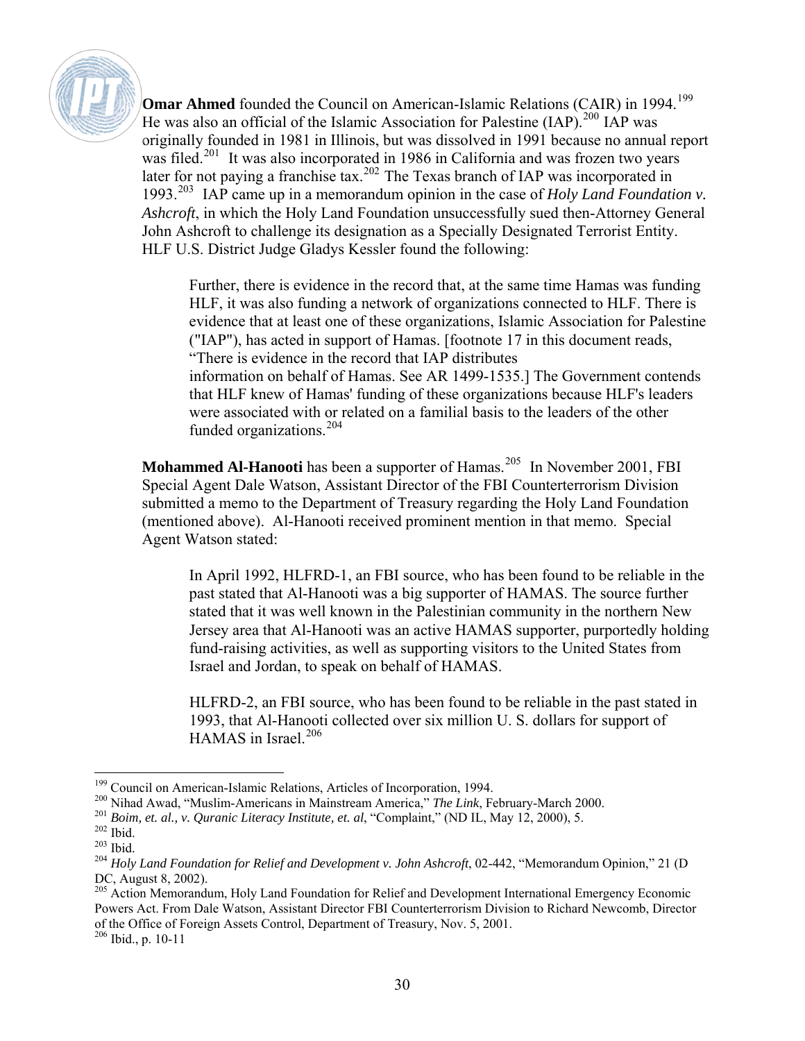**Omar Ahmed** founded the Council on American-Islamic Relations (CAIR) in 1994.[199] He was also an official of the Islamic Association for Palestine (IAP).[200] IAP was originally founded in 1981 in Illinois, but was dissolved in 1991 because no annual report was filed.[201] It was also incorporated in 1986 in California and was frozen two years later for not paying a franchise tax.[202] The Texas branch of IAP was incorporated in 1993.[203] IAP came up in a memorandum opinion in the case of *Holy Land Foundation v. Ashcroft*, in which the Holy Land Foundation unsuccessfully sued then-Attorney General John Ashcroft to challenge its designation as a Specially Designated Terrorist Entity. HLF U.S. District Judge Gladys Kessler found the following:

> Further, there is evidence in the record that, at the same time Hamas was funding HLF, it was also funding a network of organizations connected to HLF. There is evidence that at least one of these organizations, Islamic Association for Palestine ("IAP"), has acted in support of Hamas. [footnote 17 in this document reads, "There is evidence in the record that IAP distributes information on behalf of Hamas. See AR 1499-1535.] The Government contends that HLF knew of Hamas' funding of these organizations because HLF's leaders were associated with or related on a familial basis to the leaders of the other funded organizations.[204]

**Mohammed Al-Hanooti** has been a supporter of Hamas.[205] In November 2001, FBI Special Agent Dale Watson, Assistant Director of the FBI Counterterrorism Division submitted a memo to the Department of Treasury regarding the Holy Land Foundation (mentioned above). Al-Hanooti received prominent mention in that memo. Special Agent Watson stated:

> In April 1992, HLFRD-1, an FBI source, who has been found to be reliable in the past stated that Al-Hanooti was a big supporter of HAMAS. The source further stated that it was well known in the Palestinian community in the northern New Jersey area that Al-Hanooti was an active HAMAS supporter, purportedly holding fund-raising activities, as well as supporting visitors to the United States from Israel and Jordan, to speak on behalf of HAMAS.
>
> HLFRD-2, an FBI source, who has been found to be reliable in the past stated in 1993, that Al-Hanooti collected over six million U. S. dollars for support of HAMAS in Israel.[206]

---

[199] Council on American-Islamic Relations, Articles of Incorporation, 1994.
[200] Nihad Awad, "Muslim-Americans in Mainstream America," *The Link*, February-March 2000.
[201] *Boim, et. al., v. Quranic Literacy Institute, et. al*, "Complaint," (ND IL, May 12, 2000), 5.
[202] Ibid.
[203] Ibid.
[204] *Holy Land Foundation for Relief and Development v. John Ashcroft*, 02-442, "Memorandum Opinion," 21 (D DC, August 8, 2002).
[205] Action Memorandum, Holy Land Foundation for Relief and Development International Emergency Economic Powers Act. From Dale Watson, Assistant Director FBI Counterterrorism Division to Richard Newcomb, Director of the Office of Foreign Assets Control, Department of Treasury, Nov. 5, 2001.
[206] Ibid., p. 10-11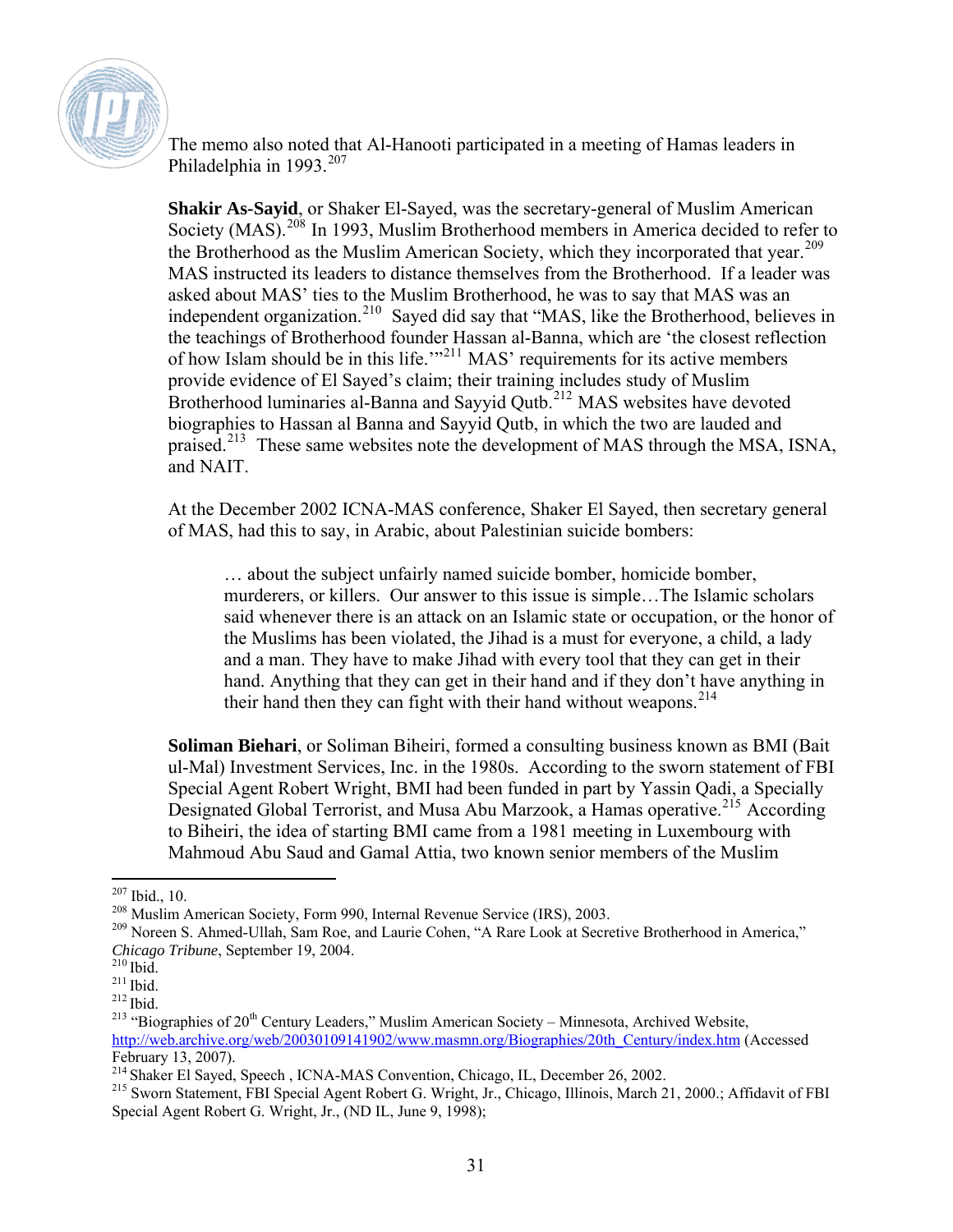The memo also noted that Al-Hanooti participated in a meeting of Hamas leaders in Philadelphia in 1993.[207]

**Shakir As-Sayid**, or Shaker El-Sayed, was the secretary-general of Muslim American Society (MAS).[208] In 1993, Muslim Brotherhood members in America decided to refer to the Brotherhood as the Muslim American Society, which they incorporated that year.[209] MAS instructed its leaders to distance themselves from the Brotherhood. If a leader was asked about MAS' ties to the Muslim Brotherhood, he was to say that MAS was an independent organization.[210] Sayed did say that "MAS, like the Brotherhood, believes in the teachings of Brotherhood founder Hassan al-Banna, which are 'the closest reflection of how Islam should be in this life.'"[211] MAS' requirements for its active members provide evidence of El Sayed's claim; their training includes study of Muslim Brotherhood luminaries al-Banna and Sayyid Qutb.[212] MAS websites have devoted biographies to Hassan al Banna and Sayyid Qutb, in which the two are lauded and praised.[213] These same websites note the development of MAS through the MSA, ISNA, and NAIT.

At the December 2002 ICNA-MAS conference, Shaker El Sayed, then secretary general of MAS, had this to say, in Arabic, about Palestinian suicide bombers:

> … about the subject unfairly named suicide bomber, homicide bomber, murderers, or killers. Our answer to this issue is simple…The Islamic scholars said whenever there is an attack on an Islamic state or occupation, or the honor of the Muslims has been violated, the Jihad is a must for everyone, a child, a lady and a man. They have to make Jihad with every tool that they can get in their hand. Anything that they can get in their hand and if they don't have anything in their hand then they can fight with their hand without weapons.[214]

**Soliman Biehari**, or Soliman Biheiri, formed a consulting business known as BMI (Bait ul-Mal) Investment Services, Inc. in the 1980s. According to the sworn statement of FBI Special Agent Robert Wright, BMI had been funded in part by Yassin Qadi, a Specially Designated Global Terrorist, and Musa Abu Marzook, a Hamas operative.[215] According to Biheiri, the idea of starting BMI came from a 1981 meeting in Luxembourg with Mahmoud Abu Saud and Gamal Attia, two known senior members of the Muslim

---

[207] Ibid., 10.

[208] Muslim American Society, Form 990, Internal Revenue Service (IRS), 2003.

[209] Noreen S. Ahmed-Ullah, Sam Roe, and Laurie Cohen, "A Rare Look at Secretive Brotherhood in America," *Chicago Tribune*, September 19, 2004.

[210] Ibid.

[211] Ibid.

[212] Ibid.

[213] "Biographies of 20th Century Leaders," Muslim American Society – Minnesota, Archived Website, http://web.archive.org/web/20030109141902/www.masmn.org/Biographies/20th_Century/index.htm (Accessed February 13, 2007).

[214] Shaker El Sayed, Speech , ICNA-MAS Convention, Chicago, IL, December 26, 2002.

[215] Sworn Statement, FBI Special Agent Robert G. Wright, Jr., Chicago, Illinois, March 21, 2000.; Affidavit of FBI Special Agent Robert G. Wright, Jr., (ND IL, June 9, 1998);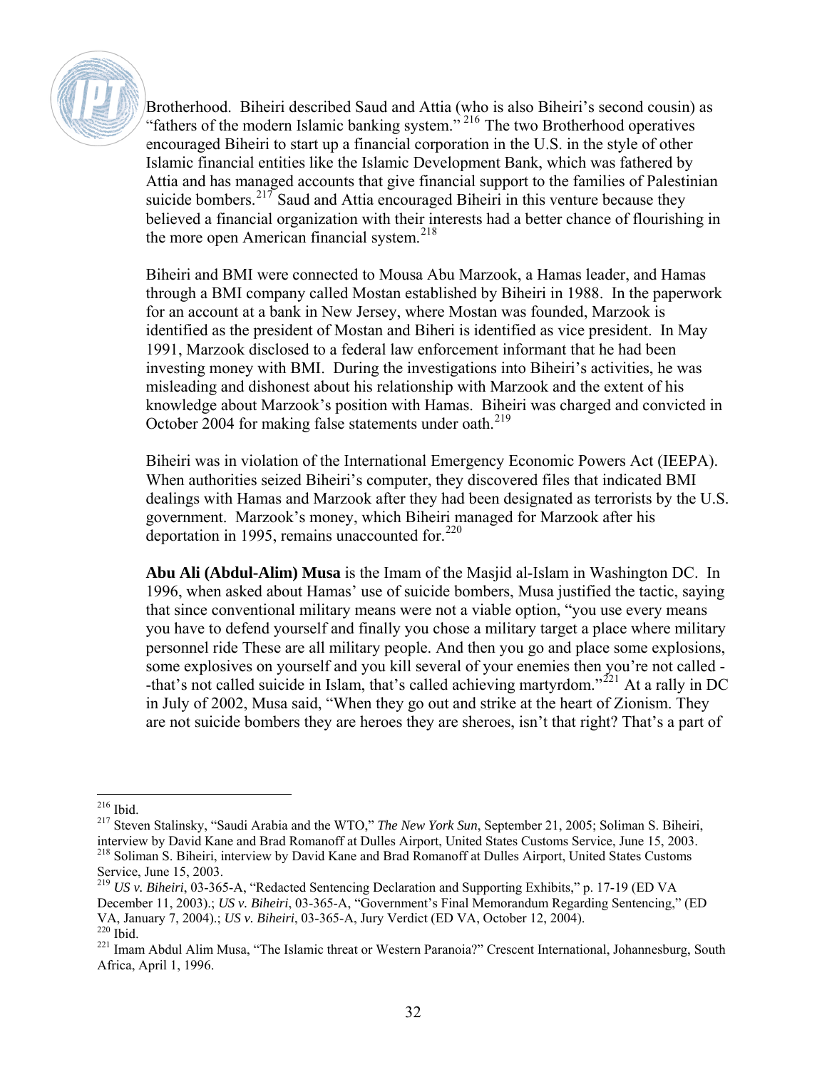Brotherhood. Biheiri described Saud and Attia (who is also Biheiri's second cousin) as "fathers of the modern Islamic banking system."[216] The two Brotherhood operatives encouraged Biheiri to start up a financial corporation in the U.S. in the style of other Islamic financial entities like the Islamic Development Bank, which was fathered by Attia and has managed accounts that give financial support to the families of Palestinian suicide bombers.[217] Saud and Attia encouraged Biheiri in this venture because they believed a financial organization with their interests had a better chance of flourishing in the more open American financial system.[218]

Biheiri and BMI were connected to Mousa Abu Marzook, a Hamas leader, and Hamas through a BMI company called Mostan established by Biheiri in 1988. In the paperwork for an account at a bank in New Jersey, where Mostan was founded, Marzook is identified as the president of Mostan and Biheri is identified as vice president. In May 1991, Marzook disclosed to a federal law enforcement informant that he had been investing money with BMI. During the investigations into Biheiri's activities, he was misleading and dishonest about his relationship with Marzook and the extent of his knowledge about Marzook's position with Hamas. Biheiri was charged and convicted in October 2004 for making false statements under oath.[219]

Biheiri was in violation of the International Emergency Economic Powers Act (IEEPA). When authorities seized Biheiri's computer, they discovered files that indicated BMI dealings with Hamas and Marzook after they had been designated as terrorists by the U.S. government. Marzook's money, which Biheiri managed for Marzook after his deportation in 1995, remains unaccounted for.[220]

**Abu Ali (Abdul-Alim) Musa** is the Imam of the Masjid al-Islam in Washington DC. In 1996, when asked about Hamas' use of suicide bombers, Musa justified the tactic, saying that since conventional military means were not a viable option, "you use every means you have to defend yourself and finally you chose a military target a place where military personnel ride These are all military people. And then you go and place some explosions, some explosives on yourself and you kill several of your enemies then you're not called --that's not called suicide in Islam, that's called achieving martyrdom."[221] At a rally in DC in July of 2002, Musa said, "When they go out and strike at the heart of Zionism. They are not suicide bombers they are heroes they are sheroes, isn't that right? That's a part of

---

[216] Ibid.

[217] Steven Stalinsky, "Saudi Arabia and the WTO," *The New York Sun*, September 21, 2005; Soliman S. Biheiri, interview by David Kane and Brad Romanoff at Dulles Airport, United States Customs Service, June 15, 2003.

[218] Soliman S. Biheiri, interview by David Kane and Brad Romanoff at Dulles Airport, United States Customs Service, June 15, 2003.

[219] *US v. Biheiri*, 03-365-A, "Redacted Sentencing Declaration and Supporting Exhibits," p. 17-19 (ED VA December 11, 2003).; *US v. Biheiri*, 03-365-A, "Government's Final Memorandum Regarding Sentencing," (ED VA, January 7, 2004).; *US v. Biheiri*, 03-365-A, Jury Verdict (ED VA, October 12, 2004).

[220] Ibid.

[221] Imam Abdul Alim Musa, "The Islamic threat or Western Paranoia?" Crescent International, Johannesburg, South Africa, April 1, 1996.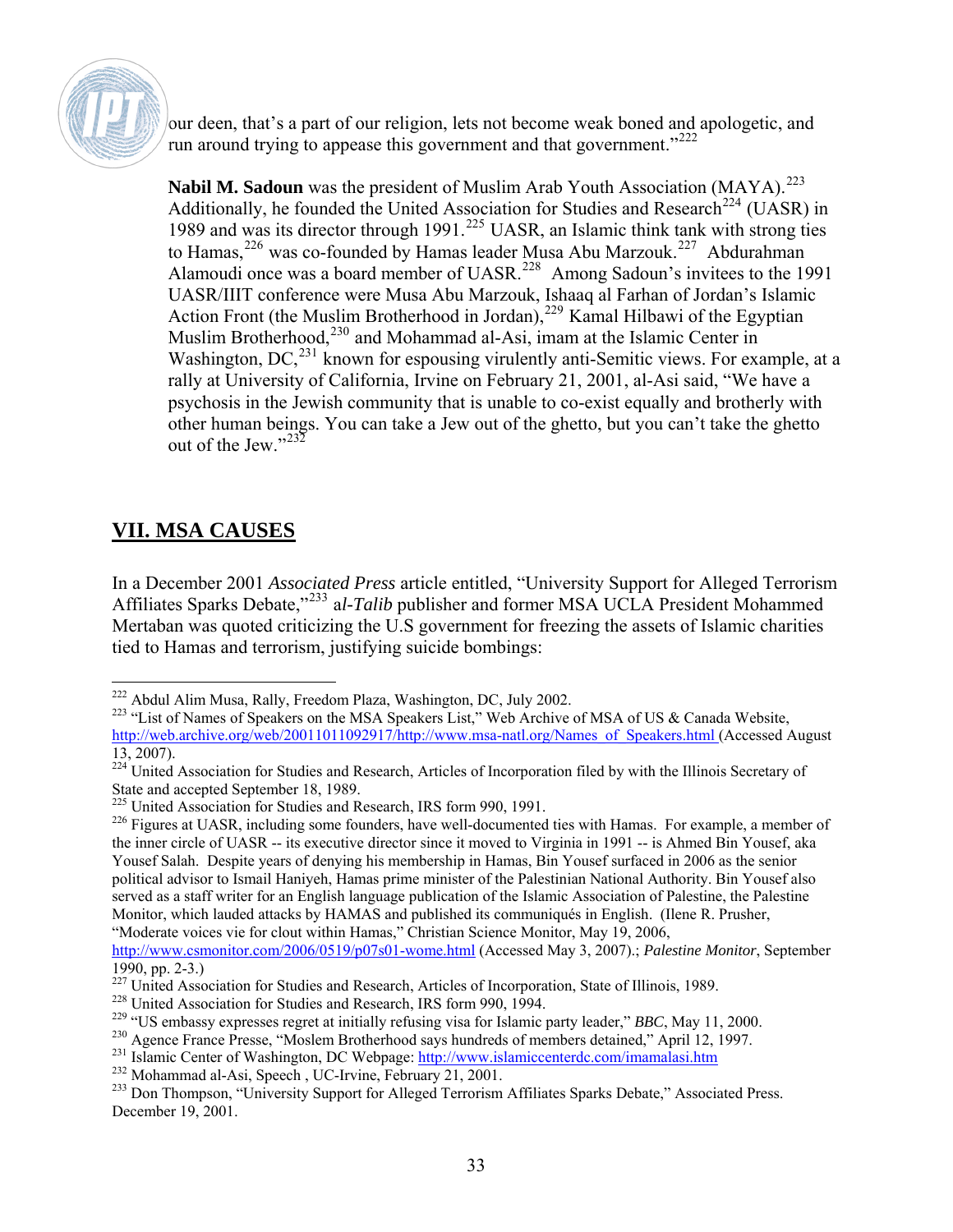our deen, that's a part of our religion, lets not become weak boned and apologetic, and run around trying to appease this government and that government."[222]

**Nabil M. Sadoun** was the president of Muslim Arab Youth Association (MAYA).[223] Additionally, he founded the United Association for Studies and Research[224] (UASR) in 1989 and was its director through 1991.[225] UASR, an Islamic think tank with strong ties to Hamas,[226] was co-founded by Hamas leader Musa Abu Marzouk.[227] Abdurahman Alamoudi once was a board member of UASR.[228] Among Sadoun's invitees to the 1991 UASR/IIIT conference were Musa Abu Marzouk, Ishaaq al Farhan of Jordan's Islamic Action Front (the Muslim Brotherhood in Jordan),[229] Kamal Hilbawi of the Egyptian Muslim Brotherhood,[230] and Mohammad al-Asi, imam at the Islamic Center in Washington, DC,[231] known for espousing virulently anti-Semitic views. For example, at a rally at University of California, Irvine on February 21, 2001, al-Asi said, "We have a psychosis in the Jewish community that is unable to co-exist equally and brotherly with other human beings. You can take a Jew out of the ghetto, but you can't take the ghetto out of the Jew."[232]

## VII. MSA CAUSES

In a December 2001 *Associated Press* article entitled, "University Support for Alleged Terrorism Affiliates Sparks Debate,"[233] a*l-Talib* publisher and former MSA UCLA President Mohammed Mertaban was quoted criticizing the U.S government for freezing the assets of Islamic charities tied to Hamas and terrorism, justifying suicide bombings:

---

[222] Abdul Alim Musa, Rally, Freedom Plaza, Washington, DC, July 2002.

[223] "List of Names of Speakers on the MSA Speakers List," Web Archive of MSA of US & Canada Website, http://web.archive.org/web/20011011092917/http://www.msa-natl.org/Names_of_Speakers.html (Accessed August 13, 2007).

[224] United Association for Studies and Research, Articles of Incorporation filed by with the Illinois Secretary of State and accepted September 18, 1989.

[225] United Association for Studies and Research, IRS form 990, 1991.

[226] Figures at UASR, including some founders, have well-documented ties with Hamas. For example, a member of the inner circle of UASR -- its executive director since it moved to Virginia in 1991 -- is Ahmed Bin Yousef, aka Yousef Salah. Despite years of denying his membership in Hamas, Bin Yousef surfaced in 2006 as the senior political advisor to Ismail Haniyeh, Hamas prime minister of the Palestinian National Authority. Bin Yousef also served as a staff writer for an English language publication of the Islamic Association of Palestine, the Palestine Monitor, which lauded attacks by HAMAS and published its communiqués in English. (Ilene R. Prusher, "Moderate voices vie for clout within Hamas," Christian Science Monitor, May 19, 2006, http://www.csmonitor.com/2006/0519/p07s01-wome.html (Accessed May 3, 2007).; *Palestine Monitor*, September 1990, pp. 2-3.)

[227] United Association for Studies and Research, Articles of Incorporation, State of Illinois, 1989.

[228] United Association for Studies and Research, IRS form 990, 1994.

[229] "US embassy expresses regret at initially refusing visa for Islamic party leader," *BBC*, May 11, 2000.

[230] Agence France Presse, "Moslem Brotherhood says hundreds of members detained," April 12, 1997.

[231] Islamic Center of Washington, DC Webpage: http://www.islamiccenterdc.com/imamalasi.htm

[232] Mohammad al-Asi, Speech , UC-Irvine, February 21, 2001.

[233] Don Thompson, "University Support for Alleged Terrorism Affiliates Sparks Debate," Associated Press. December 19, 2001.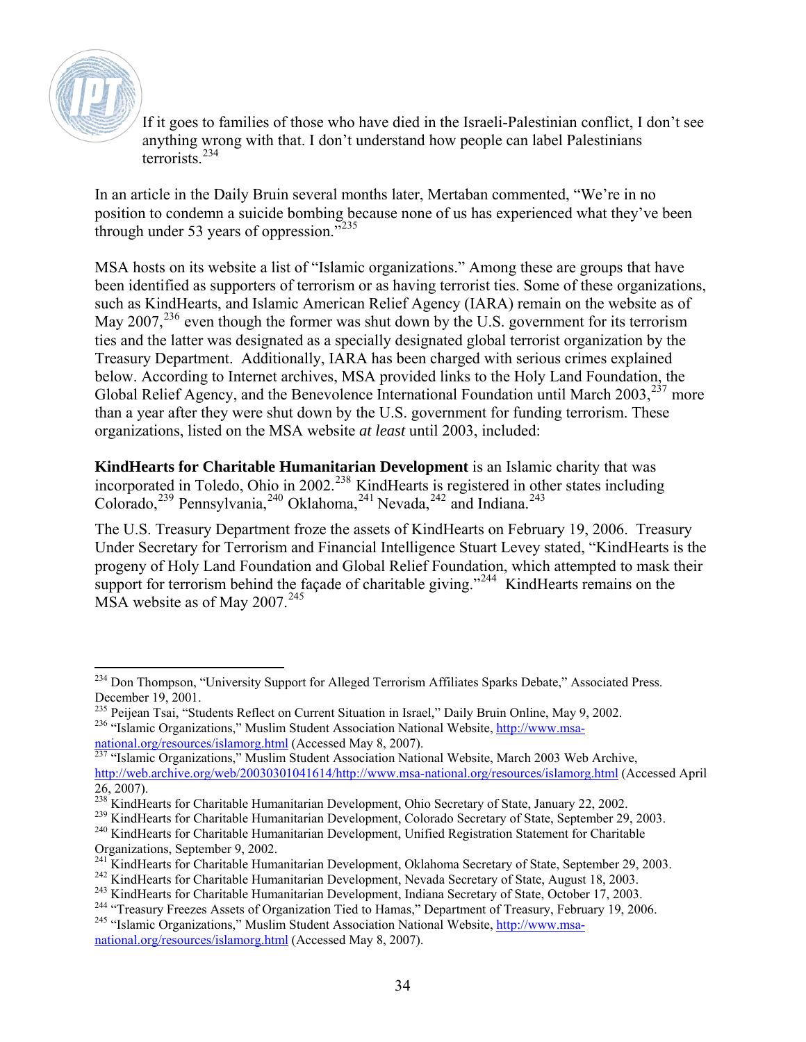> If it goes to families of those who have died in the Israeli-Palestinian conflict, I don't see anything wrong with that. I don't understand how people can label Palestinians terrorists.[234]

In an article in the Daily Bruin several months later, Mertaban commented, "We're in no position to condemn a suicide bombing because none of us has experienced what they've been through under 53 years of oppression."[235]

MSA hosts on its website a list of "Islamic organizations." Among these are groups that have been identified as supporters of terrorism or as having terrorist ties. Some of these organizations, such as KindHearts, and Islamic American Relief Agency (IARA) remain on the website as of May 2007,[236] even though the former was shut down by the U.S. government for its terrorism ties and the latter was designated as a specially designated global terrorist organization by the Treasury Department. Additionally, IARA has been charged with serious crimes explained below. According to Internet archives, MSA provided links to the Holy Land Foundation, the Global Relief Agency, and the Benevolence International Foundation until March 2003,[237] more than a year after they were shut down by the U.S. government for funding terrorism. These organizations, listed on the MSA website *at least* until 2003, included:

**KindHearts for Charitable Humanitarian Development** is an Islamic charity that was incorporated in Toledo, Ohio in 2002.[238] KindHearts is registered in other states including Colorado,[239] Pennsylvania,[240] Oklahoma,[241] Nevada,[242] and Indiana.[243]

The U.S. Treasury Department froze the assets of KindHearts on February 19, 2006. Treasury Under Secretary for Terrorism and Financial Intelligence Stuart Levey stated, "KindHearts is the progeny of Holy Land Foundation and Global Relief Foundation, which attempted to mask their support for terrorism behind the façade of charitable giving."[244] KindHearts remains on the MSA website as of May 2007.[245]

---

[234] Don Thompson, "University Support for Alleged Terrorism Affiliates Sparks Debate," Associated Press. December 19, 2001.

[235] Peijean Tsai, "Students Reflect on Current Situation in Israel," Daily Bruin Online, May 9, 2002.

[236] "Islamic Organizations," Muslim Student Association National Website, http://www.msa-national.org/resources/islamorg.html (Accessed May 8, 2007).

[237] "Islamic Organizations," Muslim Student Association National Website, March 2003 Web Archive, http://web.archive.org/web/20030301041614/http://www.msa-national.org/resources/islamorg.html (Accessed April 26, 2007).

[238] KindHearts for Charitable Humanitarian Development, Ohio Secretary of State, January 22, 2002.

[239] KindHearts for Charitable Humanitarian Development, Colorado Secretary of State, September 29, 2003.

[240] KindHearts for Charitable Humanitarian Development, Unified Registration Statement for Charitable Organizations, September 9, 2002.

[241] KindHearts for Charitable Humanitarian Development, Oklahoma Secretary of State, September 29, 2003.

[242] KindHearts for Charitable Humanitarian Development, Nevada Secretary of State, August 18, 2003.

[243] KindHearts for Charitable Humanitarian Development, Indiana Secretary of State, October 17, 2003.

[244] "Treasury Freezes Assets of Organization Tied to Hamas," Department of Treasury, February 19, 2006.

[245] "Islamic Organizations," Muslim Student Association National Website, http://www.msa-national.org/resources/islamorg.html (Accessed May 8, 2007).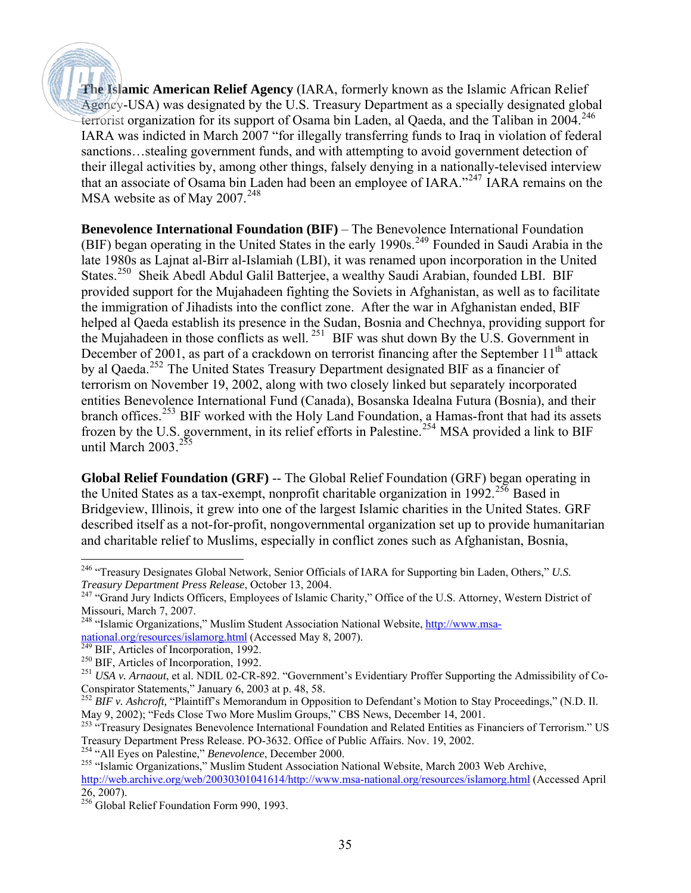**The Islamic American Relief Agency** (IARA, formerly known as the Islamic African Relief Agency-USA) was designated by the U.S. Treasury Department as a specially designated global terrorist organization for its support of Osama bin Laden, al Qaeda, and the Taliban in 2004.[246] IARA was indicted in March 2007 "for illegally transferring funds to Iraq in violation of federal sanctions…stealing government funds, and with attempting to avoid government detection of their illegal activities by, among other things, falsely denying in a nationally-televised interview that an associate of Osama bin Laden had been an employee of IARA."[247] IARA remains on the MSA website as of May 2007.[248]

**Benevolence International Foundation (BIF)** – The Benevolence International Foundation (BIF) began operating in the United States in the early 1990s.[249] Founded in Saudi Arabia in the late 1980s as Lajnat al-Birr al-Islamiah (LBI), it was renamed upon incorporation in the United States.[250] Sheik Abedl Abdul Galil Batterjee, a wealthy Saudi Arabian, founded LBI. BIF provided support for the Mujahadeen fighting the Soviets in Afghanistan, as well as to facilitate the immigration of Jihadists into the conflict zone. After the war in Afghanistan ended, BIF helped al Qaeda establish its presence in the Sudan, Bosnia and Chechnya, providing support for the Mujahadeen in those conflicts as well.[251] BIF was shut down By the U.S. Government in December of 2001, as part of a crackdown on terrorist financing after the September 11th attack by al Qaeda.[252] The United States Treasury Department designated BIF as a financier of terrorism on November 19, 2002, along with two closely linked but separately incorporated entities Benevolence International Fund (Canada), Bosanska Idealna Futura (Bosnia), and their branch offices.[253] BIF worked with the Holy Land Foundation, a Hamas-front that had its assets frozen by the U.S. government, in its relief efforts in Palestine.[254] MSA provided a link to BIF until March 2003.[255]

**Global Relief Foundation (GRF)** -- The Global Relief Foundation (GRF) began operating in the United States as a tax-exempt, nonprofit charitable organization in 1992.[256] Based in Bridgeview, Illinois, it grew into one of the largest Islamic charities in the United States. GRF described itself as a not-for-profit, nongovernmental organization set up to provide humanitarian and charitable relief to Muslims, especially in conflict zones such as Afghanistan, Bosnia,

---

[246] "Treasury Designates Global Network, Senior Officials of IARA for Supporting bin Laden, Others," *U.S. Treasury Department Press Release*, October 13, 2004.

[247] "Grand Jury Indicts Officers, Employees of Islamic Charity," Office of the U.S. Attorney, Western District of Missouri, March 7, 2007.

[248] "Islamic Organizations," Muslim Student Association National Website, http://www.msa-national.org/resources/islamorg.html (Accessed May 8, 2007).

[249] BIF, Articles of Incorporation, 1992.

[250] BIF, Articles of Incorporation, 1992.

[251] *USA v. Arnaout*, et al. NDIL 02-CR-892. "Government's Evidentiary Proffer Supporting the Admissibility of Co-Conspirator Statements," January 6, 2003 at p. 48, 58.

[252] *BIF v. Ashcroft,* "Plaintiff's Memorandum in Opposition to Defendant's Motion to Stay Proceedings," (N.D. Il. May 9, 2002); "Feds Close Two More Muslim Groups," CBS News, December 14, 2001.

[253] "Treasury Designates Benevolence International Foundation and Related Entities as Financiers of Terrorism." US Treasury Department Press Release. PO-3632. Office of Public Affairs. Nov. 19, 2002.

[254] "All Eyes on Palestine," *Benevolence*, December 2000.

[255] "Islamic Organizations," Muslim Student Association National Website, March 2003 Web Archive, http://web.archive.org/web/20030301041614/http://www.msa-national.org/resources/islamorg.html (Accessed April 26, 2007).

[256] Global Relief Foundation Form 990, 1993.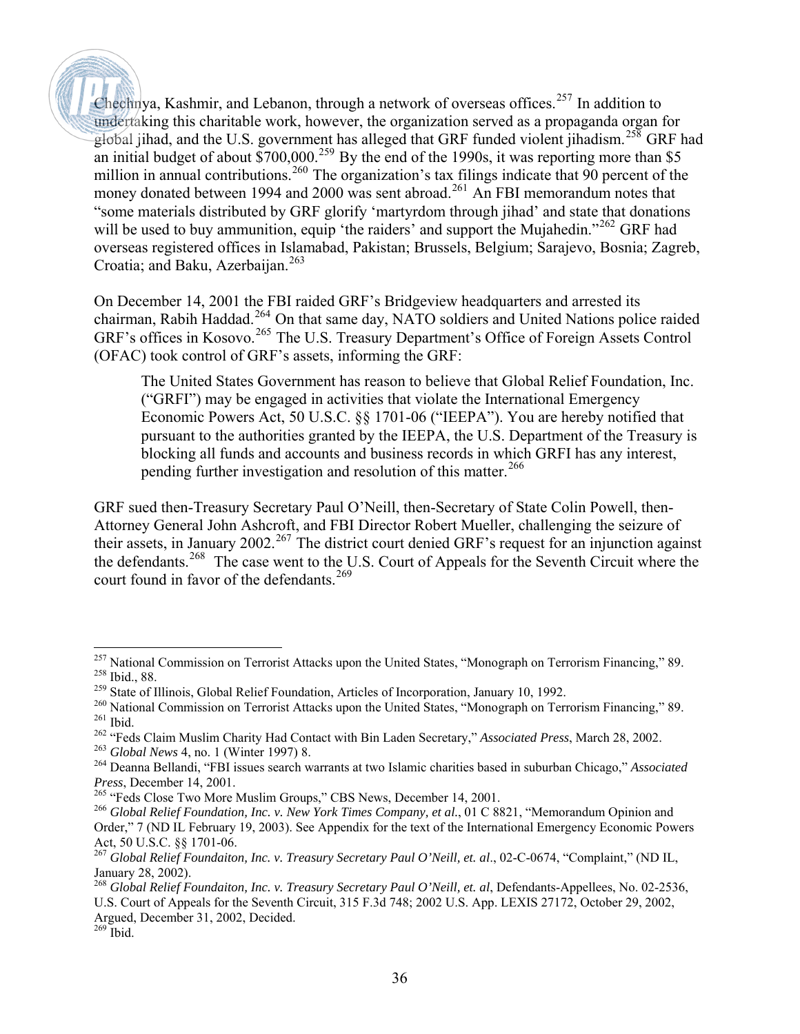Chechnya, Kashmir, and Lebanon, through a network of overseas offices.[257] In addition to undertaking this charitable work, however, the organization served as a propaganda organ for global jihad, and the U.S. government has alleged that GRF funded violent jihadism.[258] GRF had an initial budget of about $700,000.[259] By the end of the 1990s, it was reporting more than $5 million in annual contributions.[260] The organization's tax filings indicate that 90 percent of the money donated between 1994 and 2000 was sent abroad.[261] An FBI memorandum notes that "some materials distributed by GRF glorify 'martyrdom through jihad' and state that donations will be used to buy ammunition, equip 'the raiders' and support the Mujahedin."[262] GRF had overseas registered offices in Islamabad, Pakistan; Brussels, Belgium; Sarajevo, Bosnia; Zagreb, Croatia; and Baku, Azerbaijan.[263]

On December 14, 2001 the FBI raided GRF's Bridgeview headquarters and arrested its chairman, Rabih Haddad.[264] On that same day, NATO soldiers and United Nations police raided GRF's offices in Kosovo.[265] The U.S. Treasury Department's Office of Foreign Assets Control (OFAC) took control of GRF's assets, informing the GRF:

> The United States Government has reason to believe that Global Relief Foundation, Inc. ("GRFI") may be engaged in activities that violate the International Emergency Economic Powers Act, 50 U.S.C. §§ 1701-06 ("IEEPA"). You are hereby notified that pursuant to the authorities granted by the IEEPA, the U.S. Department of the Treasury is blocking all funds and accounts and business records in which GRFI has any interest, pending further investigation and resolution of this matter.[266]

GRF sued then-Treasury Secretary Paul O'Neill, then-Secretary of State Colin Powell, then-Attorney General John Ashcroft, and FBI Director Robert Mueller, challenging the seizure of their assets, in January 2002.[267] The district court denied GRF's request for an injunction against the defendants.[268] The case went to the U.S. Court of Appeals for the Seventh Circuit where the court found in favor of the defendants.[269]

---

[257] National Commission on Terrorist Attacks upon the United States, "Monograph on Terrorism Financing," 89.
[258] Ibid., 88.
[259] State of Illinois, Global Relief Foundation, Articles of Incorporation, January 10, 1992.
[260] National Commission on Terrorist Attacks upon the United States, "Monograph on Terrorism Financing," 89.
[261] Ibid.
[262] "Feds Claim Muslim Charity Had Contact with Bin Laden Secretary," *Associated Press*, March 28, 2002.
[263] *Global News* 4, no. 1 (Winter 1997) 8.
[264] Deanna Bellandi, "FBI issues search warrants at two Islamic charities based in suburban Chicago," *Associated Press*, December 14, 2001.
[265] "Feds Close Two More Muslim Groups," CBS News, December 14, 2001.
[266] *Global Relief Foundation, Inc. v. New York Times Company, et al.*, 01 C 8821, "Memorandum Opinion and Order," 7 (ND IL February 19, 2003). See Appendix for the text of the International Emergency Economic Powers Act, 50 U.S.C. §§ 1701-06.
[267] *Global Relief Foundaiton, Inc. v. Treasury Secretary Paul O'Neill, et. al*., 02-C-0674, "Complaint," (ND IL, January 28, 2002).
[268] *Global Relief Foundaiton, Inc. v. Treasury Secretary Paul O'Neill, et. al*, Defendants-Appellees, No. 02-2536, U.S. Court of Appeals for the Seventh Circuit, 315 F.3d 748; 2002 U.S. App. LEXIS 27172, October 29, 2002, Argued, December 31, 2002, Decided.
[269] Ibid.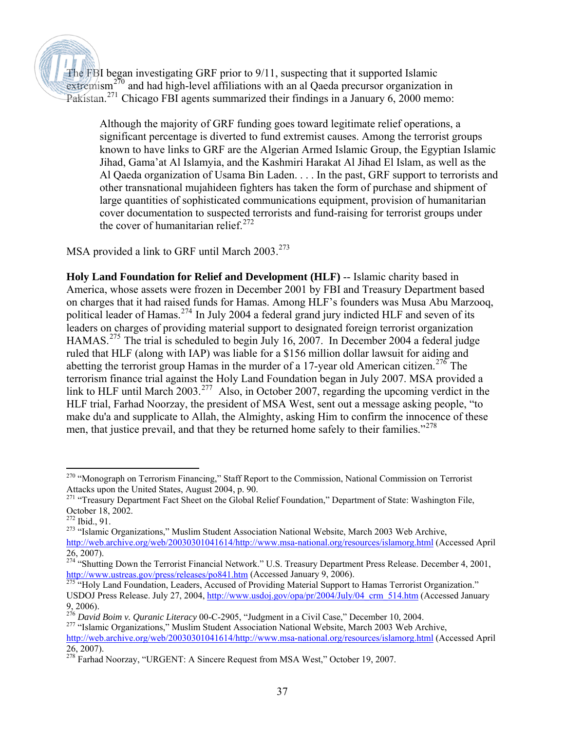The FBI began investigating GRF prior to 9/11, suspecting that it supported Islamic extremism[270] and had high-level affiliations with an al Qaeda precursor organization in Pakistan.[271] Chicago FBI agents summarized their findings in a January 6, 2000 memo:

> Although the majority of GRF funding goes toward legitimate relief operations, a significant percentage is diverted to fund extremist causes. Among the terrorist groups known to have links to GRF are the Algerian Armed Islamic Group, the Egyptian Islamic Jihad, Gama'at Al Islamyia, and the Kashmiri Harakat Al Jihad El Islam, as well as the Al Qaeda organization of Usama Bin Laden. . . . In the past, GRF support to terrorists and other transnational mujahideen fighters has taken the form of purchase and shipment of large quantities of sophisticated communications equipment, provision of humanitarian cover documentation to suspected terrorists and fund-raising for terrorist groups under the cover of humanitarian relief.[272]

MSA provided a link to GRF until March 2003.[273]

**Holy Land Foundation for Relief and Development (HLF)** -- Islamic charity based in America, whose assets were frozen in December 2001 by FBI and Treasury Department based on charges that it had raised funds for Hamas. Among HLF's founders was Musa Abu Marzooq, political leader of Hamas.[274] In July 2004 a federal grand jury indicted HLF and seven of its leaders on charges of providing material support to designated foreign terrorist organization HAMAS.[275] The trial is scheduled to begin July 16, 2007. In December 2004 a federal judge ruled that HLF (along with IAP) was liable for a $156 million dollar lawsuit for aiding and abetting the terrorist group Hamas in the murder of a 17-year old American citizen.[276] The terrorism finance trial against the Holy Land Foundation began in July 2007. MSA provided a link to HLF until March 2003.[277] Also, in October 2007, regarding the upcoming verdict in the HLF trial, Farhad Noorzay, the president of MSA West, sent out a message asking people, "to make du'a and supplicate to Allah, the Almighty, asking Him to confirm the innocence of these men, that justice prevail, and that they be returned home safely to their families."[278]

---

[270] "Monograph on Terrorism Financing," Staff Report to the Commission, National Commission on Terrorist Attacks upon the United States, August 2004, p. 90.

[271] "Treasury Department Fact Sheet on the Global Relief Foundation," Department of State: Washington File, October 18, 2002.

[272] Ibid., 91.

[273] "Islamic Organizations," Muslim Student Association National Website, March 2003 Web Archive, http://web.archive.org/web/20030301041614/http://www.msa-national.org/resources/islamorg.html (Accessed April 26, 2007).

[274] "Shutting Down the Terrorist Financial Network." U.S. Treasury Department Press Release. December 4, 2001, http://www.ustreas.gov/press/releases/po841.htm (Accessed January 9, 2006).

[275] "Holy Land Foundation, Leaders, Accused of Providing Material Support to Hamas Terrorist Organization." USDOJ Press Release. July 27, 2004, http://www.usdoj.gov/opa/pr/2004/July/04_crm_514.htm (Accessed January 9, 2006).

[276] *David Boim v. Quranic Literacy* 00-C-2905, "Judgment in a Civil Case," December 10, 2004.

[277] "Islamic Organizations," Muslim Student Association National Website, March 2003 Web Archive, http://web.archive.org/web/20030301041614/http://www.msa-national.org/resources/islamorg.html (Accessed April 26, 2007).

[278] Farhad Noorzay, "URGENT: A Sincere Request from MSA West," October 19, 2007.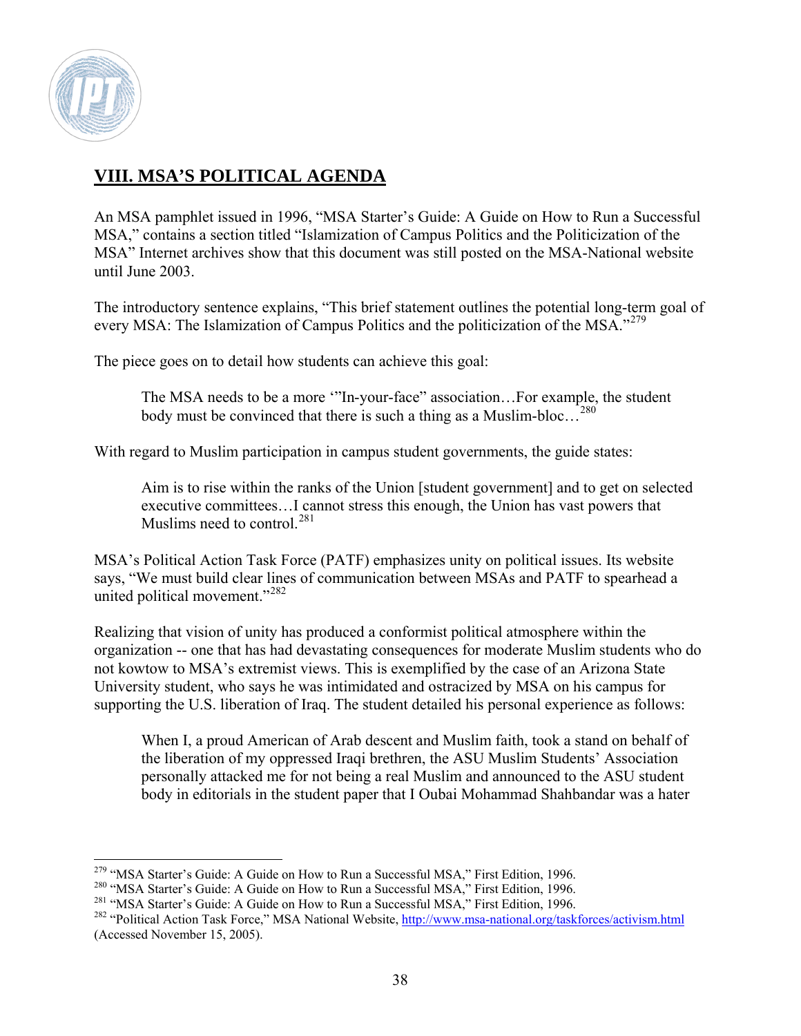## VIII. MSA'S POLITICAL AGENDA

An MSA pamphlet issued in 1996, "MSA Starter's Guide: A Guide on How to Run a Successful MSA," contains a section titled "Islamization of Campus Politics and the Politicization of the MSA" Internet archives show that this document was still posted on the MSA-National website until June 2003.

The introductory sentence explains, "This brief statement outlines the potential long-term goal of every MSA: The Islamization of Campus Politics and the politicization of the MSA."[279]

The piece goes on to detail how students can achieve this goal:

> The MSA needs to be a more '"In-your-face" association…For example, the student body must be convinced that there is such a thing as a Muslim-bloc…[280]

With regard to Muslim participation in campus student governments, the guide states:

> Aim is to rise within the ranks of the Union [student government] and to get on selected executive committees…I cannot stress this enough, the Union has vast powers that Muslims need to control.[281]

MSA's Political Action Task Force (PATF) emphasizes unity on political issues. Its website says, "We must build clear lines of communication between MSAs and PATF to spearhead a united political movement."[282]

Realizing that vision of unity has produced a conformist political atmosphere within the organization -- one that has had devastating consequences for moderate Muslim students who do not kowtow to MSA's extremist views. This is exemplified by the case of an Arizona State University student, who says he was intimidated and ostracized by MSA on his campus for supporting the U.S. liberation of Iraq. The student detailed his personal experience as follows:

> When I, a proud American of Arab descent and Muslim faith, took a stand on behalf of the liberation of my oppressed Iraqi brethren, the ASU Muslim Students' Association personally attacked me for not being a real Muslim and announced to the ASU student body in editorials in the student paper that I Oubai Mohammad Shahbandar was a hater

---

[279] "MSA Starter's Guide: A Guide on How to Run a Successful MSA," First Edition, 1996.

[280] "MSA Starter's Guide: A Guide on How to Run a Successful MSA," First Edition, 1996.

[281] "MSA Starter's Guide: A Guide on How to Run a Successful MSA," First Edition, 1996.

[282] "Political Action Task Force," MSA National Website, http://www.msa-national.org/taskforces/activism.html (Accessed November 15, 2005).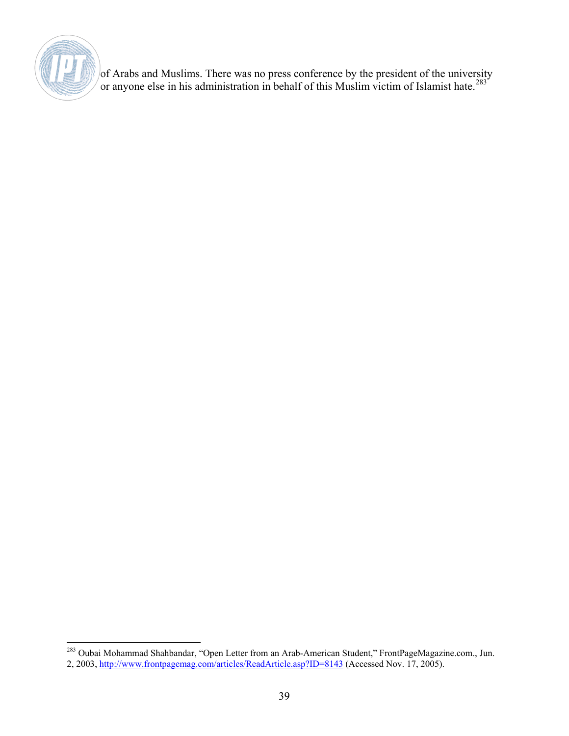of Arabs and Muslims. There was no press conference by the president of the university or anyone else in his administration in behalf of this Muslim victim of Islamist hate.[283]

---

[283] Oubai Mohammad Shahbandar, "Open Letter from an Arab-American Student," FrontPageMagazine.com., Jun. 2, 2003, http://www.frontpagemag.com/articles/ReadArticle.asp?ID=8143 (Accessed Nov. 17, 2005).